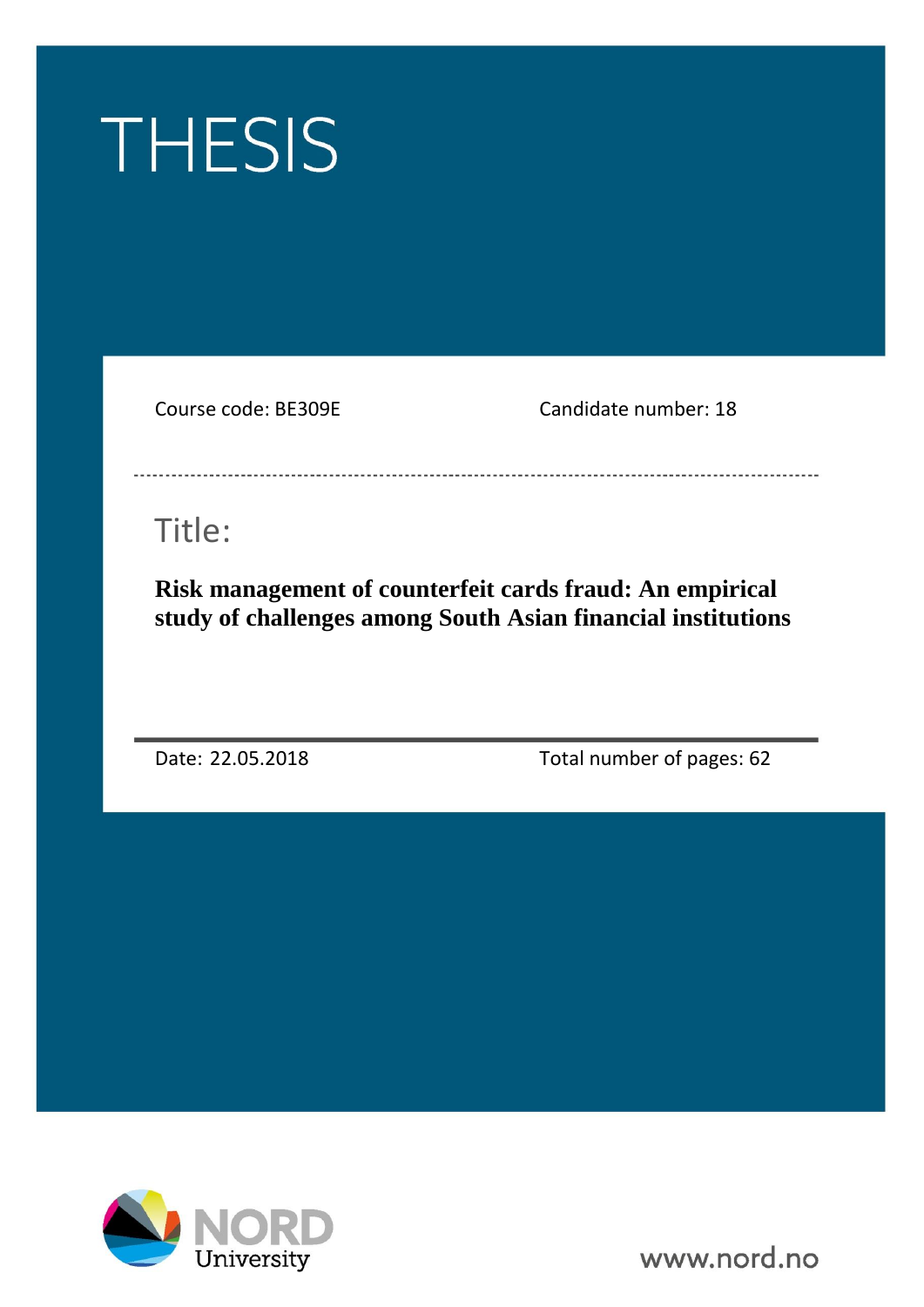# THESIS

Course code: BE309E

Candidate number: 18

## Title:

**Risk management of counterfeit cards fraud: An empirical study of challenges among South Asian financial institutions**

Date: 22.05.2018

Total number of pages: 62

NORD University

www.nord.no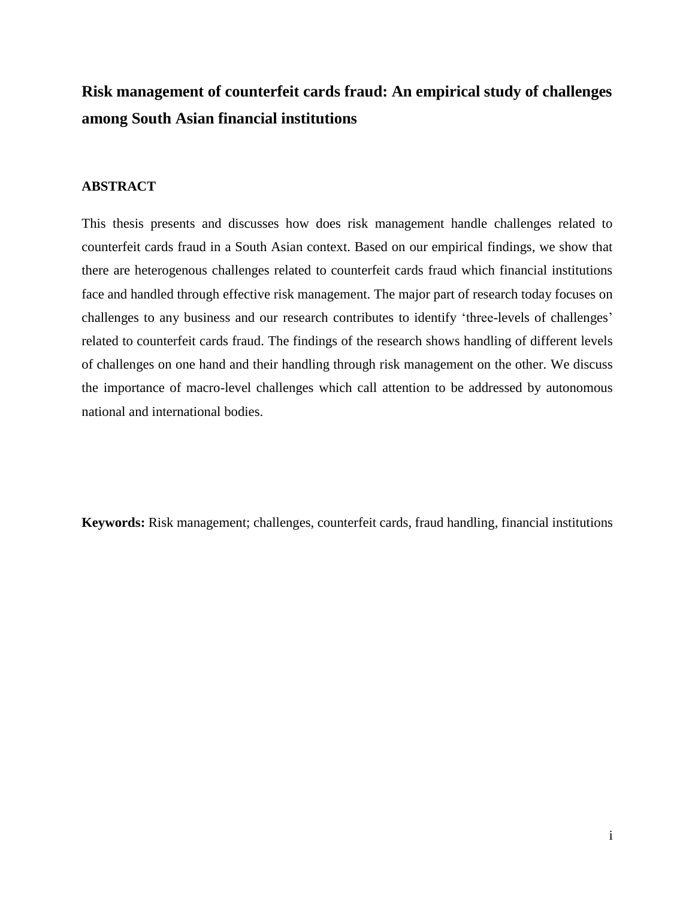# Risk management of counterfeit cards fraud: An empirical study of challenges among South Asian financial institutions

## ABSTRACT

This thesis presents and discusses how does risk management handle challenges related to counterfeit cards fraud in a South Asian context. Based on our empirical findings, we show that there are heterogenous challenges related to counterfeit cards fraud which financial institutions face and handled through effective risk management. The major part of research today focuses on challenges to any business and our research contributes to identify 'three-levels of challenges' related to counterfeit cards fraud. The findings of the research shows handling of different levels of challenges on one hand and their handling through risk management on the other. We discuss the importance of macro-level challenges which call attention to be addressed by autonomous national and international bodies.

**Keywords:** Risk management; challenges, counterfeit cards, fraud handling, financial institutions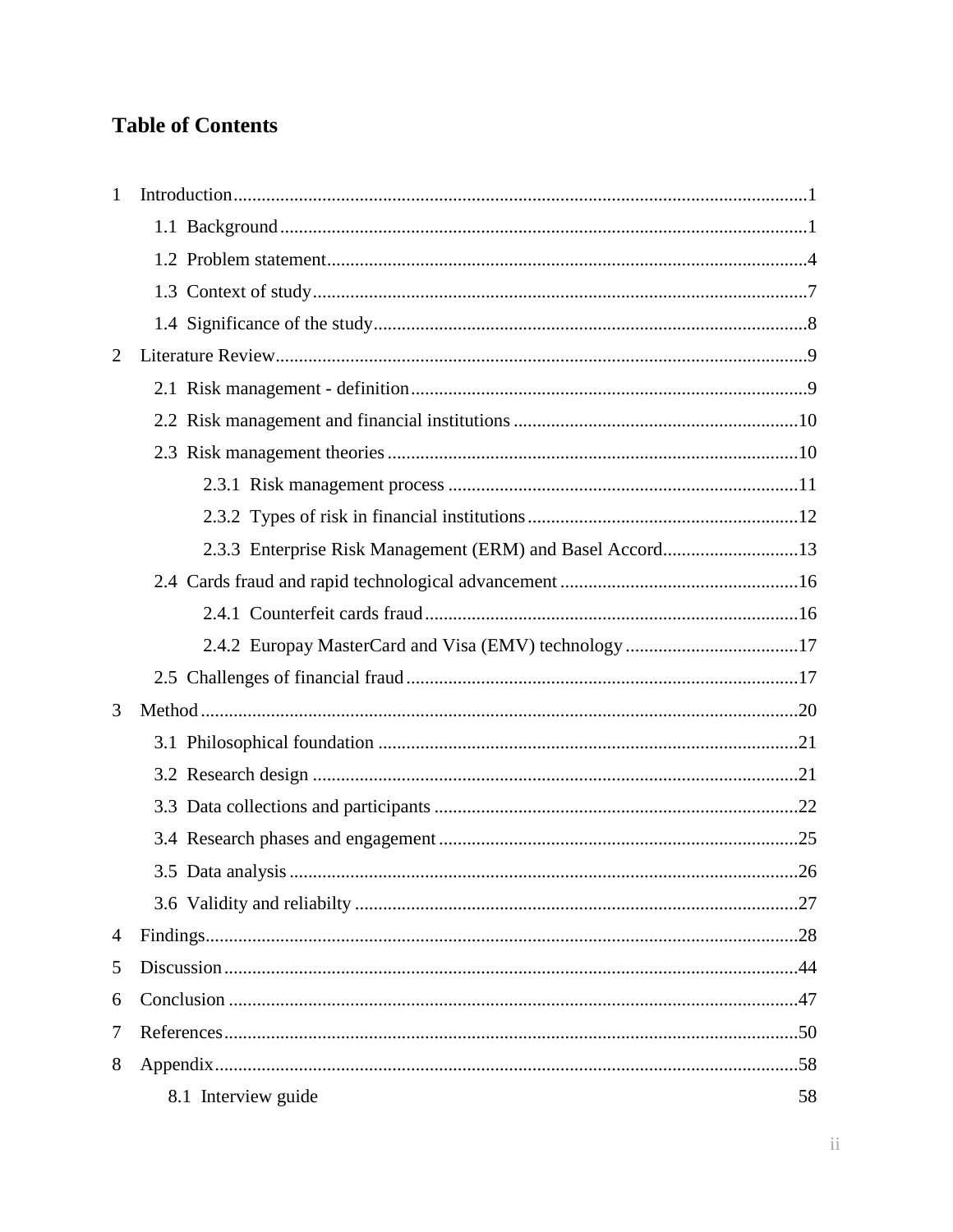# Table of Contents

1 Introduction ........................................................ 1

   1.1 Background ........................................................ 1

   1.2 Problem statement ........................................................ 4

   1.3 Context of study ........................................................ 7

   1.4 Significance of the study ........................................................ 8

2 Literature Review ........................................................ 9

   2.1 Risk management - definition ........................................................ 9

   2.2 Risk management and financial institutions ........................................................ 10

   2.3 Risk management theories ........................................................ 10

      2.3.1 Risk management process ........................................................ 11

      2.3.2 Types of risk in financial institutions ........................................................ 12

      2.3.3 Enterprise Risk Management (ERM) and Basel Accord ........................................................ 13

   2.4 Cards fraud and rapid technological advancement ........................................................ 16

      2.4.1 Counterfeit cards fraud ........................................................ 16

      2.4.2 Europay MasterCard and Visa (EMV) technology ........................................................ 17

   2.5 Challenges of financial fraud ........................................................ 17

3 Method ........................................................ 20

   3.1 Philosophical foundation ........................................................ 21

   3.2 Research design ........................................................ 21

   3.3 Data collections and participants ........................................................ 22

   3.4 Research phases and engagement ........................................................ 25

   3.5 Data analysis ........................................................ 26

   3.6 Validity and reliabilty ........................................................ 27

4 Findings ........................................................ 28

5 Discussion ........................................................ 44

6 Conclusion ........................................................ 47

7 References ........................................................ 50

8 Appendix ........................................................ 58

   8.1 Interview guide 58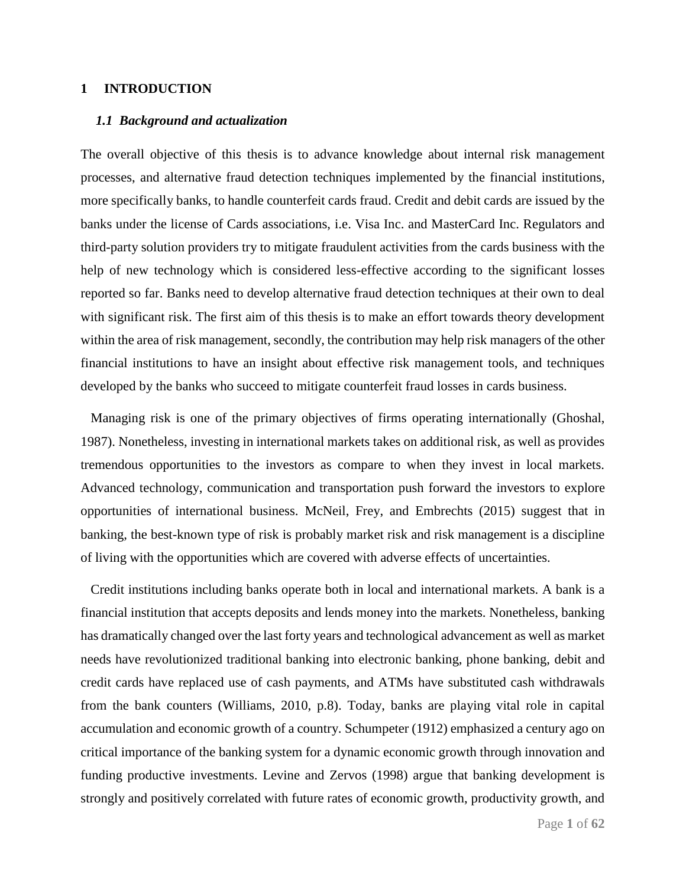# 1 INTRODUCTION

## *1.1 Background and actualization*

The overall objective of this thesis is to advance knowledge about internal risk management processes, and alternative fraud detection techniques implemented by the financial institutions, more specifically banks, to handle counterfeit cards fraud. Credit and debit cards are issued by the banks under the license of Cards associations, i.e. Visa Inc. and MasterCard Inc. Regulators and third-party solution providers try to mitigate fraudulent activities from the cards business with the help of new technology which is considered less-effective according to the significant losses reported so far. Banks need to develop alternative fraud detection techniques at their own to deal with significant risk. The first aim of this thesis is to make an effort towards theory development within the area of risk management, secondly, the contribution may help risk managers of the other financial institutions to have an insight about effective risk management tools, and techniques developed by the banks who succeed to mitigate counterfeit fraud losses in cards business.

Managing risk is one of the primary objectives of firms operating internationally (Ghoshal, 1987). Nonetheless, investing in international markets takes on additional risk, as well as provides tremendous opportunities to the investors as compare to when they invest in local markets. Advanced technology, communication and transportation push forward the investors to explore opportunities of international business. McNeil, Frey, and Embrechts (2015) suggest that in banking, the best-known type of risk is probably market risk and risk management is a discipline of living with the opportunities which are covered with adverse effects of uncertainties.

Credit institutions including banks operate both in local and international markets. A bank is a financial institution that accepts deposits and lends money into the markets. Nonetheless, banking has dramatically changed over the last forty years and technological advancement as well as market needs have revolutionized traditional banking into electronic banking, phone banking, debit and credit cards have replaced use of cash payments, and ATMs have substituted cash withdrawals from the bank counters (Williams, 2010, p.8). Today, banks are playing vital role in capital accumulation and economic growth of a country. Schumpeter (1912) emphasized a century ago on critical importance of the banking system for a dynamic economic growth through innovation and funding productive investments. Levine and Zervos (1998) argue that banking development is strongly and positively correlated with future rates of economic growth, productivity growth, and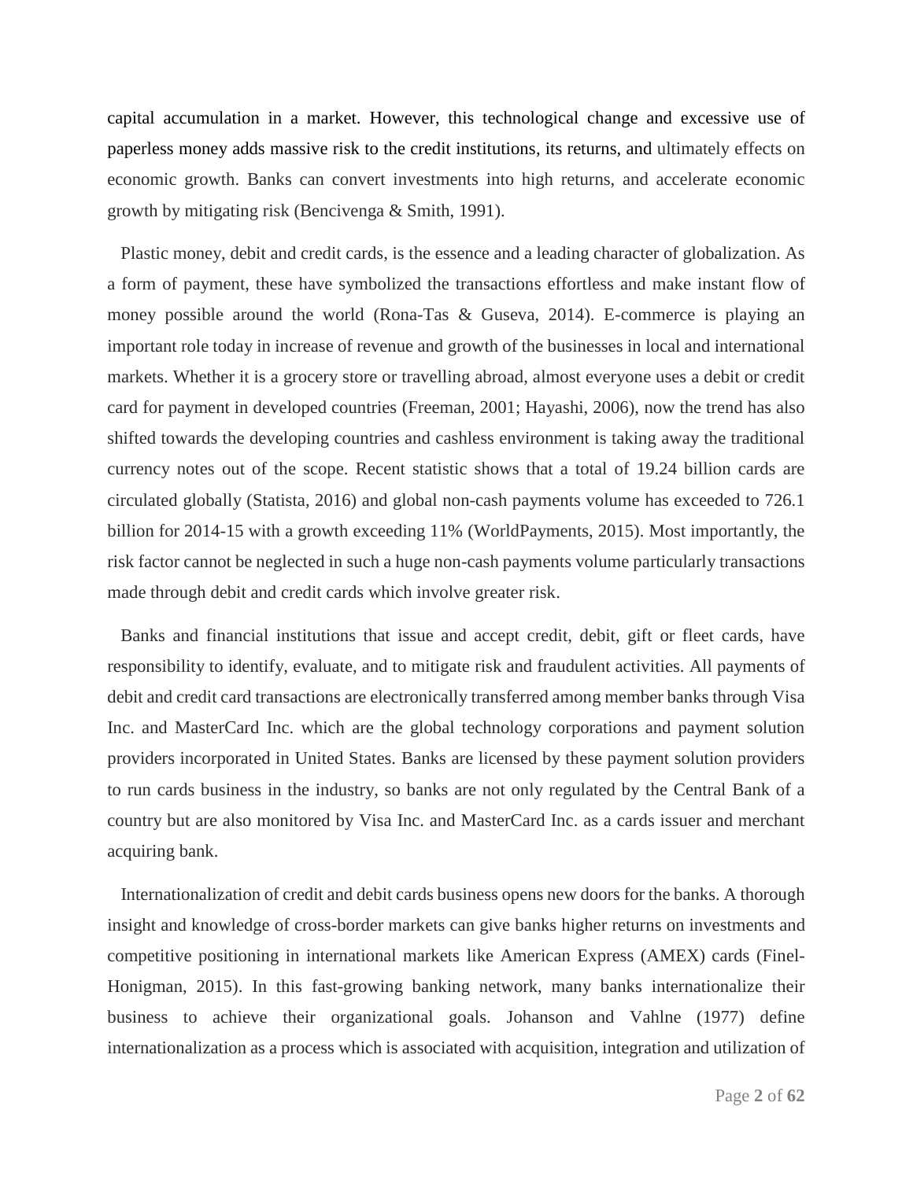capital accumulation in a market. However, this technological change and excessive use of paperless money adds massive risk to the credit institutions, its returns, and ultimately effects on economic growth. Banks can convert investments into high returns, and accelerate economic growth by mitigating risk (Bencivenga & Smith, 1991).

Plastic money, debit and credit cards, is the essence and a leading character of globalization. As a form of payment, these have symbolized the transactions effortless and make instant flow of money possible around the world (Rona-Tas & Guseva, 2014). E-commerce is playing an important role today in increase of revenue and growth of the businesses in local and international markets. Whether it is a grocery store or travelling abroad, almost everyone uses a debit or credit card for payment in developed countries (Freeman, 2001; Hayashi, 2006), now the trend has also shifted towards the developing countries and cashless environment is taking away the traditional currency notes out of the scope. Recent statistic shows that a total of 19.24 billion cards are circulated globally (Statista, 2016) and global non-cash payments volume has exceeded to 726.1 billion for 2014-15 with a growth exceeding 11% (WorldPayments, 2015). Most importantly, the risk factor cannot be neglected in such a huge non-cash payments volume particularly transactions made through debit and credit cards which involve greater risk.

Banks and financial institutions that issue and accept credit, debit, gift or fleet cards, have responsibility to identify, evaluate, and to mitigate risk and fraudulent activities. All payments of debit and credit card transactions are electronically transferred among member banks through Visa Inc. and MasterCard Inc. which are the global technology corporations and payment solution providers incorporated in United States. Banks are licensed by these payment solution providers to run cards business in the industry, so banks are not only regulated by the Central Bank of a country but are also monitored by Visa Inc. and MasterCard Inc. as a cards issuer and merchant acquiring bank.

Internationalization of credit and debit cards business opens new doors for the banks. A thorough insight and knowledge of cross-border markets can give banks higher returns on investments and competitive positioning in international markets like American Express (AMEX) cards (Finel-Honigman, 2015). In this fast-growing banking network, many banks internationalize their business to achieve their organizational goals. Johanson and Vahlne (1977) define internationalization as a process which is associated with acquisition, integration and utilization of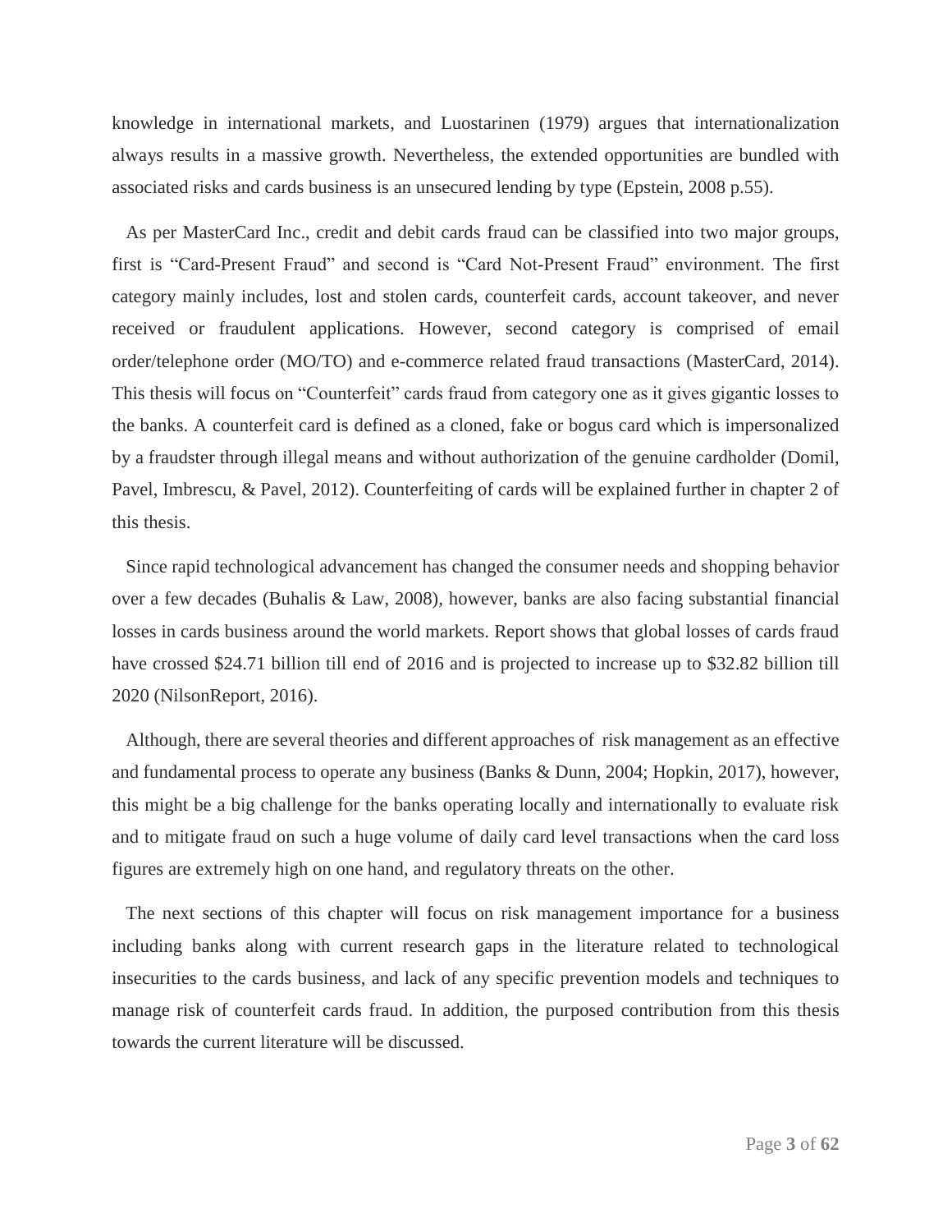knowledge in international markets, and Luostarinen (1979) argues that internationalization always results in a massive growth. Nevertheless, the extended opportunities are bundled with associated risks and cards business is an unsecured lending by type (Epstein, 2008 p.55).

As per MasterCard Inc., credit and debit cards fraud can be classified into two major groups, first is "Card-Present Fraud" and second is "Card Not-Present Fraud" environment. The first category mainly includes, lost and stolen cards, counterfeit cards, account takeover, and never received or fraudulent applications. However, second category is comprised of email order/telephone order (MO/TO) and e-commerce related fraud transactions (MasterCard, 2014). This thesis will focus on "Counterfeit" cards fraud from category one as it gives gigantic losses to the banks. A counterfeit card is defined as a cloned, fake or bogus card which is impersonalized by a fraudster through illegal means and without authorization of the genuine cardholder (Domil, Pavel, Imbrescu, & Pavel, 2012). Counterfeiting of cards will be explained further in chapter 2 of this thesis.

Since rapid technological advancement has changed the consumer needs and shopping behavior over a few decades (Buhalis & Law, 2008), however, banks are also facing substantial financial losses in cards business around the world markets. Report shows that global losses of cards fraud have crossed $24.71 billion till end of 2016 and is projected to increase up to $32.82 billion till 2020 (NilsonReport, 2016).

Although, there are several theories and different approaches of risk management as an effective and fundamental process to operate any business (Banks & Dunn, 2004; Hopkin, 2017), however, this might be a big challenge for the banks operating locally and internationally to evaluate risk and to mitigate fraud on such a huge volume of daily card level transactions when the card loss figures are extremely high on one hand, and regulatory threats on the other.

The next sections of this chapter will focus on risk management importance for a business including banks along with current research gaps in the literature related to technological insecurities to the cards business, and lack of any specific prevention models and techniques to manage risk of counterfeit cards fraud. In addition, the purposed contribution from this thesis towards the current literature will be discussed.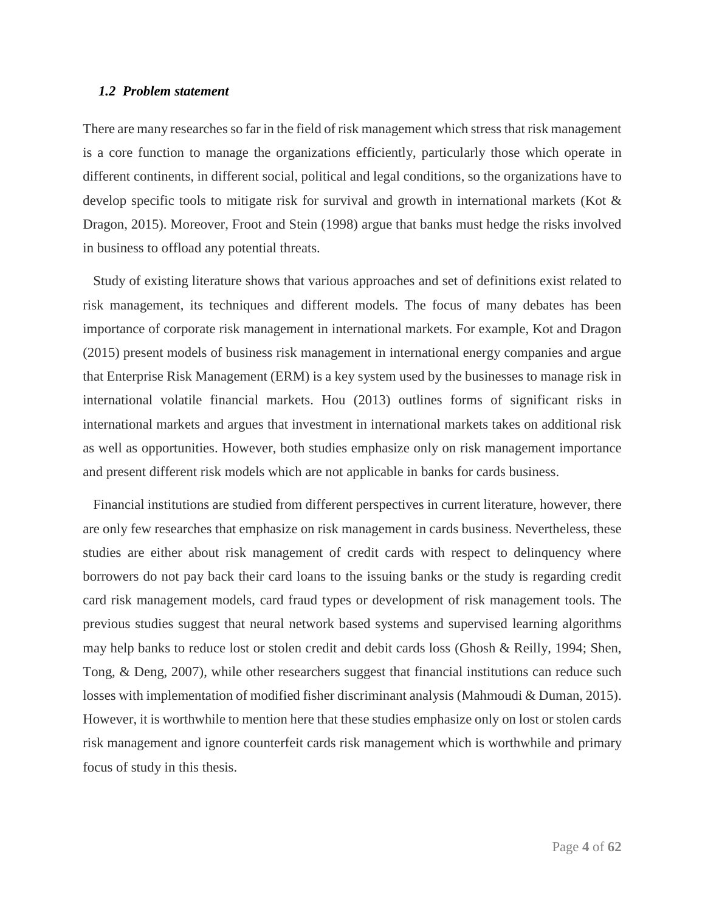### *1.2 Problem statement*

There are many researches so far in the field of risk management which stress that risk management is a core function to manage the organizations efficiently, particularly those which operate in different continents, in different social, political and legal conditions, so the organizations have to develop specific tools to mitigate risk for survival and growth in international markets (Kot & Dragon, 2015). Moreover, Froot and Stein (1998) argue that banks must hedge the risks involved in business to offload any potential threats.

Study of existing literature shows that various approaches and set of definitions exist related to risk management, its techniques and different models. The focus of many debates has been importance of corporate risk management in international markets. For example, Kot and Dragon (2015) present models of business risk management in international energy companies and argue that Enterprise Risk Management (ERM) is a key system used by the businesses to manage risk in international volatile financial markets. Hou (2013) outlines forms of significant risks in international markets and argues that investment in international markets takes on additional risk as well as opportunities. However, both studies emphasize only on risk management importance and present different risk models which are not applicable in banks for cards business.

Financial institutions are studied from different perspectives in current literature, however, there are only few researches that emphasize on risk management in cards business. Nevertheless, these studies are either about risk management of credit cards with respect to delinquency where borrowers do not pay back their card loans to the issuing banks or the study is regarding credit card risk management models, card fraud types or development of risk management tools. The previous studies suggest that neural network based systems and supervised learning algorithms may help banks to reduce lost or stolen credit and debit cards loss (Ghosh & Reilly, 1994; Shen, Tong, & Deng, 2007), while other researchers suggest that financial institutions can reduce such losses with implementation of modified fisher discriminant analysis (Mahmoudi & Duman, 2015). However, it is worthwhile to mention here that these studies emphasize only on lost or stolen cards risk management and ignore counterfeit cards risk management which is worthwhile and primary focus of study in this thesis.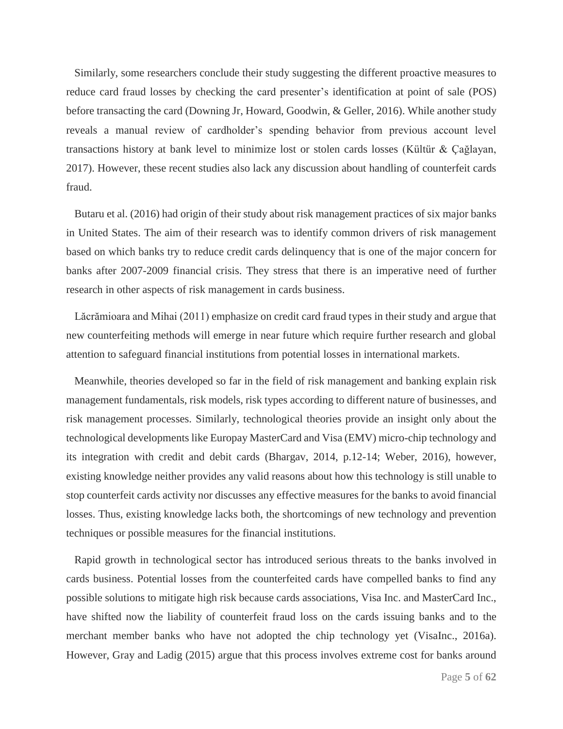Similarly, some researchers conclude their study suggesting the different proactive measures to reduce card fraud losses by checking the card presenter's identification at point of sale (POS) before transacting the card (Downing Jr, Howard, Goodwin, & Geller, 2016). While another study reveals a manual review of cardholder's spending behavior from previous account level transactions history at bank level to minimize lost or stolen cards losses (Kültür & Çağlayan, 2017). However, these recent studies also lack any discussion about handling of counterfeit cards fraud.

Butaru et al. (2016) had origin of their study about risk management practices of six major banks in United States. The aim of their research was to identify common drivers of risk management based on which banks try to reduce credit cards delinquency that is one of the major concern for banks after 2007-2009 financial crisis. They stress that there is an imperative need of further research in other aspects of risk management in cards business.

Lăcrămioara and Mihai (2011) emphasize on credit card fraud types in their study and argue that new counterfeiting methods will emerge in near future which require further research and global attention to safeguard financial institutions from potential losses in international markets.

Meanwhile, theories developed so far in the field of risk management and banking explain risk management fundamentals, risk models, risk types according to different nature of businesses, and risk management processes. Similarly, technological theories provide an insight only about the technological developments like Europay MasterCard and Visa (EMV) micro-chip technology and its integration with credit and debit cards (Bhargav, 2014, p.12-14; Weber, 2016), however, existing knowledge neither provides any valid reasons about how this technology is still unable to stop counterfeit cards activity nor discusses any effective measures for the banks to avoid financial losses. Thus, existing knowledge lacks both, the shortcomings of new technology and prevention techniques or possible measures for the financial institutions.

Rapid growth in technological sector has introduced serious threats to the banks involved in cards business. Potential losses from the counterfeited cards have compelled banks to find any possible solutions to mitigate high risk because cards associations, Visa Inc. and MasterCard Inc., have shifted now the liability of counterfeit fraud loss on the cards issuing banks and to the merchant member banks who have not adopted the chip technology yet (VisaInc., 2016a). However, Gray and Ladig (2015) argue that this process involves extreme cost for banks around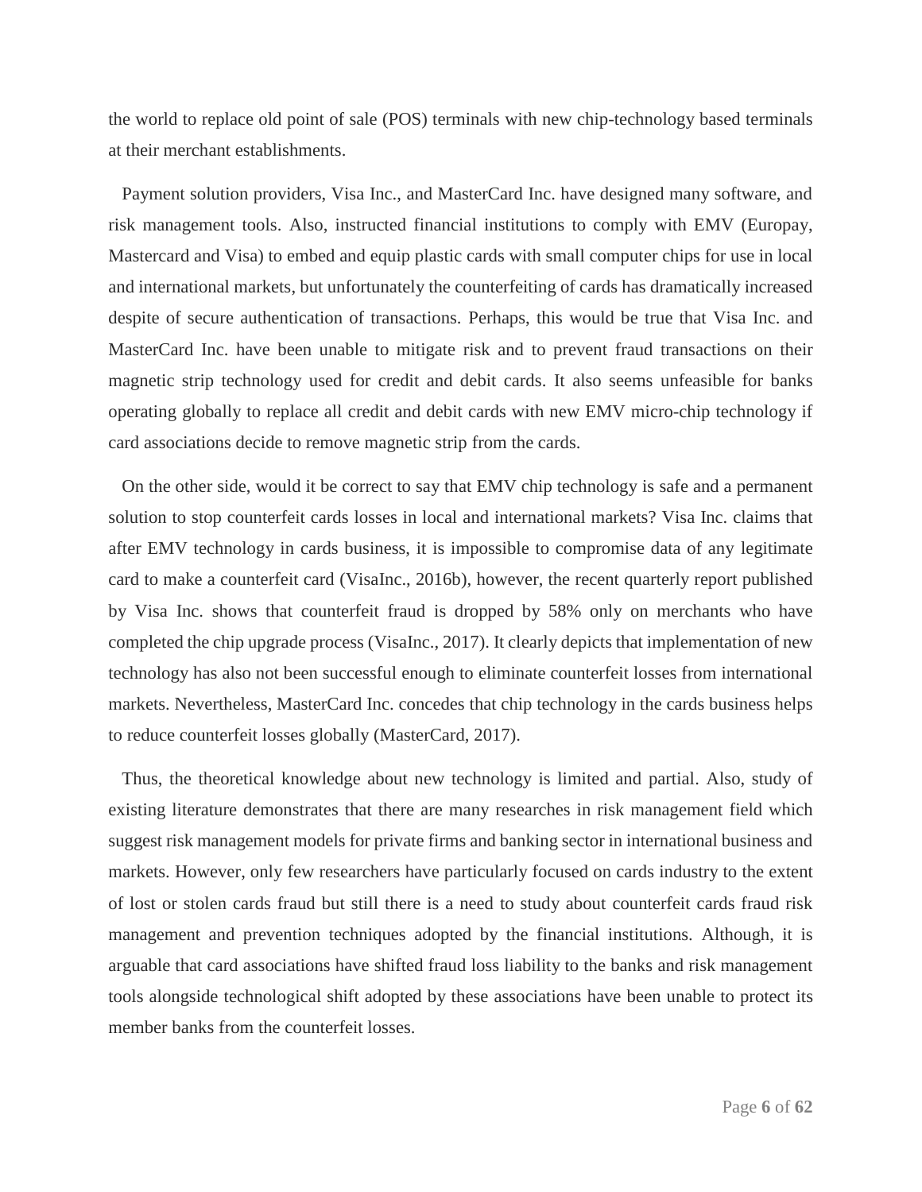the world to replace old point of sale (POS) terminals with new chip-technology based terminals at their merchant establishments.

Payment solution providers, Visa Inc., and MasterCard Inc. have designed many software, and risk management tools. Also, instructed financial institutions to comply with EMV (Europay, Mastercard and Visa) to embed and equip plastic cards with small computer chips for use in local and international markets, but unfortunately the counterfeiting of cards has dramatically increased despite of secure authentication of transactions. Perhaps, this would be true that Visa Inc. and MasterCard Inc. have been unable to mitigate risk and to prevent fraud transactions on their magnetic strip technology used for credit and debit cards. It also seems unfeasible for banks operating globally to replace all credit and debit cards with new EMV micro-chip technology if card associations decide to remove magnetic strip from the cards.

On the other side, would it be correct to say that EMV chip technology is safe and a permanent solution to stop counterfeit cards losses in local and international markets? Visa Inc. claims that after EMV technology in cards business, it is impossible to compromise data of any legitimate card to make a counterfeit card (VisaInc., 2016b), however, the recent quarterly report published by Visa Inc. shows that counterfeit fraud is dropped by 58% only on merchants who have completed the chip upgrade process (VisaInc., 2017). It clearly depicts that implementation of new technology has also not been successful enough to eliminate counterfeit losses from international markets. Nevertheless, MasterCard Inc. concedes that chip technology in the cards business helps to reduce counterfeit losses globally (MasterCard, 2017).

Thus, the theoretical knowledge about new technology is limited and partial. Also, study of existing literature demonstrates that there are many researches in risk management field which suggest risk management models for private firms and banking sector in international business and markets. However, only few researchers have particularly focused on cards industry to the extent of lost or stolen cards fraud but still there is a need to study about counterfeit cards fraud risk management and prevention techniques adopted by the financial institutions. Although, it is arguable that card associations have shifted fraud loss liability to the banks and risk management tools alongside technological shift adopted by these associations have been unable to protect its member banks from the counterfeit losses.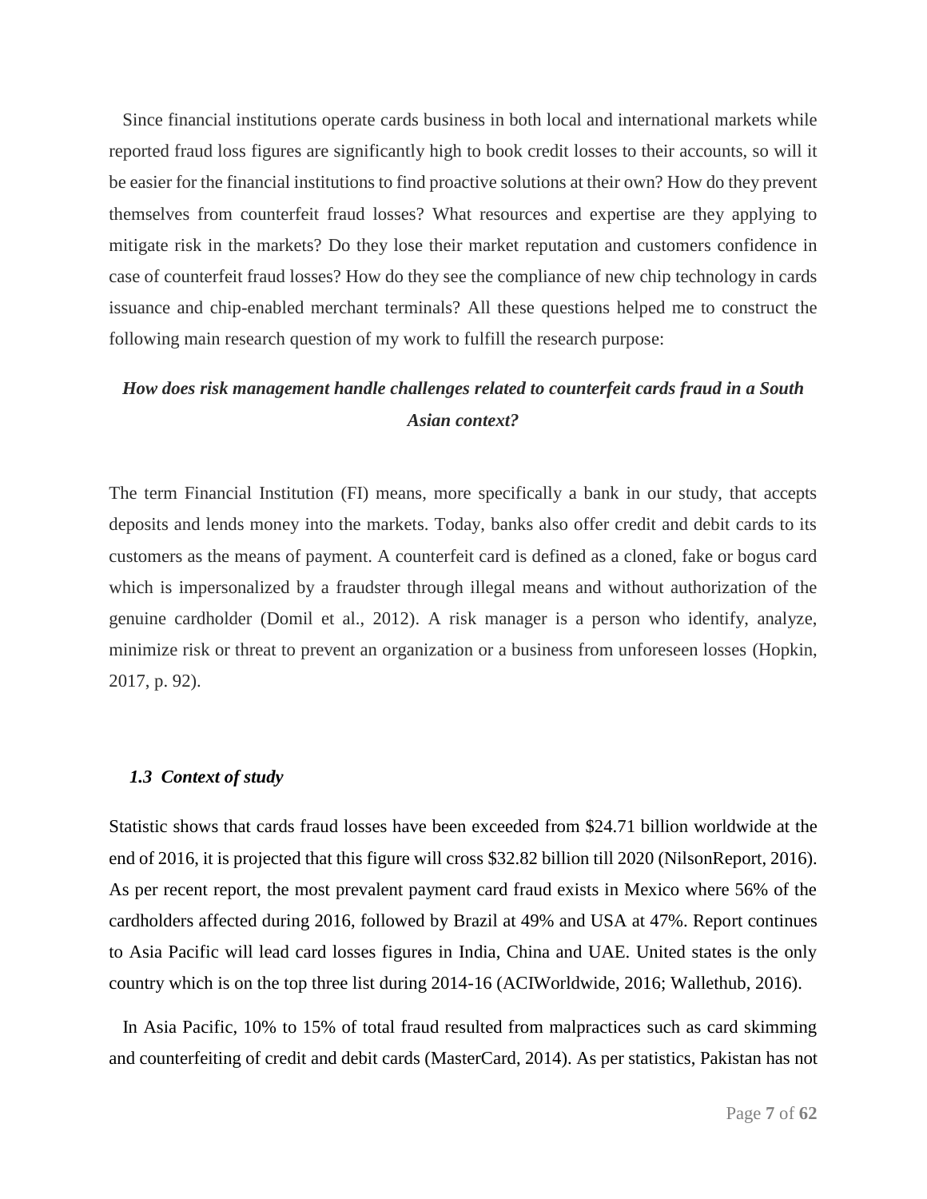Since financial institutions operate cards business in both local and international markets while reported fraud loss figures are significantly high to book credit losses to their accounts, so will it be easier for the financial institutions to find proactive solutions at their own? How do they prevent themselves from counterfeit fraud losses? What resources and expertise are they applying to mitigate risk in the markets? Do they lose their market reputation and customers confidence in case of counterfeit fraud losses? How do they see the compliance of new chip technology in cards issuance and chip-enabled merchant terminals? All these questions helped me to construct the following main research question of my work to fulfill the research purpose:

***How does risk management handle challenges related to counterfeit cards fraud in a South Asian context?***

The term Financial Institution (FI) means, more specifically a bank in our study, that accepts deposits and lends money into the markets. Today, banks also offer credit and debit cards to its customers as the means of payment. A counterfeit card is defined as a cloned, fake or bogus card which is impersonalized by a fraudster through illegal means and without authorization of the genuine cardholder (Domil et al., 2012). A risk manager is a person who identify, analyze, minimize risk or threat to prevent an organization or a business from unforeseen losses (Hopkin, 2017, p. 92).

### *1.3 Context of study*

Statistic shows that cards fraud losses have been exceeded from $24.71 billion worldwide at the end of 2016, it is projected that this figure will cross $32.82 billion till 2020 (NilsonReport, 2016). As per recent report, the most prevalent payment card fraud exists in Mexico where 56% of the cardholders affected during 2016, followed by Brazil at 49% and USA at 47%. Report continues to Asia Pacific will lead card losses figures in India, China and UAE. United states is the only country which is on the top three list during 2014-16 (ACIWorldwide, 2016; Wallethub, 2016).

In Asia Pacific, 10% to 15% of total fraud resulted from malpractices such as card skimming and counterfeiting of credit and debit cards (MasterCard, 2014). As per statistics, Pakistan has not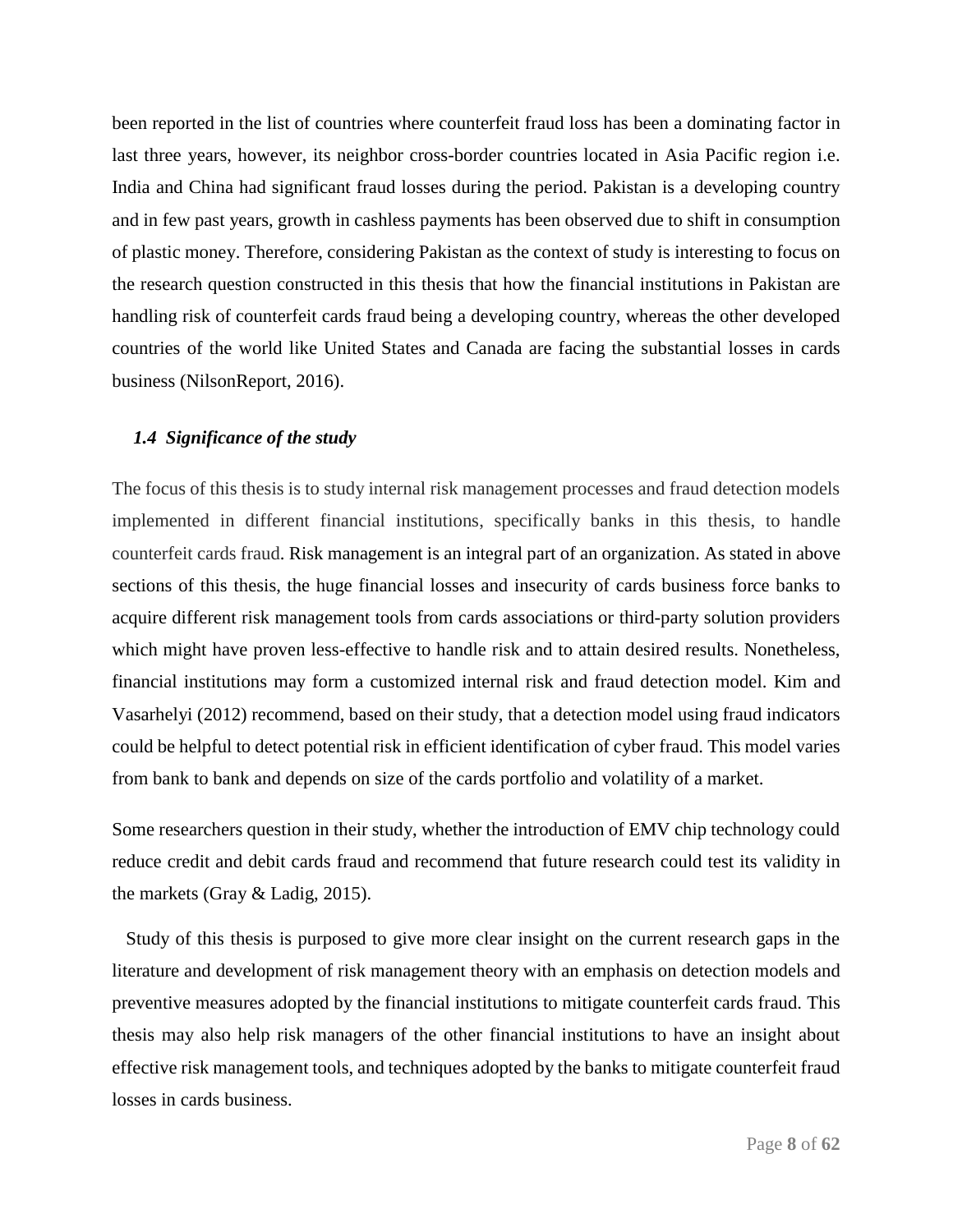been reported in the list of countries where counterfeit fraud loss has been a dominating factor in last three years, however, its neighbor cross-border countries located in Asia Pacific region i.e. India and China had significant fraud losses during the period. Pakistan is a developing country and in few past years, growth in cashless payments has been observed due to shift in consumption of plastic money. Therefore, considering Pakistan as the context of study is interesting to focus on the research question constructed in this thesis that how the financial institutions in Pakistan are handling risk of counterfeit cards fraud being a developing country, whereas the other developed countries of the world like United States and Canada are facing the substantial losses in cards business (NilsonReport, 2016).

### *1.4 Significance of the study*

The focus of this thesis is to study internal risk management processes and fraud detection models implemented in different financial institutions, specifically banks in this thesis, to handle counterfeit cards fraud. Risk management is an integral part of an organization. As stated in above sections of this thesis, the huge financial losses and insecurity of cards business force banks to acquire different risk management tools from cards associations or third-party solution providers which might have proven less-effective to handle risk and to attain desired results. Nonetheless, financial institutions may form a customized internal risk and fraud detection model. Kim and Vasarhelyi (2012) recommend, based on their study, that a detection model using fraud indicators could be helpful to detect potential risk in efficient identification of cyber fraud. This model varies from bank to bank and depends on size of the cards portfolio and volatility of a market.

Some researchers question in their study, whether the introduction of EMV chip technology could reduce credit and debit cards fraud and recommend that future research could test its validity in the markets (Gray & Ladig, 2015).

Study of this thesis is purposed to give more clear insight on the current research gaps in the literature and development of risk management theory with an emphasis on detection models and preventive measures adopted by the financial institutions to mitigate counterfeit cards fraud. This thesis may also help risk managers of the other financial institutions to have an insight about effective risk management tools, and techniques adopted by the banks to mitigate counterfeit fraud losses in cards business.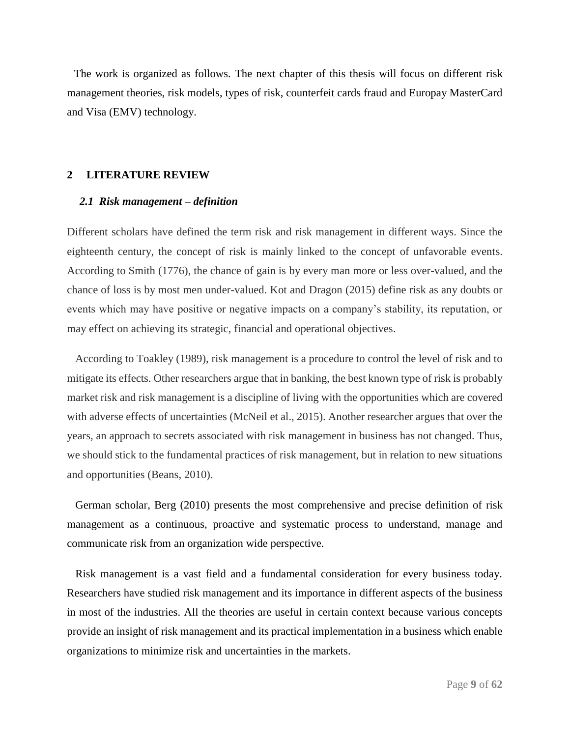The work is organized as follows. The next chapter of this thesis will focus on different risk management theories, risk models, types of risk, counterfeit cards fraud and Europay MasterCard and Visa (EMV) technology.

## 2 LITERATURE REVIEW

### *2.1 Risk management – definition*

Different scholars have defined the term risk and risk management in different ways. Since the eighteenth century, the concept of risk is mainly linked to the concept of unfavorable events. According to Smith (1776), the chance of gain is by every man more or less over-valued, and the chance of loss is by most men under-valued. Kot and Dragon (2015) define risk as any doubts or events which may have positive or negative impacts on a company's stability, its reputation, or may effect on achieving its strategic, financial and operational objectives.

According to Toakley (1989), risk management is a procedure to control the level of risk and to mitigate its effects. Other researchers argue that in banking, the best known type of risk is probably market risk and risk management is a discipline of living with the opportunities which are covered with adverse effects of uncertainties (McNeil et al., 2015). Another researcher argues that over the years, an approach to secrets associated with risk management in business has not changed. Thus, we should stick to the fundamental practices of risk management, but in relation to new situations and opportunities (Beans, 2010).

German scholar, Berg (2010) presents the most comprehensive and precise definition of risk management as a continuous, proactive and systematic process to understand, manage and communicate risk from an organization wide perspective.

Risk management is a vast field and a fundamental consideration for every business today. Researchers have studied risk management and its importance in different aspects of the business in most of the industries. All the theories are useful in certain context because various concepts provide an insight of risk management and its practical implementation in a business which enable organizations to minimize risk and uncertainties in the markets.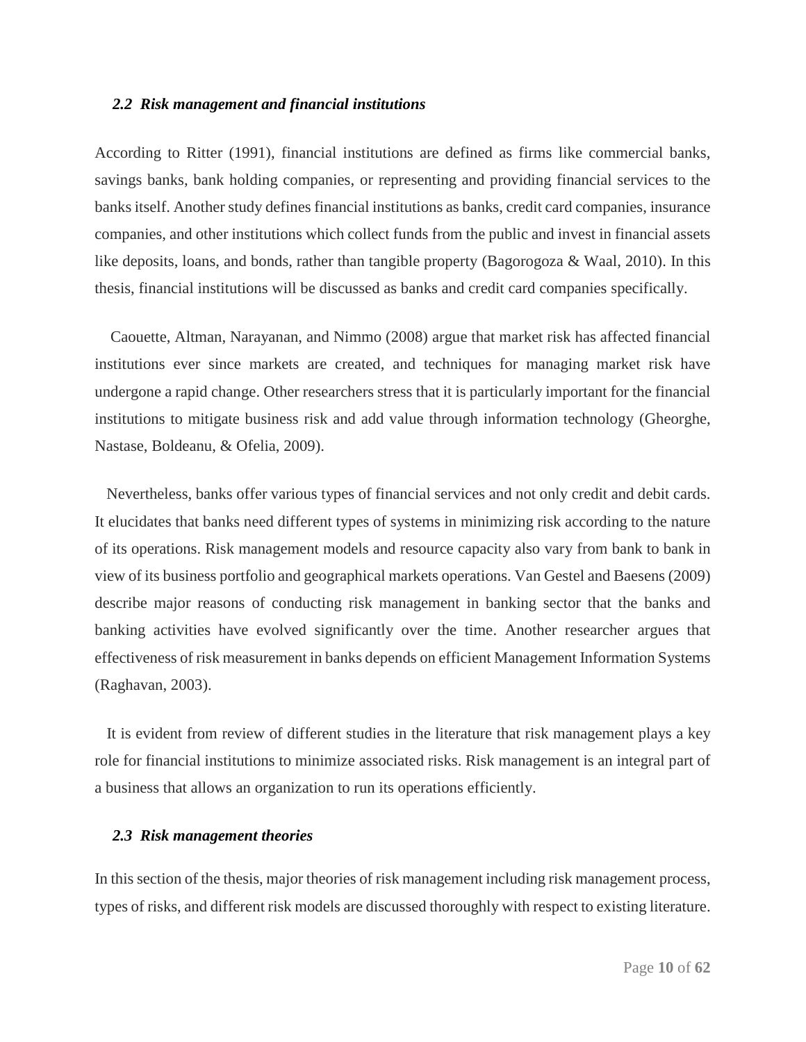### *2.2 Risk management and financial institutions*

According to Ritter (1991), financial institutions are defined as firms like commercial banks, savings banks, bank holding companies, or representing and providing financial services to the banks itself. Another study defines financial institutions as banks, credit card companies, insurance companies, and other institutions which collect funds from the public and invest in financial assets like deposits, loans, and bonds, rather than tangible property (Bagorogoza & Waal, 2010). In this thesis, financial institutions will be discussed as banks and credit card companies specifically.

Caouette, Altman, Narayanan, and Nimmo (2008) argue that market risk has affected financial institutions ever since markets are created, and techniques for managing market risk have undergone a rapid change. Other researchers stress that it is particularly important for the financial institutions to mitigate business risk and add value through information technology (Gheorghe, Nastase, Boldeanu, & Ofelia, 2009).

Nevertheless, banks offer various types of financial services and not only credit and debit cards. It elucidates that banks need different types of systems in minimizing risk according to the nature of its operations. Risk management models and resource capacity also vary from bank to bank in view of its business portfolio and geographical markets operations. Van Gestel and Baesens (2009) describe major reasons of conducting risk management in banking sector that the banks and banking activities have evolved significantly over the time. Another researcher argues that effectiveness of risk measurement in banks depends on efficient Management Information Systems (Raghavan, 2003).

It is evident from review of different studies in the literature that risk management plays a key role for financial institutions to minimize associated risks. Risk management is an integral part of a business that allows an organization to run its operations efficiently.

### *2.3 Risk management theories*

In this section of the thesis, major theories of risk management including risk management process, types of risks, and different risk models are discussed thoroughly with respect to existing literature.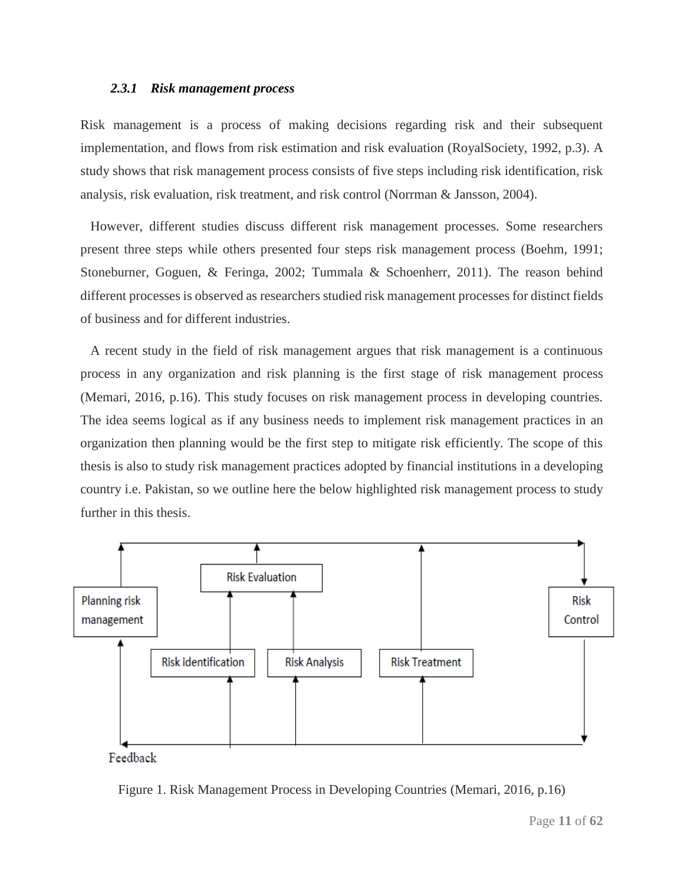### 2.3.1 *Risk management process*

Risk management is a process of making decisions regarding risk and their subsequent implementation, and flows from risk estimation and risk evaluation (RoyalSociety, 1992, p.3). A study shows that risk management process consists of five steps including risk identification, risk analysis, risk evaluation, risk treatment, and risk control (Norrman & Jansson, 2004).

However, different studies discuss different risk management processes. Some researchers present three steps while others presented four steps risk management process (Boehm, 1991; Stoneburner, Goguen, & Feringa, 2002; Tummala & Schoenherr, 2011). The reason behind different processes is observed as researchers studied risk management processes for distinct fields of business and for different industries.

A recent study in the field of risk management argues that risk management is a continuous process in any organization and risk planning is the first stage of risk management process (Memari, 2016, p.16). This study focuses on risk management process in developing countries. The idea seems logical as if any business needs to implement risk management practices in an organization then planning would be the first step to mitigate risk efficiently. The scope of this thesis is also to study risk management practices adopted by financial institutions in a developing country i.e. Pakistan, so we outline here the below highlighted risk management process to study further in this thesis.

Risk Evaluation

Planning risk management

Risk Control

Risk identification

Risk Analysis

Risk Treatment

Feedback

Figure 1. Risk Management Process in Developing Countries (Memari, 2016, p.16)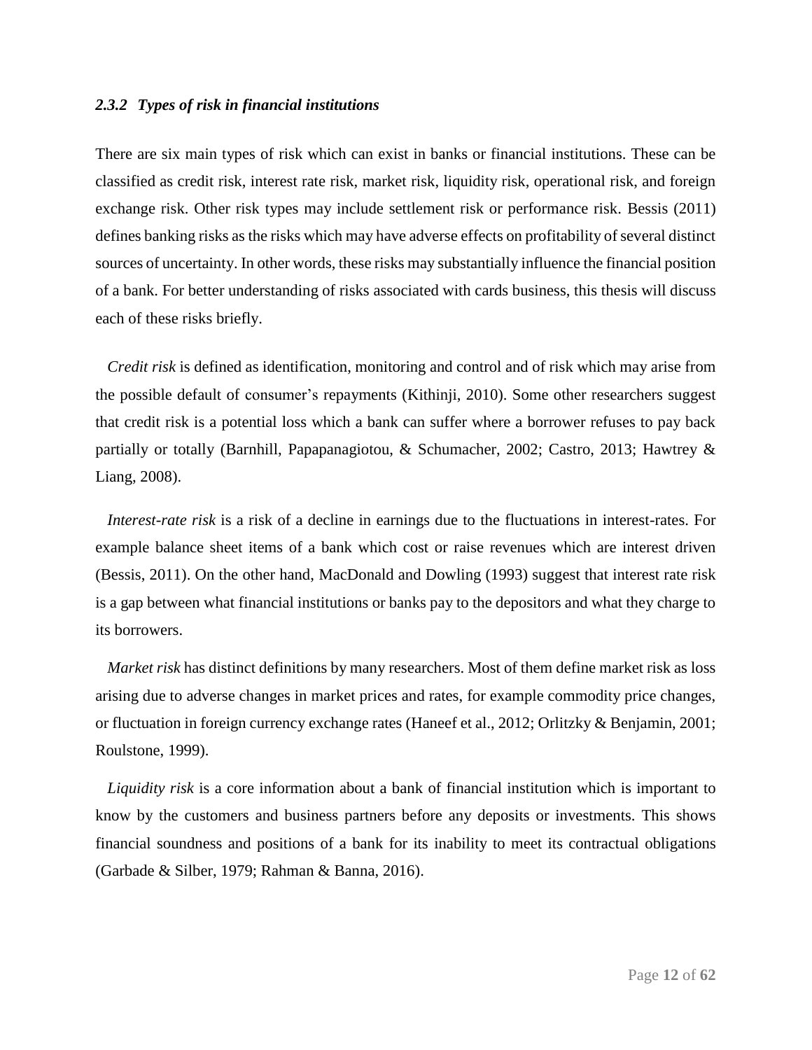### 2.3.2 *Types of risk in financial institutions*

There are six main types of risk which can exist in banks or financial institutions. These can be classified as credit risk, interest rate risk, market risk, liquidity risk, operational risk, and foreign exchange risk. Other risk types may include settlement risk or performance risk. Bessis (2011) defines banking risks as the risks which may have adverse effects on profitability of several distinct sources of uncertainty. In other words, these risks may substantially influence the financial position of a bank. For better understanding of risks associated with cards business, this thesis will discuss each of these risks briefly.

*Credit risk* is defined as identification, monitoring and control and of risk which may arise from the possible default of consumer's repayments (Kithinji, 2010). Some other researchers suggest that credit risk is a potential loss which a bank can suffer where a borrower refuses to pay back partially or totally (Barnhill, Papapanagiotou, & Schumacher, 2002; Castro, 2013; Hawtrey & Liang, 2008).

*Interest-rate risk* is a risk of a decline in earnings due to the fluctuations in interest-rates. For example balance sheet items of a bank which cost or raise revenues which are interest driven (Bessis, 2011). On the other hand, MacDonald and Dowling (1993) suggest that interest rate risk is a gap between what financial institutions or banks pay to the depositors and what they charge to its borrowers.

*Market risk* has distinct definitions by many researchers. Most of them define market risk as loss arising due to adverse changes in market prices and rates, for example commodity price changes, or fluctuation in foreign currency exchange rates (Haneef et al., 2012; Orlitzky & Benjamin, 2001; Roulstone, 1999).

*Liquidity risk* is a core information about a bank of financial institution which is important to know by the customers and business partners before any deposits or investments. This shows financial soundness and positions of a bank for its inability to meet its contractual obligations (Garbade & Silber, 1979; Rahman & Banna, 2016).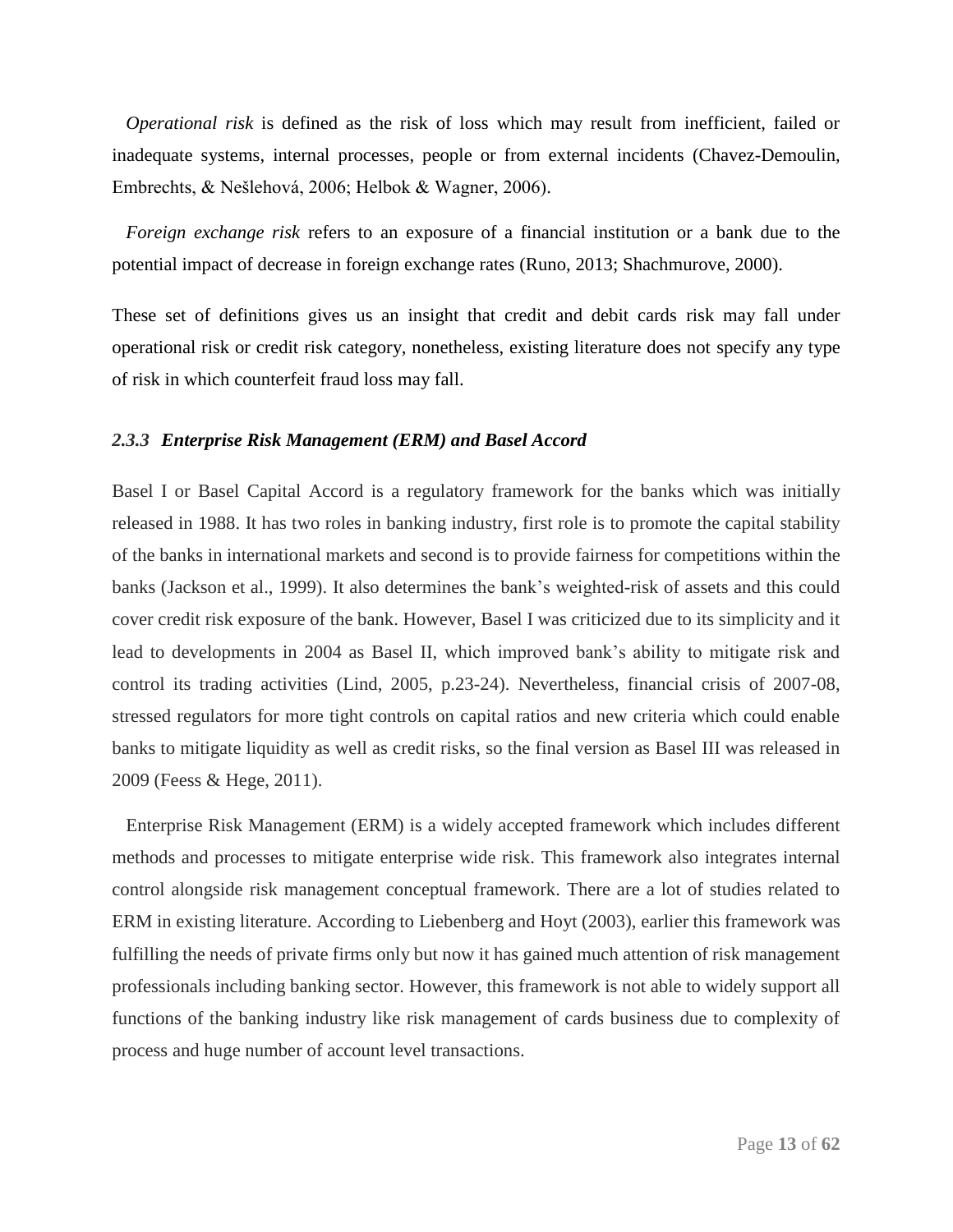*Operational risk* is defined as the risk of loss which may result from inefficient, failed or inadequate systems, internal processes, people or from external incidents (Chavez-Demoulin, Embrechts, & Nešlehová, 2006; Helbok & Wagner, 2006).

*Foreign exchange risk* refers to an exposure of a financial institution or a bank due to the potential impact of decrease in foreign exchange rates (Runo, 2013; Shachmurove, 2000).

These set of definitions gives us an insight that credit and debit cards risk may fall under operational risk or credit risk category, nonetheless, existing literature does not specify any type of risk in which counterfeit fraud loss may fall.

### *2.3.3 Enterprise Risk Management (ERM) and Basel Accord*

Basel I or Basel Capital Accord is a regulatory framework for the banks which was initially released in 1988. It has two roles in banking industry, first role is to promote the capital stability of the banks in international markets and second is to provide fairness for competitions within the banks (Jackson et al., 1999). It also determines the bank's weighted-risk of assets and this could cover credit risk exposure of the bank. However, Basel I was criticized due to its simplicity and it lead to developments in 2004 as Basel II, which improved bank's ability to mitigate risk and control its trading activities (Lind, 2005, p.23-24). Nevertheless, financial crisis of 2007-08, stressed regulators for more tight controls on capital ratios and new criteria which could enable banks to mitigate liquidity as well as credit risks, so the final version as Basel III was released in 2009 (Feess & Hege, 2011).

Enterprise Risk Management (ERM) is a widely accepted framework which includes different methods and processes to mitigate enterprise wide risk. This framework also integrates internal control alongside risk management conceptual framework. There are a lot of studies related to ERM in existing literature. According to Liebenberg and Hoyt (2003), earlier this framework was fulfilling the needs of private firms only but now it has gained much attention of risk management professionals including banking sector. However, this framework is not able to widely support all functions of the banking industry like risk management of cards business due to complexity of process and huge number of account level transactions.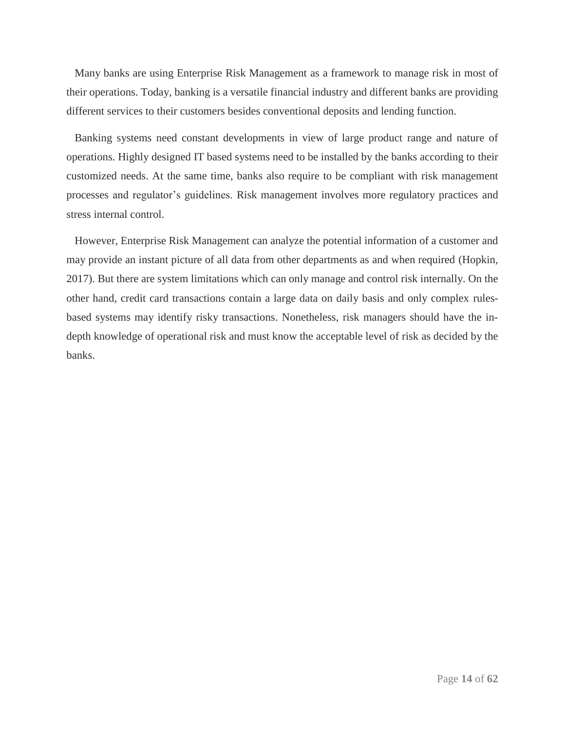Many banks are using Enterprise Risk Management as a framework to manage risk in most of their operations. Today, banking is a versatile financial industry and different banks are providing different services to their customers besides conventional deposits and lending function.

Banking systems need constant developments in view of large product range and nature of operations. Highly designed IT based systems need to be installed by the banks according to their customized needs. At the same time, banks also require to be compliant with risk management processes and regulator's guidelines. Risk management involves more regulatory practices and stress internal control.

However, Enterprise Risk Management can analyze the potential information of a customer and may provide an instant picture of all data from other departments as and when required (Hopkin, 2017). But there are system limitations which can only manage and control risk internally. On the other hand, credit card transactions contain a large data on daily basis and only complex rules-based systems may identify risky transactions. Nonetheless, risk managers should have the in-depth knowledge of operational risk and must know the acceptable level of risk as decided by the banks.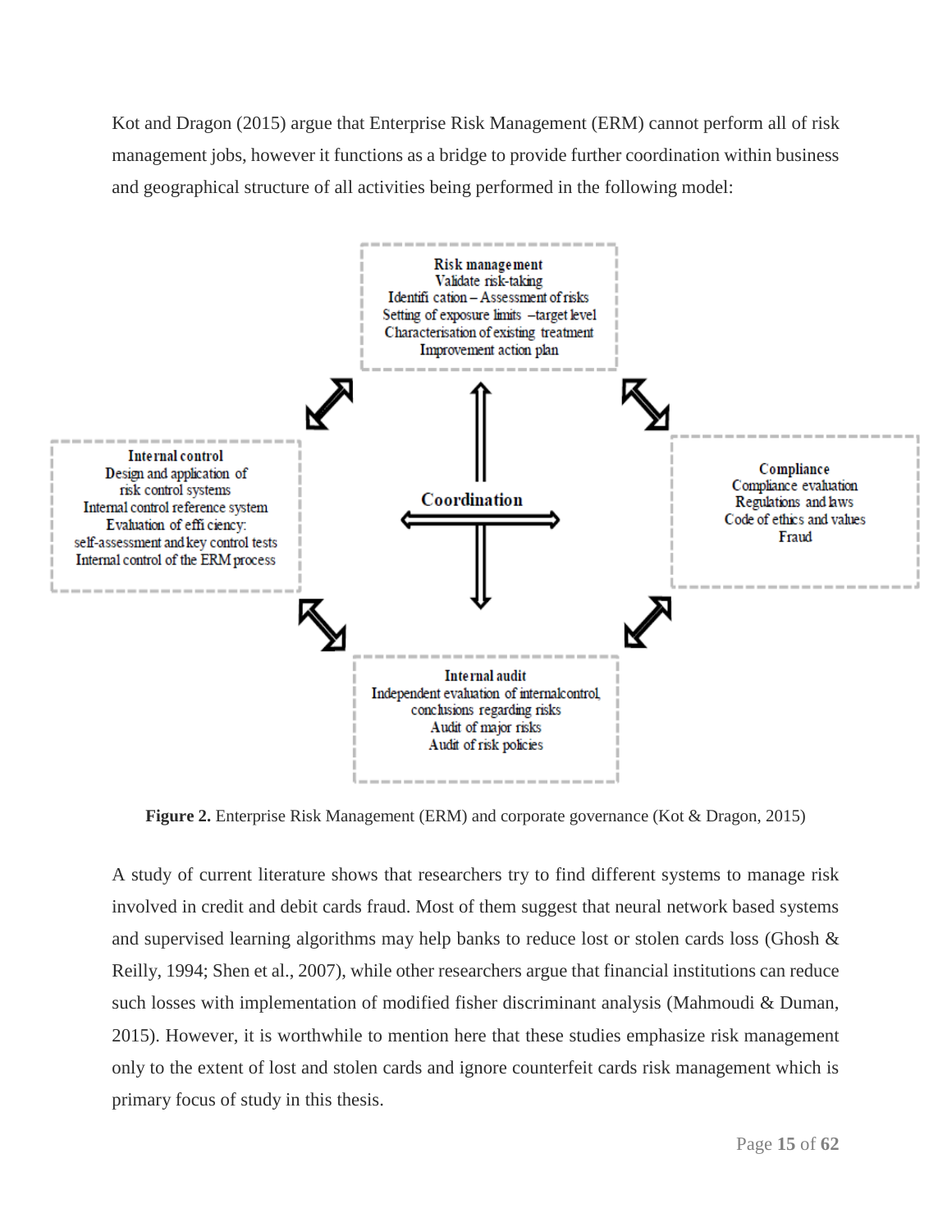Kot and Dragon (2015) argue that Enterprise Risk Management (ERM) cannot perform all of risk management jobs, however it functions as a bridge to provide further coordination within business and geographical structure of all activities being performed in the following model:

**Risk management**
Validate risk-taking
Identifi cation – Assessment of risks
Setting of exposure limits –target level
Characterisation of existing treatment
Improvement action plan

**Internal control**
Design and application of risk control systems
Internal control reference system
Evaluation of effi ciency: self-assessment and key control tests
Internal control of the ERM process

**Coordination**

**Compliance**
Compliance evaluation
Regulations and laws
Code of ethics and values
Fraud

**Internal audit**
Independent evaluation of internalcontrol, conclusions regarding risks
Audit of major risks
Audit of risk policies

**Figure 2.** Enterprise Risk Management (ERM) and corporate governance (Kot & Dragon, 2015)

A study of current literature shows that researchers try to find different systems to manage risk involved in credit and debit cards fraud. Most of them suggest that neural network based systems and supervised learning algorithms may help banks to reduce lost or stolen cards loss (Ghosh & Reilly, 1994; Shen et al., 2007), while other researchers argue that financial institutions can reduce such losses with implementation of modified fisher discriminant analysis (Mahmoudi & Duman, 2015). However, it is worthwhile to mention here that these studies emphasize risk management only to the extent of lost and stolen cards and ignore counterfeit cards risk management which is primary focus of study in this thesis.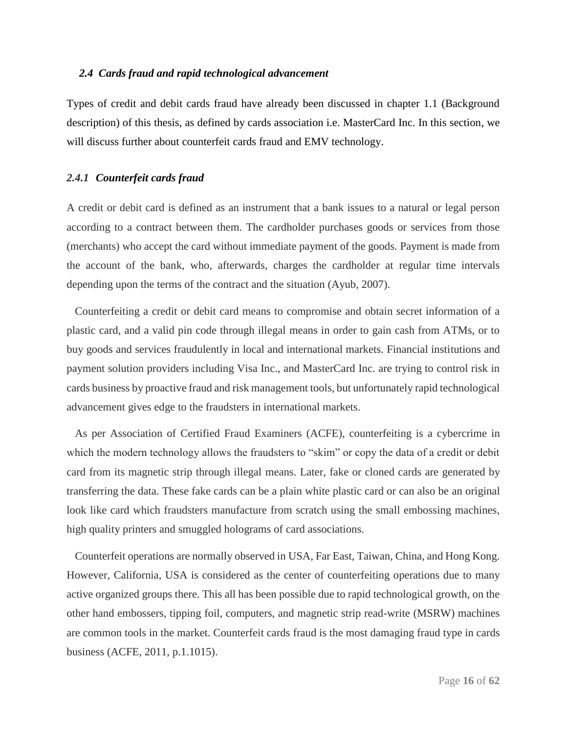### *2.4 Cards fraud and rapid technological advancement*

Types of credit and debit cards fraud have already been discussed in chapter 1.1 (Background description) of this thesis, as defined by cards association i.e. MasterCard Inc. In this section, we will discuss further about counterfeit cards fraud and EMV technology.

#### *2.4.1 Counterfeit cards fraud*

A credit or debit card is defined as an instrument that a bank issues to a natural or legal person according to a contract between them. The cardholder purchases goods or services from those (merchants) who accept the card without immediate payment of the goods. Payment is made from the account of the bank, who, afterwards, charges the cardholder at regular time intervals depending upon the terms of the contract and the situation (Ayub, 2007).

Counterfeiting a credit or debit card means to compromise and obtain secret information of a plastic card, and a valid pin code through illegal means in order to gain cash from ATMs, or to buy goods and services fraudulently in local and international markets. Financial institutions and payment solution providers including Visa Inc., and MasterCard Inc. are trying to control risk in cards business by proactive fraud and risk management tools, but unfortunately rapid technological advancement gives edge to the fraudsters in international markets.

As per Association of Certified Fraud Examiners (ACFE), counterfeiting is a cybercrime in which the modern technology allows the fraudsters to "skim" or copy the data of a credit or debit card from its magnetic strip through illegal means. Later, fake or cloned cards are generated by transferring the data. These fake cards can be a plain white plastic card or can also be an original look like card which fraudsters manufacture from scratch using the small embossing machines, high quality printers and smuggled holograms of card associations.

Counterfeit operations are normally observed in USA, Far East, Taiwan, China, and Hong Kong. However, California, USA is considered as the center of counterfeiting operations due to many active organized groups there. This all has been possible due to rapid technological growth, on the other hand embossers, tipping foil, computers, and magnetic strip read-write (MSRW) machines are common tools in the market. Counterfeit cards fraud is the most damaging fraud type in cards business (ACFE, 2011, p.1.1015).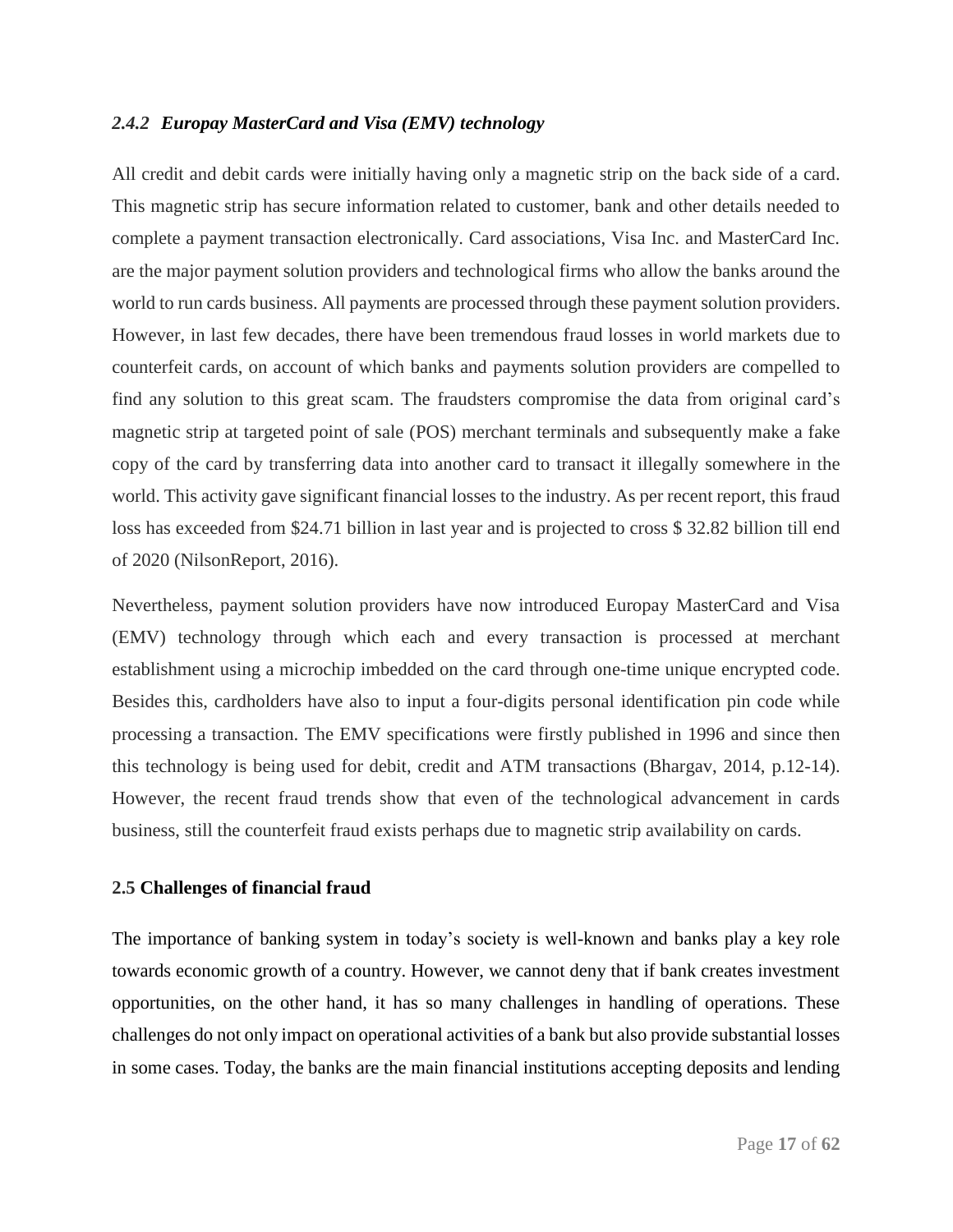### *2.4.2 Europay MasterCard and Visa (EMV) technology*

All credit and debit cards were initially having only a magnetic strip on the back side of a card. This magnetic strip has secure information related to customer, bank and other details needed to complete a payment transaction electronically. Card associations, Visa Inc. and MasterCard Inc. are the major payment solution providers and technological firms who allow the banks around the world to run cards business. All payments are processed through these payment solution providers. However, in last few decades, there have been tremendous fraud losses in world markets due to counterfeit cards, on account of which banks and payments solution providers are compelled to find any solution to this great scam. The fraudsters compromise the data from original card's magnetic strip at targeted point of sale (POS) merchant terminals and subsequently make a fake copy of the card by transferring data into another card to transact it illegally somewhere in the world. This activity gave significant financial losses to the industry. As per recent report, this fraud loss has exceeded from $24.71 billion in last year and is projected to cross $ 32.82 billion till end of 2020 (NilsonReport, 2016).

Nevertheless, payment solution providers have now introduced Europay MasterCard and Visa (EMV) technology through which each and every transaction is processed at merchant establishment using a microchip imbedded on the card through one-time unique encrypted code. Besides this, cardholders have also to input a four-digits personal identification pin code while processing a transaction. The EMV specifications were firstly published in 1996 and since then this technology is being used for debit, credit and ATM transactions (Bhargav, 2014, p.12-14). However, the recent fraud trends show that even of the technological advancement in cards business, still the counterfeit fraud exists perhaps due to magnetic strip availability on cards.

## 2.5 Challenges of financial fraud

The importance of banking system in today's society is well-known and banks play a key role towards economic growth of a country. However, we cannot deny that if bank creates investment opportunities, on the other hand, it has so many challenges in handling of operations. These challenges do not only impact on operational activities of a bank but also provide substantial losses in some cases. Today, the banks are the main financial institutions accepting deposits and lending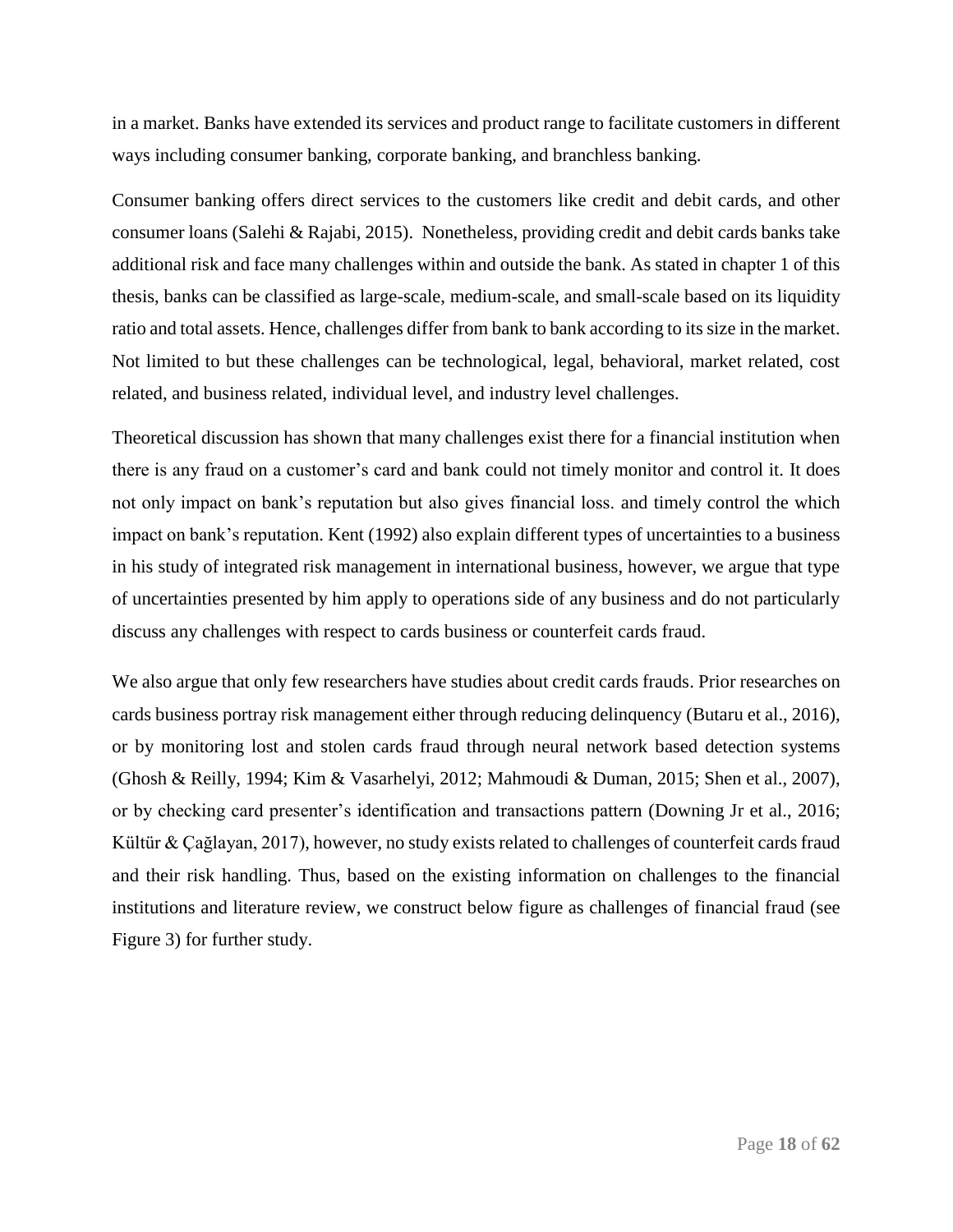in a market. Banks have extended its services and product range to facilitate customers in different ways including consumer banking, corporate banking, and branchless banking.

Consumer banking offers direct services to the customers like credit and debit cards, and other consumer loans (Salehi & Rajabi, 2015). Nonetheless, providing credit and debit cards banks take additional risk and face many challenges within and outside the bank. As stated in chapter 1 of this thesis, banks can be classified as large-scale, medium-scale, and small-scale based on its liquidity ratio and total assets. Hence, challenges differ from bank to bank according to its size in the market. Not limited to but these challenges can be technological, legal, behavioral, market related, cost related, and business related, individual level, and industry level challenges.

Theoretical discussion has shown that many challenges exist there for a financial institution when there is any fraud on a customer's card and bank could not timely monitor and control it. It does not only impact on bank's reputation but also gives financial loss. and timely control the which impact on bank's reputation. Kent (1992) also explain different types of uncertainties to a business in his study of integrated risk management in international business, however, we argue that type of uncertainties presented by him apply to operations side of any business and do not particularly discuss any challenges with respect to cards business or counterfeit cards fraud.

We also argue that only few researchers have studies about credit cards frauds. Prior researches on cards business portray risk management either through reducing delinquency (Butaru et al., 2016), or by monitoring lost and stolen cards fraud through neural network based detection systems (Ghosh & Reilly, 1994; Kim & Vasarhelyi, 2012; Mahmoudi & Duman, 2015; Shen et al., 2007), or by checking card presenter's identification and transactions pattern (Downing Jr et al., 2016; Kültür & Çağlayan, 2017), however, no study exists related to challenges of counterfeit cards fraud and their risk handling. Thus, based on the existing information on challenges to the financial institutions and literature review, we construct below figure as challenges of financial fraud (see Figure 3) for further study.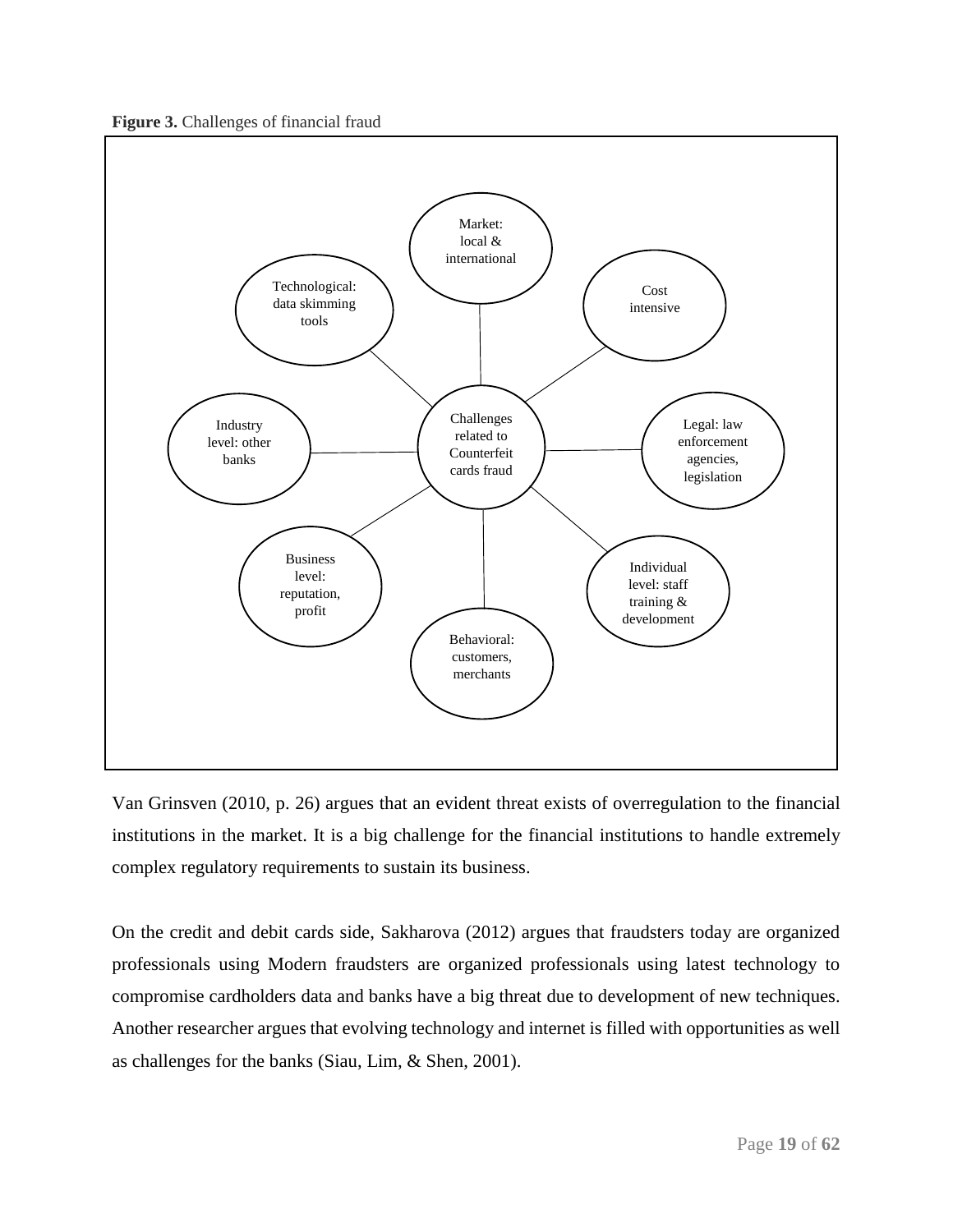**Figure 3.** Challenges of financial fraud

Challenges related to Counterfeit cards fraud

- Market: local & international
- Cost intensive
- Legal: law enforcement agencies, legislation
- Individual level: staff training & development
- Behavioral: customers, merchants
- Business level: reputation, profit
- Industry level: other banks
- Technological: data skimming tools

Van Grinsven (2010, p. 26) argues that an evident threat exists of overregulation to the financial institutions in the market. It is a big challenge for the financial institutions to handle extremely complex regulatory requirements to sustain its business.

On the credit and debit cards side, Sakharova (2012) argues that fraudsters today are organized professionals using Modern fraudsters are organized professionals using latest technology to compromise cardholders data and banks have a big threat due to development of new techniques. Another researcher argues that evolving technology and internet is filled with opportunities as well as challenges for the banks (Siau, Lim, & Shen, 2001).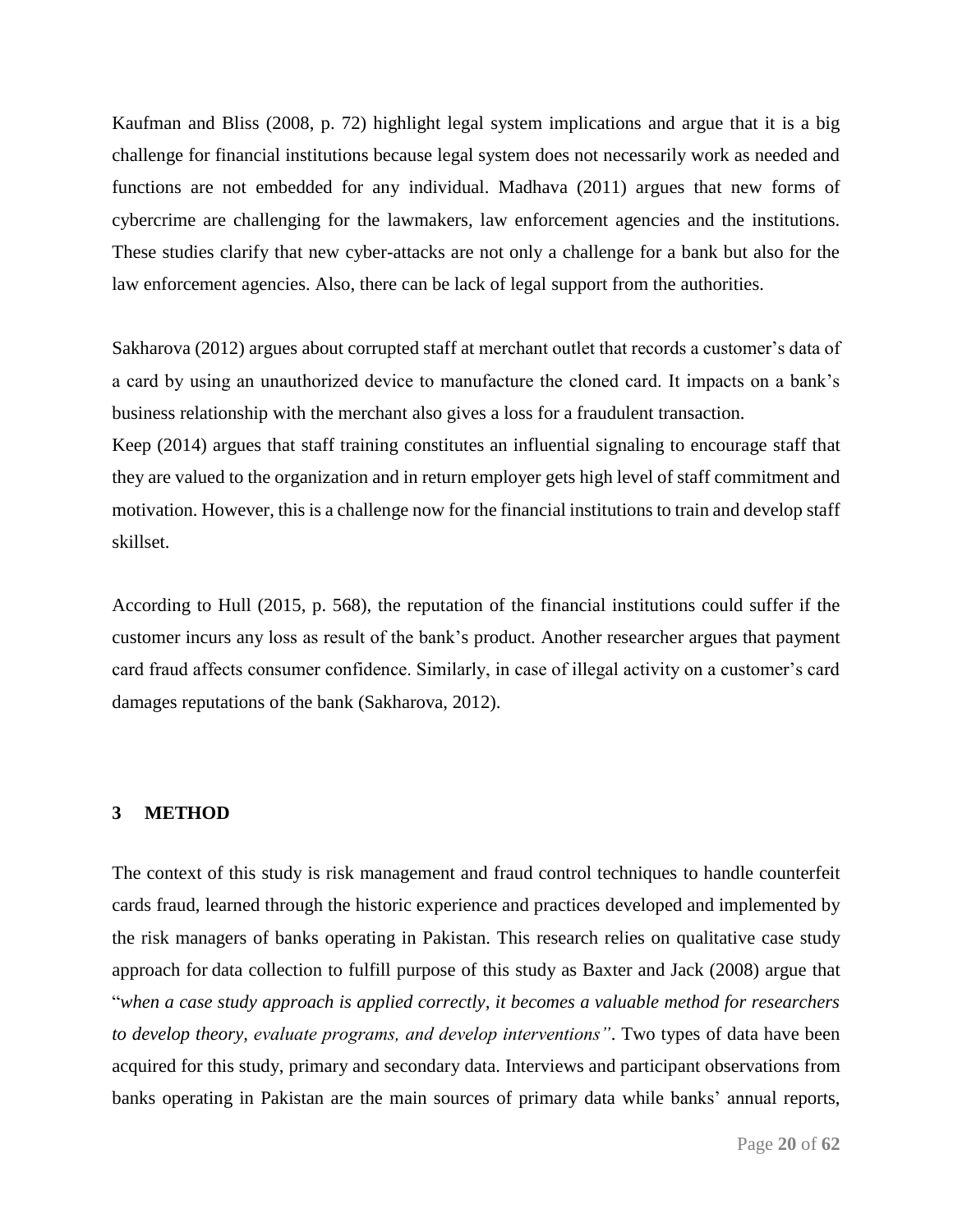Kaufman and Bliss (2008, p. 72) highlight legal system implications and argue that it is a big challenge for financial institutions because legal system does not necessarily work as needed and functions are not embedded for any individual. Madhava (2011) argues that new forms of cybercrime are challenging for the lawmakers, law enforcement agencies and the institutions. These studies clarify that new cyber-attacks are not only a challenge for a bank but also for the law enforcement agencies. Also, there can be lack of legal support from the authorities.

Sakharova (2012) argues about corrupted staff at merchant outlet that records a customer's data of a card by using an unauthorized device to manufacture the cloned card. It impacts on a bank's business relationship with the merchant also gives a loss for a fraudulent transaction.

Keep (2014) argues that staff training constitutes an influential signaling to encourage staff that they are valued to the organization and in return employer gets high level of staff commitment and motivation. However, this is a challenge now for the financial institutions to train and develop staff skillset.

According to Hull (2015, p. 568), the reputation of the financial institutions could suffer if the customer incurs any loss as result of the bank's product. Another researcher argues that payment card fraud affects consumer confidence. Similarly, in case of illegal activity on a customer's card damages reputations of the bank (Sakharova, 2012).

# 3 METHOD

The context of this study is risk management and fraud control techniques to handle counterfeit cards fraud, learned through the historic experience and practices developed and implemented by the risk managers of banks operating in Pakistan. This research relies on qualitative case study approach for data collection to fulfill purpose of this study as Baxter and Jack (2008) argue that "*when a case study approach is applied correctly, it becomes a valuable method for researchers to develop theory, evaluate programs, and develop interventions"*. Two types of data have been acquired for this study, primary and secondary data. Interviews and participant observations from banks operating in Pakistan are the main sources of primary data while banks' annual reports,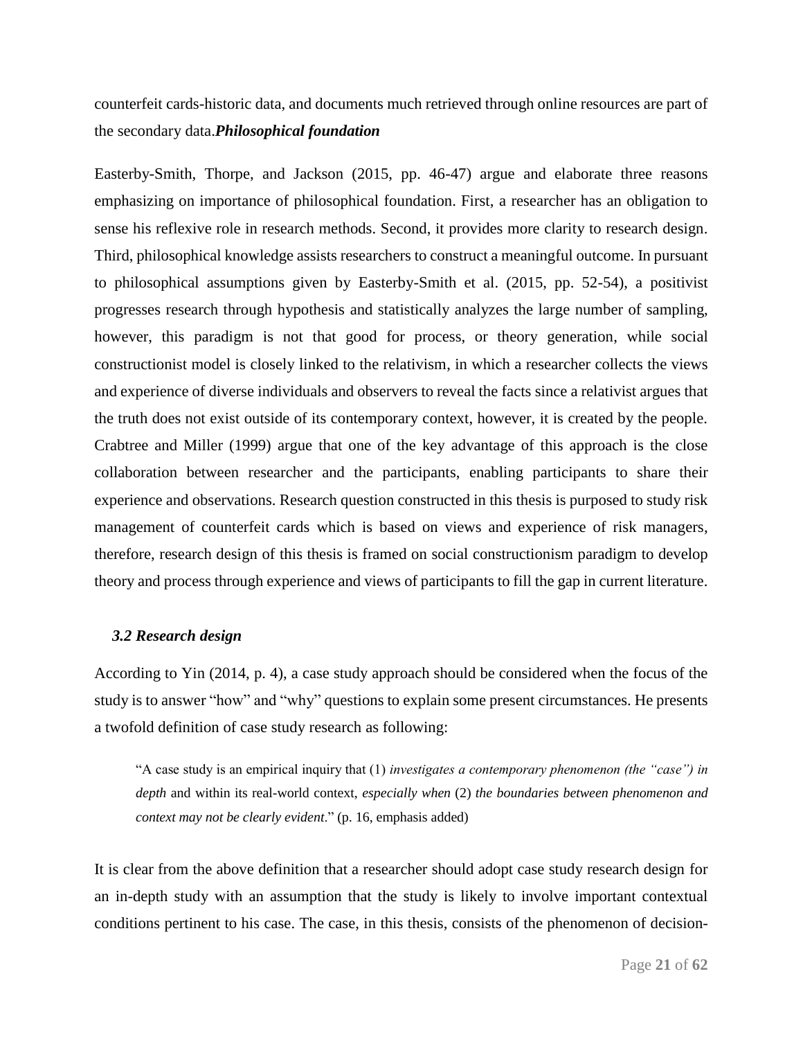counterfeit cards-historic data, and documents much retrieved through online resources are part of the secondary data.

***Philosophical foundation***

Easterby-Smith, Thorpe, and Jackson (2015, pp. 46-47) argue and elaborate three reasons emphasizing on importance of philosophical foundation. First, a researcher has an obligation to sense his reflexive role in research methods. Second, it provides more clarity to research design. Third, philosophical knowledge assists researchers to construct a meaningful outcome. In pursuant to philosophical assumptions given by Easterby-Smith et al. (2015, pp. 52-54), a positivist progresses research through hypothesis and statistically analyzes the large number of sampling, however, this paradigm is not that good for process, or theory generation, while social constructionist model is closely linked to the relativism, in which a researcher collects the views and experience of diverse individuals and observers to reveal the facts since a relativist argues that the truth does not exist outside of its contemporary context, however, it is created by the people. Crabtree and Miller (1999) argue that one of the key advantage of this approach is the close collaboration between researcher and the participants, enabling participants to share their experience and observations. Research question constructed in this thesis is purposed to study risk management of counterfeit cards which is based on views and experience of risk managers, therefore, research design of this thesis is framed on social constructionism paradigm to develop theory and process through experience and views of participants to fill the gap in current literature.

### *3.2 Research design*

According to Yin (2014, p. 4), a case study approach should be considered when the focus of the study is to answer "how" and "why" questions to explain some present circumstances. He presents a twofold definition of case study research as following:

> "A case study is an empirical inquiry that (1) *investigates a contemporary phenomenon (the "case") in depth* and within its real-world context, *especially when* (2) *the boundaries between phenomenon and context may not be clearly evident*." (p. 16, emphasis added)

It is clear from the above definition that a researcher should adopt case study research design for an in-depth study with an assumption that the study is likely to involve important contextual conditions pertinent to his case. The case, in this thesis, consists of the phenomenon of decision-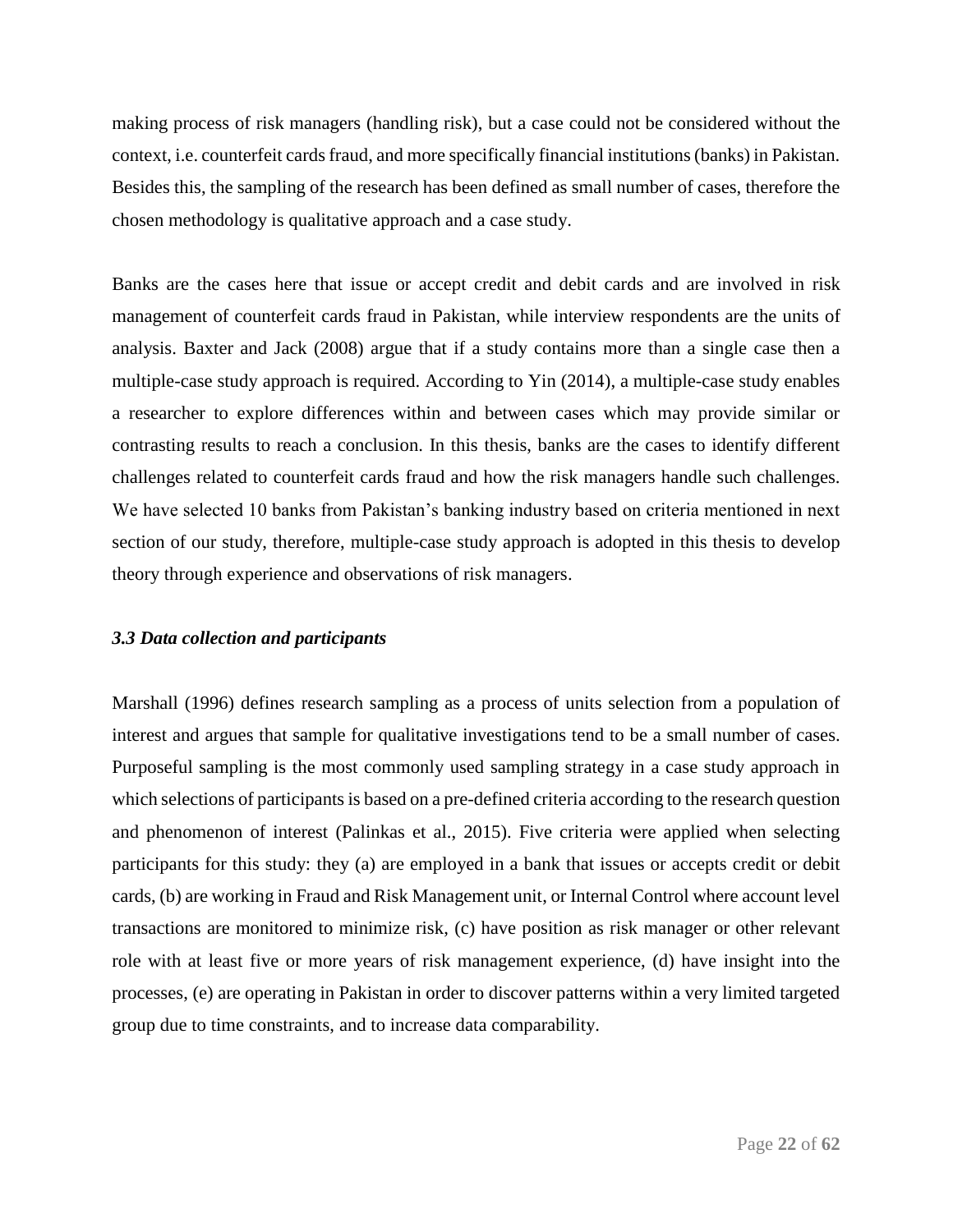making process of risk managers (handling risk), but a case could not be considered without the context, i.e. counterfeit cards fraud, and more specifically financial institutions (banks) in Pakistan. Besides this, the sampling of the research has been defined as small number of cases, therefore the chosen methodology is qualitative approach and a case study.

Banks are the cases here that issue or accept credit and debit cards and are involved in risk management of counterfeit cards fraud in Pakistan, while interview respondents are the units of analysis. Baxter and Jack (2008) argue that if a study contains more than a single case then a multiple-case study approach is required. According to Yin (2014), a multiple-case study enables a researcher to explore differences within and between cases which may provide similar or contrasting results to reach a conclusion. In this thesis, banks are the cases to identify different challenges related to counterfeit cards fraud and how the risk managers handle such challenges. We have selected 10 banks from Pakistan's banking industry based on criteria mentioned in next section of our study, therefore, multiple-case study approach is adopted in this thesis to develop theory through experience and observations of risk managers.

### *3.3 Data collection and participants*

Marshall (1996) defines research sampling as a process of units selection from a population of interest and argues that sample for qualitative investigations tend to be a small number of cases. Purposeful sampling is the most commonly used sampling strategy in a case study approach in which selections of participants is based on a pre-defined criteria according to the research question and phenomenon of interest (Palinkas et al., 2015). Five criteria were applied when selecting participants for this study: they (a) are employed in a bank that issues or accepts credit or debit cards, (b) are working in Fraud and Risk Management unit, or Internal Control where account level transactions are monitored to minimize risk, (c) have position as risk manager or other relevant role with at least five or more years of risk management experience, (d) have insight into the processes, (e) are operating in Pakistan in order to discover patterns within a very limited targeted group due to time constraints, and to increase data comparability.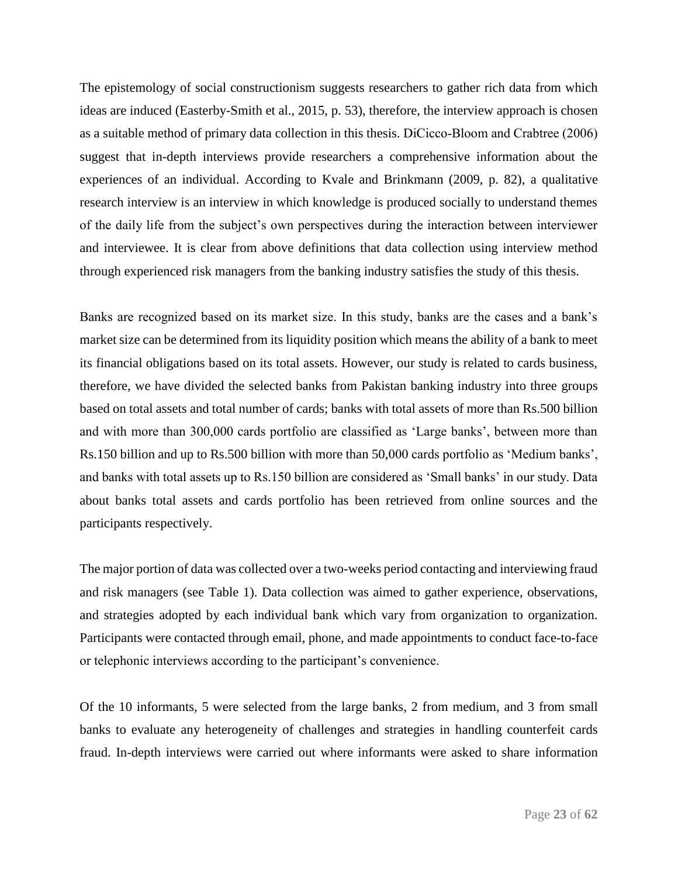The epistemology of social constructionism suggests researchers to gather rich data from which ideas are induced (Easterby-Smith et al., 2015, p. 53), therefore, the interview approach is chosen as a suitable method of primary data collection in this thesis. DiCicco-Bloom and Crabtree (2006) suggest that in-depth interviews provide researchers a comprehensive information about the experiences of an individual. According to Kvale and Brinkmann (2009, p. 82), a qualitative research interview is an interview in which knowledge is produced socially to understand themes of the daily life from the subject's own perspectives during the interaction between interviewer and interviewee. It is clear from above definitions that data collection using interview method through experienced risk managers from the banking industry satisfies the study of this thesis.

Banks are recognized based on its market size. In this study, banks are the cases and a bank's market size can be determined from its liquidity position which means the ability of a bank to meet its financial obligations based on its total assets. However, our study is related to cards business, therefore, we have divided the selected banks from Pakistan banking industry into three groups based on total assets and total number of cards; banks with total assets of more than Rs.500 billion and with more than 300,000 cards portfolio are classified as 'Large banks', between more than Rs.150 billion and up to Rs.500 billion with more than 50,000 cards portfolio as 'Medium banks', and banks with total assets up to Rs.150 billion are considered as 'Small banks' in our study. Data about banks total assets and cards portfolio has been retrieved from online sources and the participants respectively.

The major portion of data was collected over a two-weeks period contacting and interviewing fraud and risk managers (see Table 1). Data collection was aimed to gather experience, observations, and strategies adopted by each individual bank which vary from organization to organization. Participants were contacted through email, phone, and made appointments to conduct face-to-face or telephonic interviews according to the participant's convenience.

Of the 10 informants, 5 were selected from the large banks, 2 from medium, and 3 from small banks to evaluate any heterogeneity of challenges and strategies in handling counterfeit cards fraud. In-depth interviews were carried out where informants were asked to share information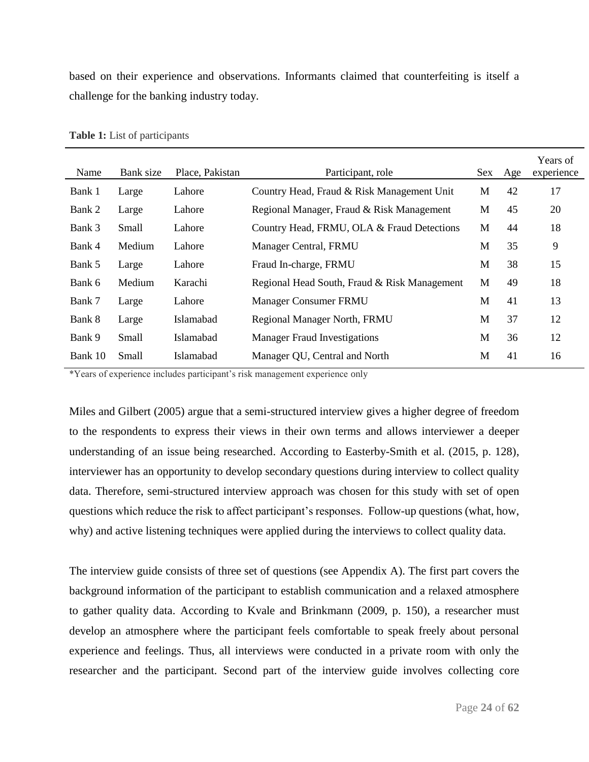based on their experience and observations. Informants claimed that counterfeiting is itself a challenge for the banking industry today.

**Table 1:** List of participants

| Name | Bank size | Place, Pakistan | Participant, role | Sex | Age | Years of experience |
|---|---|---|---|---|---|---|
| Bank 1 | Large | Lahore | Country Head, Fraud & Risk Management Unit | M | 42 | 17 |
| Bank 2 | Large | Lahore | Regional Manager, Fraud & Risk Management | M | 45 | 20 |
| Bank 3 | Small | Lahore | Country Head, FRMU, OLA & Fraud Detections | M | 44 | 18 |
| Bank 4 | Medium | Lahore | Manager Central, FRMU | M | 35 | 9 |
| Bank 5 | Large | Lahore | Fraud In-charge, FRMU | M | 38 | 15 |
| Bank 6 | Medium | Karachi | Regional Head South, Fraud & Risk Management | M | 49 | 18 |
| Bank 7 | Large | Lahore | Manager Consumer FRMU | M | 41 | 13 |
| Bank 8 | Large | Islamabad | Regional Manager North, FRMU | M | 37 | 12 |
| Bank 9 | Small | Islamabad | Manager Fraud Investigations | M | 36 | 12 |
| Bank 10 | Small | Islamabad | Manager QU, Central and North | M | 41 | 16 |

*Years of experience includes participant's risk management experience only

Miles and Gilbert (2005) argue that a semi-structured interview gives a higher degree of freedom to the respondents to express their views in their own terms and allows interviewer a deeper understanding of an issue being researched. According to Easterby-Smith et al. (2015, p. 128), interviewer has an opportunity to develop secondary questions during interview to collect quality data. Therefore, semi-structured interview approach was chosen for this study with set of open questions which reduce the risk to affect participant's responses. Follow-up questions (what, how, why) and active listening techniques were applied during the interviews to collect quality data.

The interview guide consists of three set of questions (see Appendix A). The first part covers the background information of the participant to establish communication and a relaxed atmosphere to gather quality data. According to Kvale and Brinkmann (2009, p. 150), a researcher must develop an atmosphere where the participant feels comfortable to speak freely about personal experience and feelings. Thus, all interviews were conducted in a private room with only the researcher and the participant. Second part of the interview guide involves collecting core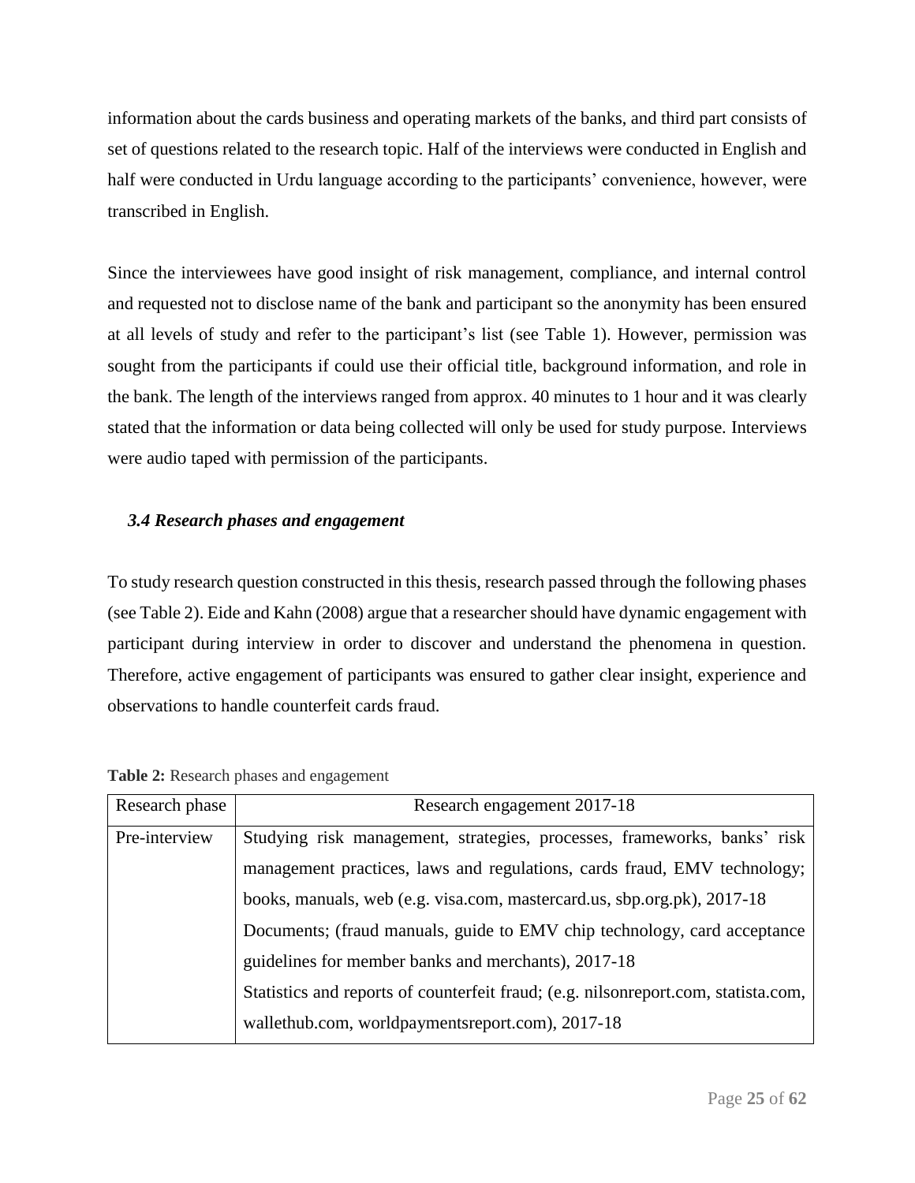information about the cards business and operating markets of the banks, and third part consists of set of questions related to the research topic. Half of the interviews were conducted in English and half were conducted in Urdu language according to the participants' convenience, however, were transcribed in English.

Since the interviewees have good insight of risk management, compliance, and internal control and requested not to disclose name of the bank and participant so the anonymity has been ensured at all levels of study and refer to the participant's list (see Table 1). However, permission was sought from the participants if could use their official title, background information, and role in the bank. The length of the interviews ranged from approx. 40 minutes to 1 hour and it was clearly stated that the information or data being collected will only be used for study purpose. Interviews were audio taped with permission of the participants.

### *3.4 Research phases and engagement*

To study research question constructed in this thesis, research passed through the following phases (see Table 2). Eide and Kahn (2008) argue that a researcher should have dynamic engagement with participant during interview in order to discover and understand the phenomena in question. Therefore, active engagement of participants was ensured to gather clear insight, experience and observations to handle counterfeit cards fraud.

**Table 2:** Research phases and engagement

| Research phase | Research engagement 2017-18 |
|---|---|
| Pre-interview | Studying risk management, strategies, processes, frameworks, banks' risk management practices, laws and regulations, cards fraud, EMV technology; books, manuals, web (e.g. visa.com, mastercard.us, sbp.org.pk), 2017-18<br>Documents; (fraud manuals, guide to EMV chip technology, card acceptance guidelines for member banks and merchants), 2017-18<br>Statistics and reports of counterfeit fraud; (e.g. nilsonreport.com, statista.com, wallethub.com, worldpaymentsreport.com), 2017-18 |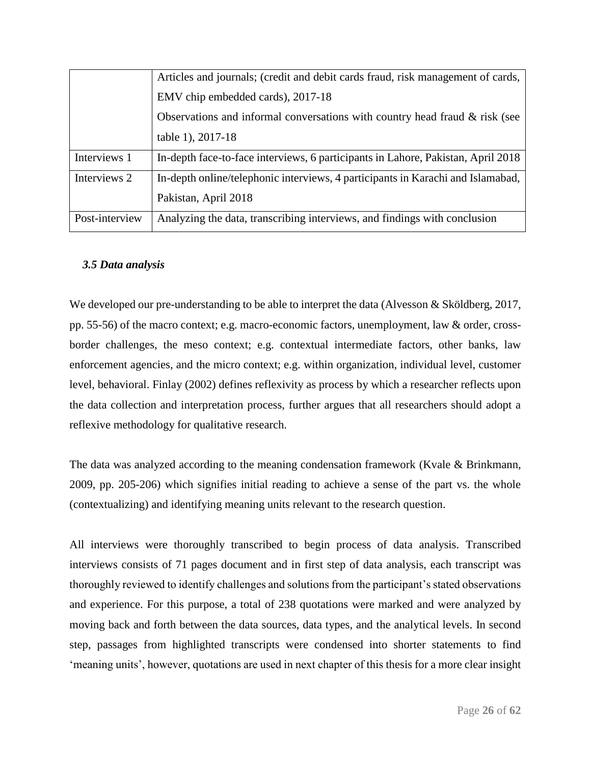| | |
|---|---|
| | Articles and journals; (credit and debit cards fraud, risk management of cards, EMV chip embedded cards), 2017-18<br>Observations and informal conversations with country head fraud & risk (see table 1), 2017-18 |
| Interviews 1 | In-depth face-to-face interviews, 6 participants in Lahore, Pakistan, April 2018 |
| Interviews 2 | In-depth online/telephonic interviews, 4 participants in Karachi and Islamabad, Pakistan, April 2018 |
| Post-interview | Analyzing the data, transcribing interviews, and findings with conclusion |

### *3.5 Data analysis*

We developed our pre-understanding to be able to interpret the data (Alvesson & Sköldberg, 2017, pp. 55-56) of the macro context; e.g. macro-economic factors, unemployment, law & order, cross-border challenges, the meso context; e.g. contextual intermediate factors, other banks, law enforcement agencies, and the micro context; e.g. within organization, individual level, customer level, behavioral. Finlay (2002) defines reflexivity as process by which a researcher reflects upon the data collection and interpretation process, further argues that all researchers should adopt a reflexive methodology for qualitative research.

The data was analyzed according to the meaning condensation framework (Kvale & Brinkmann, 2009, pp. 205-206) which signifies initial reading to achieve a sense of the part vs. the whole (contextualizing) and identifying meaning units relevant to the research question.

All interviews were thoroughly transcribed to begin process of data analysis. Transcribed interviews consists of 71 pages document and in first step of data analysis, each transcript was thoroughly reviewed to identify challenges and solutions from the participant's stated observations and experience. For this purpose, a total of 238 quotations were marked and were analyzed by moving back and forth between the data sources, data types, and the analytical levels. In second step, passages from highlighted transcripts were condensed into shorter statements to find 'meaning units', however, quotations are used in next chapter of this thesis for a more clear insight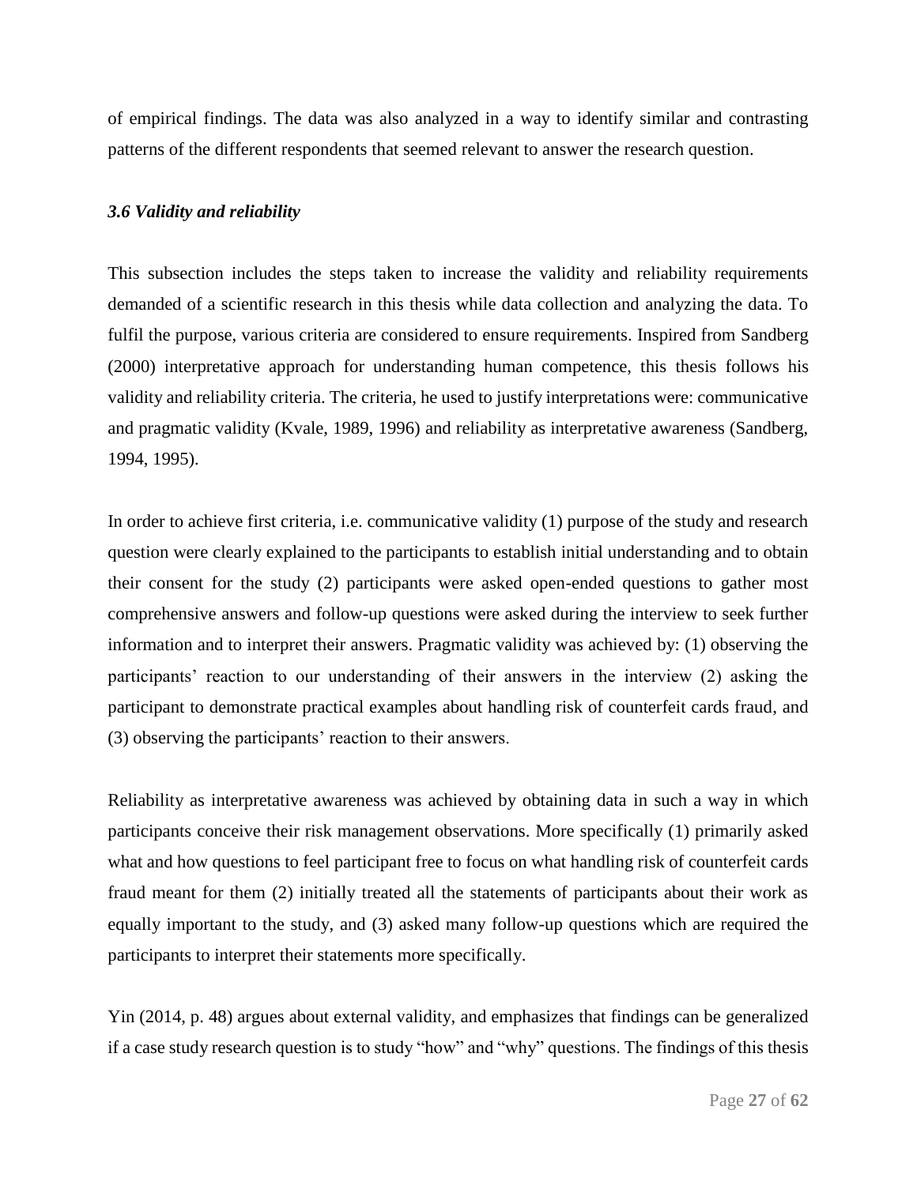of empirical findings. The data was also analyzed in a way to identify similar and contrasting patterns of the different respondents that seemed relevant to answer the research question.

### *3.6 Validity and reliability*

This subsection includes the steps taken to increase the validity and reliability requirements demanded of a scientific research in this thesis while data collection and analyzing the data. To fulfil the purpose, various criteria are considered to ensure requirements. Inspired from Sandberg (2000) interpretative approach for understanding human competence, this thesis follows his validity and reliability criteria. The criteria, he used to justify interpretations were: communicative and pragmatic validity (Kvale, 1989, 1996) and reliability as interpretative awareness (Sandberg, 1994, 1995).

In order to achieve first criteria, i.e. communicative validity (1) purpose of the study and research question were clearly explained to the participants to establish initial understanding and to obtain their consent for the study (2) participants were asked open-ended questions to gather most comprehensive answers and follow-up questions were asked during the interview to seek further information and to interpret their answers. Pragmatic validity was achieved by: (1) observing the participants' reaction to our understanding of their answers in the interview (2) asking the participant to demonstrate practical examples about handling risk of counterfeit cards fraud, and (3) observing the participants' reaction to their answers.

Reliability as interpretative awareness was achieved by obtaining data in such a way in which participants conceive their risk management observations. More specifically (1) primarily asked what and how questions to feel participant free to focus on what handling risk of counterfeit cards fraud meant for them (2) initially treated all the statements of participants about their work as equally important to the study, and (3) asked many follow-up questions which are required the participants to interpret their statements more specifically.

Yin (2014, p. 48) argues about external validity, and emphasizes that findings can be generalized if a case study research question is to study "how" and "why" questions. The findings of this thesis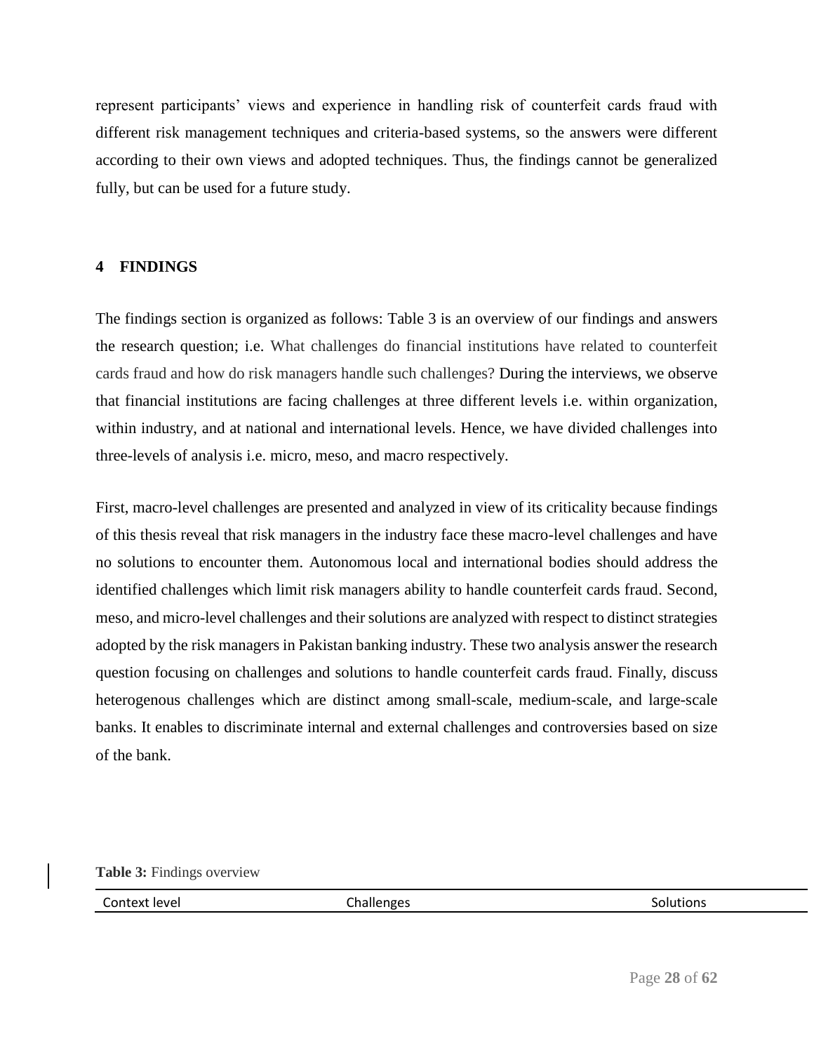represent participants' views and experience in handling risk of counterfeit cards fraud with different risk management techniques and criteria-based systems, so the answers were different according to their own views and adopted techniques. Thus, the findings cannot be generalized fully, but can be used for a future study.

## 4 FINDINGS

The findings section is organized as follows: Table 3 is an overview of our findings and answers the research question; i.e. What challenges do financial institutions have related to counterfeit cards fraud and how do risk managers handle such challenges? During the interviews, we observe that financial institutions are facing challenges at three different levels i.e. within organization, within industry, and at national and international levels. Hence, we have divided challenges into three-levels of analysis i.e. micro, meso, and macro respectively.

First, macro-level challenges are presented and analyzed in view of its criticality because findings of this thesis reveal that risk managers in the industry face these macro-level challenges and have no solutions to encounter them. Autonomous local and international bodies should address the identified challenges which limit risk managers ability to handle counterfeit cards fraud. Second, meso, and micro-level challenges and their solutions are analyzed with respect to distinct strategies adopted by the risk managers in Pakistan banking industry. These two analysis answer the research question focusing on challenges and solutions to handle counterfeit cards fraud. Finally, discuss heterogenous challenges which are distinct among small-scale, medium-scale, and large-scale banks. It enables to discriminate internal and external challenges and controversies based on size of the bank.

**Table 3:** Findings overview

| Context level | Challenges | Solutions |
| --- | --- | --- |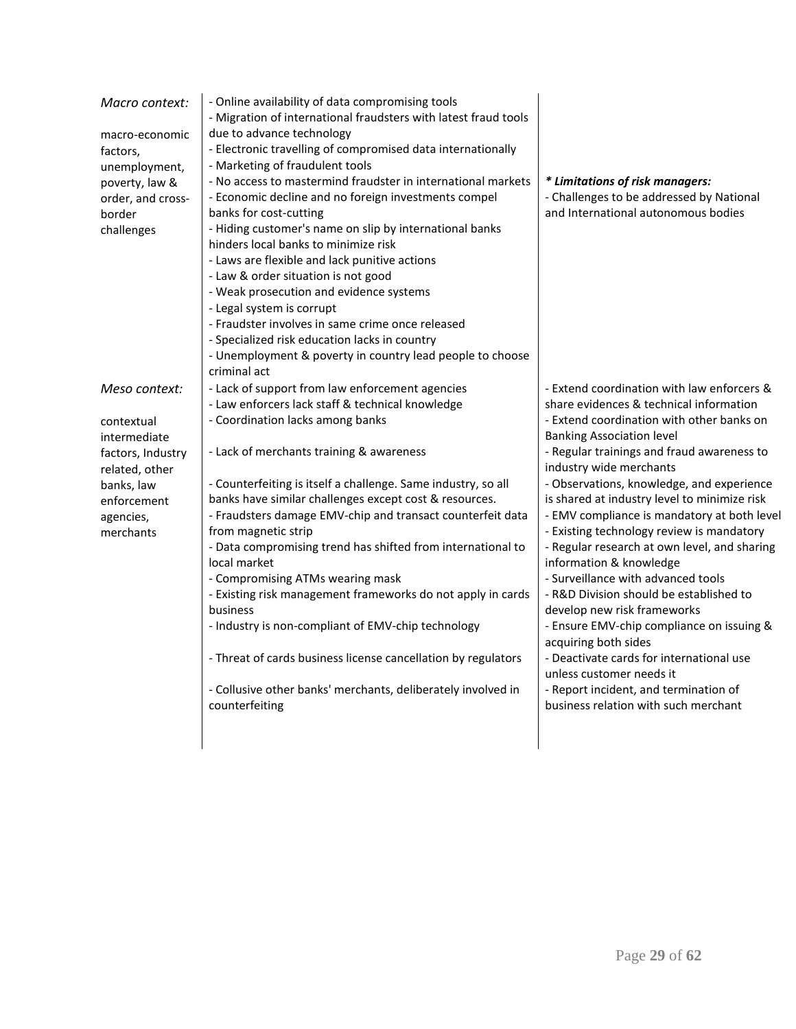| | | |
|---|---|---|
| *Macro context:*<br><br>macro-economic factors, unemployment, poverty, law & order, and cross-border challenges | - Online availability of data compromising tools<br>- Migration of international fraudsters with latest fraud tools due to advance technology<br>- Electronic travelling of compromised data internationally<br>- Marketing of fraudulent tools<br>- No access to mastermind fraudster in international markets<br>- Economic decline and no foreign investments compel banks for cost-cutting<br>- Hiding customer's name on slip by international banks hinders local banks to minimize risk<br>- Laws are flexible and lack punitive actions<br>- Law & order situation is not good<br>- Weak prosecution and evidence systems<br>- Legal system is corrupt<br>- Fraudster involves in same crime once released<br>- Specialized risk education lacks in country<br>- Unemployment & poverty in country lead people to choose criminal act | ***\* Limitations of risk managers:***<br>- Challenges to be addressed by National and International autonomous bodies |
| *Meso context:*<br><br>contextual intermediate factors, Industry related, other banks, law enforcement agencies, merchants | - Lack of support from law enforcement agencies<br>- Law enforcers lack staff & technical knowledge<br>- Coordination lacks among banks | - Extend coordination with law enforcers & share evidences & technical information<br>- Extend coordination with other banks on Banking Association level |
| | - Lack of merchants training & awareness | - Regular trainings and fraud awareness to industry wide merchants |
| | - Counterfeiting is itself a challenge. Same industry, so all banks have similar challenges except cost & resources. | - Observations, knowledge, and experience is shared at industry level to minimize risk |
| | - Fraudsters damage EMV-chip and transact counterfeit data from magnetic strip | - EMV compliance is mandatory at both level<br>- Existing technology review is mandatory |
| | - Data compromising trend has shifted from international to local market | - Regular research at own level, and sharing information & knowledge |
| | - Compromising ATMs wearing mask | - Surveillance with advanced tools |
| | - Existing risk management frameworks do not apply in cards business | - R&D Division should be established to develop new risk frameworks |
| | - Industry is non-compliant of EMV-chip technology | - Ensure EMV-chip compliance on issuing & acquiring both sides |
| | - Threat of cards business license cancellation by regulators | - Deactivate cards for international use unless customer needs it |
| | - Collusive other banks' merchants, deliberately involved in counterfeiting | - Report incident, and termination of business relation with such merchant |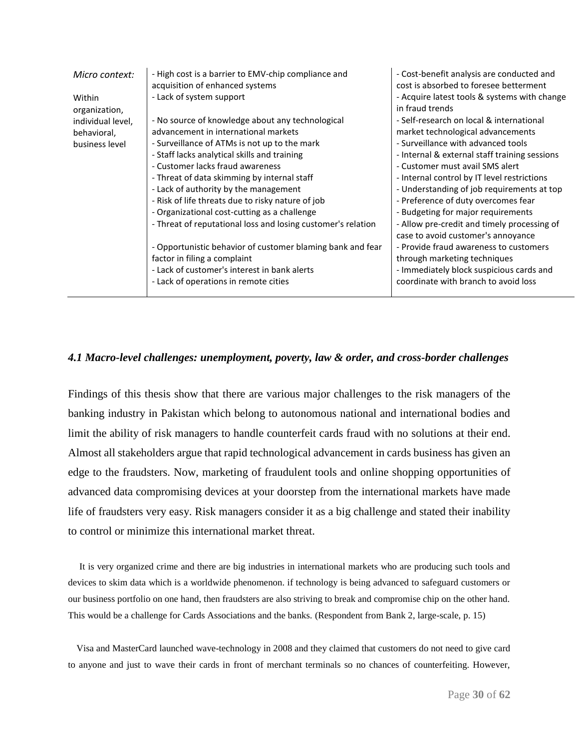| | | |
|---|---|---|
| *Micro context:*<br><br>Within organization, individual level, behavioral, business level | - High cost is a barrier to EMV-chip compliance and acquisition of enhanced systems<br>- Lack of system support<br><br>- No source of knowledge about any technological advancement in international markets<br>- Surveillance of ATMs is not up to the mark<br>- Staff lacks analytical skills and training<br>- Customer lacks fraud awareness<br>- Threat of data skimming by internal staff<br>- Lack of authority by the management<br>- Risk of life threats due to risky nature of job<br>- Organizational cost-cutting as a challenge<br>- Threat of reputational loss and losing customer's relation<br><br>- Opportunistic behavior of customer blaming bank and fear factor in filing a complaint<br>- Lack of customer's interest in bank alerts<br>- Lack of operations in remote cities | - Cost-benefit analysis are conducted and cost is absorbed to foresee betterment<br>- Acquire latest tools & systems with change in fraud trends<br>- Self-research on local & international market technological advancements<br>- Surveillance with advanced tools<br>- Internal & external staff training sessions<br>- Customer must avail SMS alert<br>- Internal control by IT level restrictions<br>- Understanding of job requirements at top<br>- Preference of duty overcomes fear<br>- Budgeting for major requirements<br>- Allow pre-credit and timely processing of case to avoid customer's annoyance<br>- Provide fraud awareness to customers through marketing techniques<br>- Immediately block suspicious cards and coordinate with branch to avoid loss |

### *4.1 Macro-level challenges: unemployment, poverty, law & order, and cross-border challenges*

Findings of this thesis show that there are various major challenges to the risk managers of the banking industry in Pakistan which belong to autonomous national and international bodies and limit the ability of risk managers to handle counterfeit cards fraud with no solutions at their end. Almost all stakeholders argue that rapid technological advancement in cards business has given an edge to the fraudsters. Now, marketing of fraudulent tools and online shopping opportunities of advanced data compromising devices at your doorstep from the international markets have made life of fraudsters very easy. Risk managers consider it as a big challenge and stated their inability to control or minimize this international market threat.

> It is very organized crime and there are big industries in international markets who are producing such tools and devices to skim data which is a worldwide phenomenon. if technology is being advanced to safeguard customers or our business portfolio on one hand, then fraudsters are also striving to break and compromise chip on the other hand. This would be a challenge for Cards Associations and the banks. (Respondent from Bank 2, large-scale, p. 15)

> Visa and MasterCard launched wave-technology in 2008 and they claimed that customers do not need to give card to anyone and just to wave their cards in front of merchant terminals so no chances of counterfeiting. However,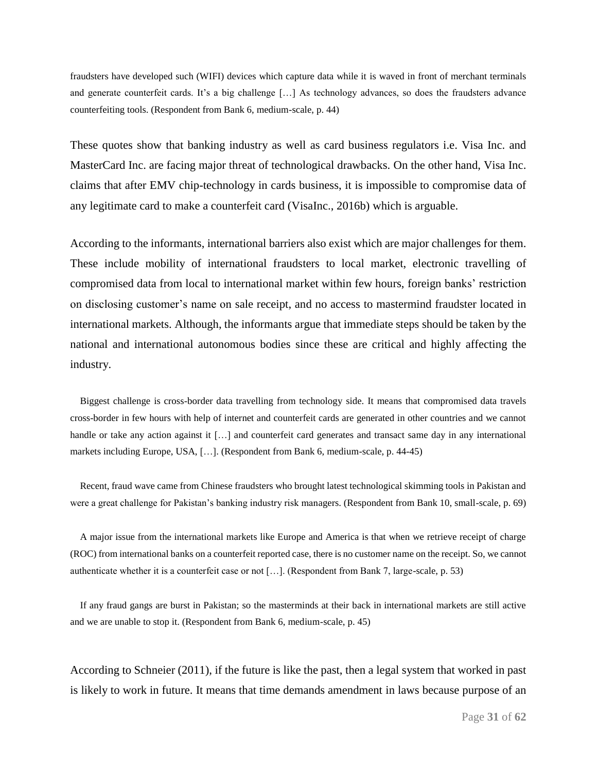fraudsters have developed such (WIFI) devices which capture data while it is waved in front of merchant terminals and generate counterfeit cards. It's a big challenge […] As technology advances, so does the fraudsters advance counterfeiting tools. (Respondent from Bank 6, medium-scale, p. 44)

These quotes show that banking industry as well as card business regulators i.e. Visa Inc. and MasterCard Inc. are facing major threat of technological drawbacks. On the other hand, Visa Inc. claims that after EMV chip-technology in cards business, it is impossible to compromise data of any legitimate card to make a counterfeit card (VisaInc., 2016b) which is arguable.

According to the informants, international barriers also exist which are major challenges for them. These include mobility of international fraudsters to local market, electronic travelling of compromised data from local to international market within few hours, foreign banks' restriction on disclosing customer's name on sale receipt, and no access to mastermind fraudster located in international markets. Although, the informants argue that immediate steps should be taken by the national and international autonomous bodies since these are critical and highly affecting the industry.

> Biggest challenge is cross-border data travelling from technology side. It means that compromised data travels cross-border in few hours with help of internet and counterfeit cards are generated in other countries and we cannot handle or take any action against it […] and counterfeit card generates and transact same day in any international markets including Europe, USA, […]. (Respondent from Bank 6, medium-scale, p. 44-45)

> Recent, fraud wave came from Chinese fraudsters who brought latest technological skimming tools in Pakistan and were a great challenge for Pakistan's banking industry risk managers. (Respondent from Bank 10, small-scale, p. 69)

> A major issue from the international markets like Europe and America is that when we retrieve receipt of charge (ROC) from international banks on a counterfeit reported case, there is no customer name on the receipt. So, we cannot authenticate whether it is a counterfeit case or not […]. (Respondent from Bank 7, large-scale, p. 53)

> If any fraud gangs are burst in Pakistan; so the masterminds at their back in international markets are still active and we are unable to stop it. (Respondent from Bank 6, medium-scale, p. 45)

According to Schneier (2011), if the future is like the past, then a legal system that worked in past is likely to work in future. It means that time demands amendment in laws because purpose of an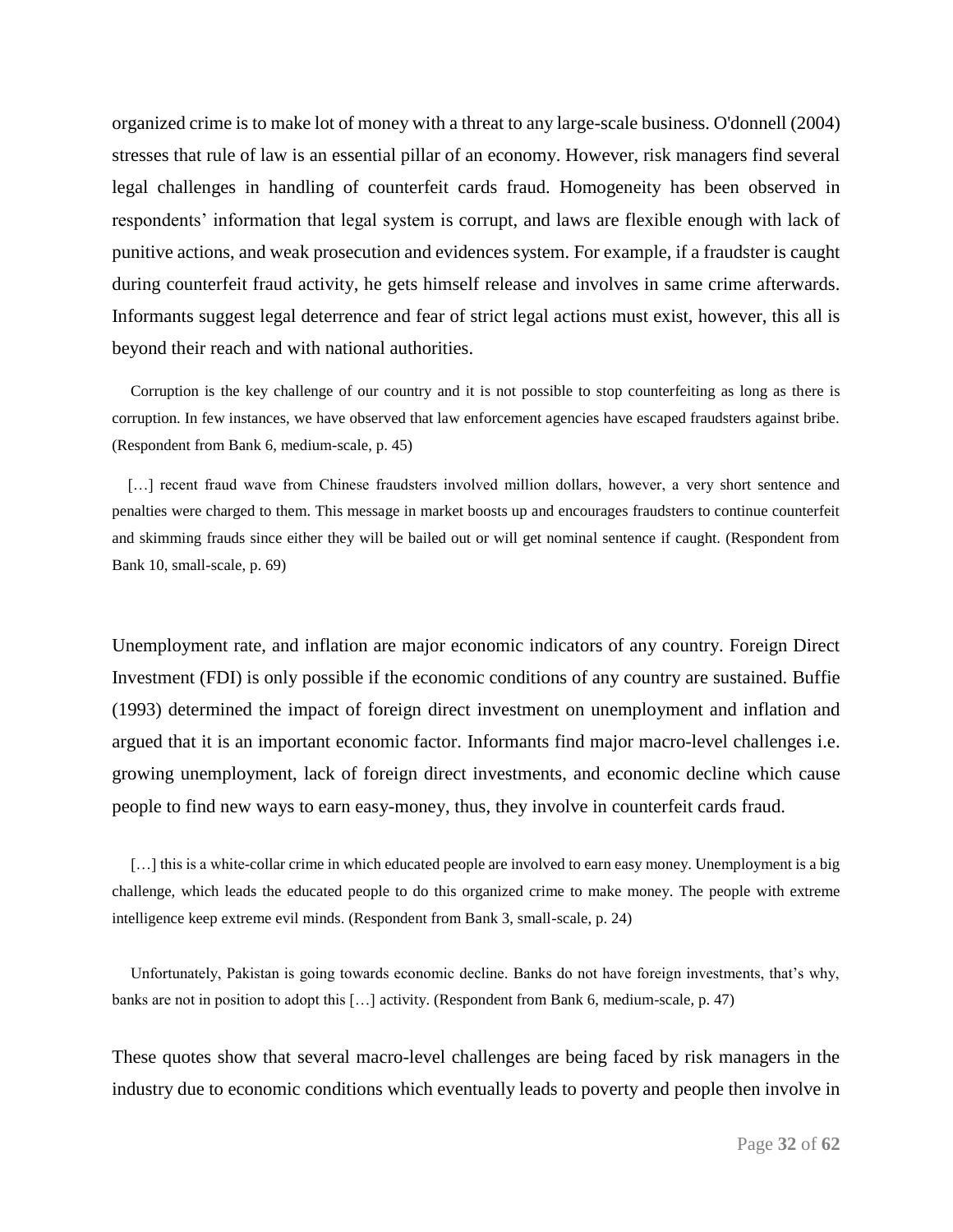organized crime is to make lot of money with a threat to any large-scale business. O'donnell (2004) stresses that rule of law is an essential pillar of an economy. However, risk managers find several legal challenges in handling of counterfeit cards fraud. Homogeneity has been observed in respondents' information that legal system is corrupt, and laws are flexible enough with lack of punitive actions, and weak prosecution and evidences system. For example, if a fraudster is caught during counterfeit fraud activity, he gets himself release and involves in same crime afterwards. Informants suggest legal deterrence and fear of strict legal actions must exist, however, this all is beyond their reach and with national authorities.

> Corruption is the key challenge of our country and it is not possible to stop counterfeiting as long as there is corruption. In few instances, we have observed that law enforcement agencies have escaped fraudsters against bribe. (Respondent from Bank 6, medium-scale, p. 45)

> […] recent fraud wave from Chinese fraudsters involved million dollars, however, a very short sentence and penalties were charged to them. This message in market boosts up and encourages fraudsters to continue counterfeit and skimming frauds since either they will be bailed out or will get nominal sentence if caught. (Respondent from Bank 10, small-scale, p. 69)

Unemployment rate, and inflation are major economic indicators of any country. Foreign Direct Investment (FDI) is only possible if the economic conditions of any country are sustained. Buffie (1993) determined the impact of foreign direct investment on unemployment and inflation and argued that it is an important economic factor. Informants find major macro-level challenges i.e. growing unemployment, lack of foreign direct investments, and economic decline which cause people to find new ways to earn easy-money, thus, they involve in counterfeit cards fraud.

> […] this is a white-collar crime in which educated people are involved to earn easy money. Unemployment is a big challenge, which leads the educated people to do this organized crime to make money. The people with extreme intelligence keep extreme evil minds. (Respondent from Bank 3, small-scale, p. 24)

> Unfortunately, Pakistan is going towards economic decline. Banks do not have foreign investments, that's why, banks are not in position to adopt this […] activity. (Respondent from Bank 6, medium-scale, p. 47)

These quotes show that several macro-level challenges are being faced by risk managers in the industry due to economic conditions which eventually leads to poverty and people then involve in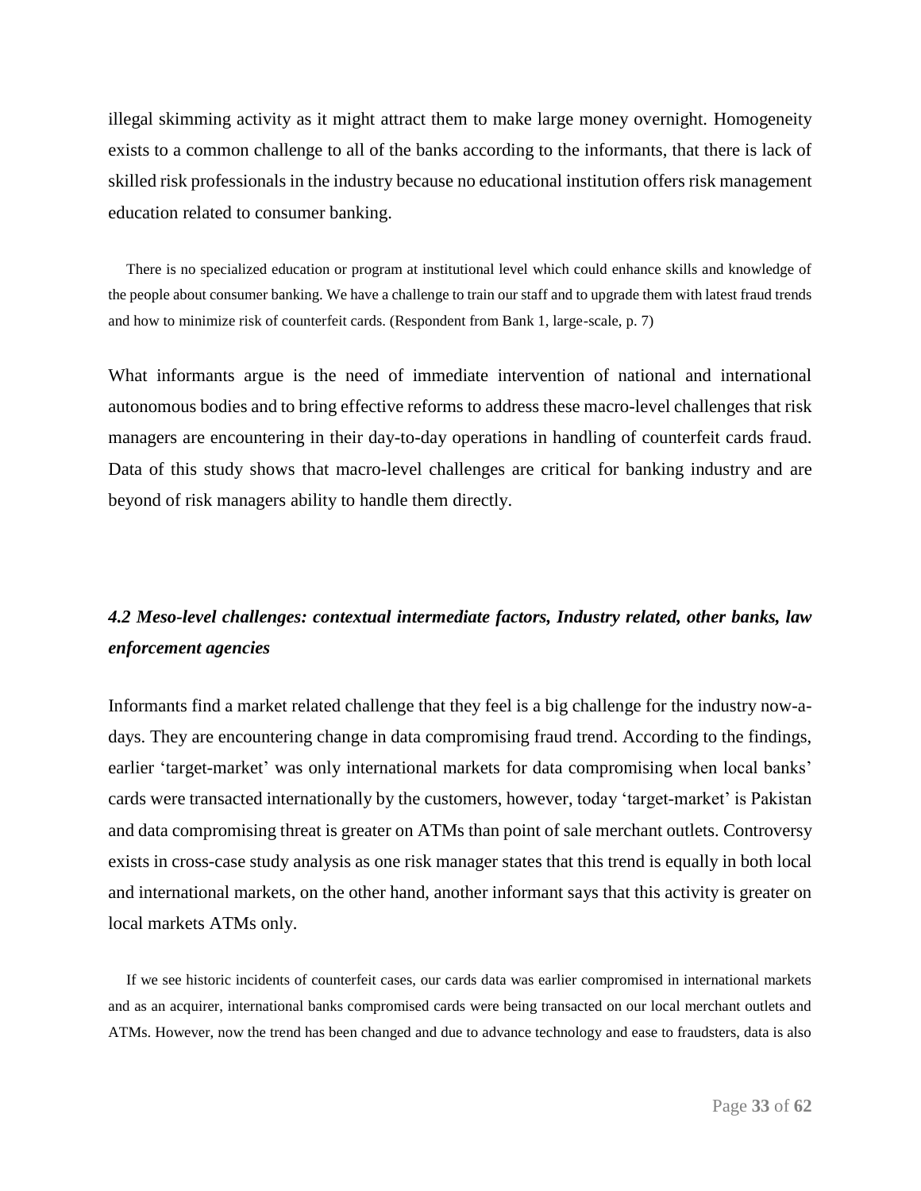illegal skimming activity as it might attract them to make large money overnight. Homogeneity exists to a common challenge to all of the banks according to the informants, that there is lack of skilled risk professionals in the industry because no educational institution offers risk management education related to consumer banking.

> There is no specialized education or program at institutional level which could enhance skills and knowledge of the people about consumer banking. We have a challenge to train our staff and to upgrade them with latest fraud trends and how to minimize risk of counterfeit cards. (Respondent from Bank 1, large-scale, p. 7)

What informants argue is the need of immediate intervention of national and international autonomous bodies and to bring effective reforms to address these macro-level challenges that risk managers are encountering in their day-to-day operations in handling of counterfeit cards fraud. Data of this study shows that macro-level challenges are critical for banking industry and are beyond of risk managers ability to handle them directly.

### *4.2 Meso-level challenges: contextual intermediate factors, Industry related, other banks, law enforcement agencies*

Informants find a market related challenge that they feel is a big challenge for the industry now-a-days. They are encountering change in data compromising fraud trend. According to the findings, earlier 'target-market' was only international markets for data compromising when local banks' cards were transacted internationally by the customers, however, today 'target-market' is Pakistan and data compromising threat is greater on ATMs than point of sale merchant outlets. Controversy exists in cross-case study analysis as one risk manager states that this trend is equally in both local and international markets, on the other hand, another informant says that this activity is greater on local markets ATMs only.

> If we see historic incidents of counterfeit cases, our cards data was earlier compromised in international markets and as an acquirer, international banks compromised cards were being transacted on our local merchant outlets and ATMs. However, now the trend has been changed and due to advance technology and ease to fraudsters, data is also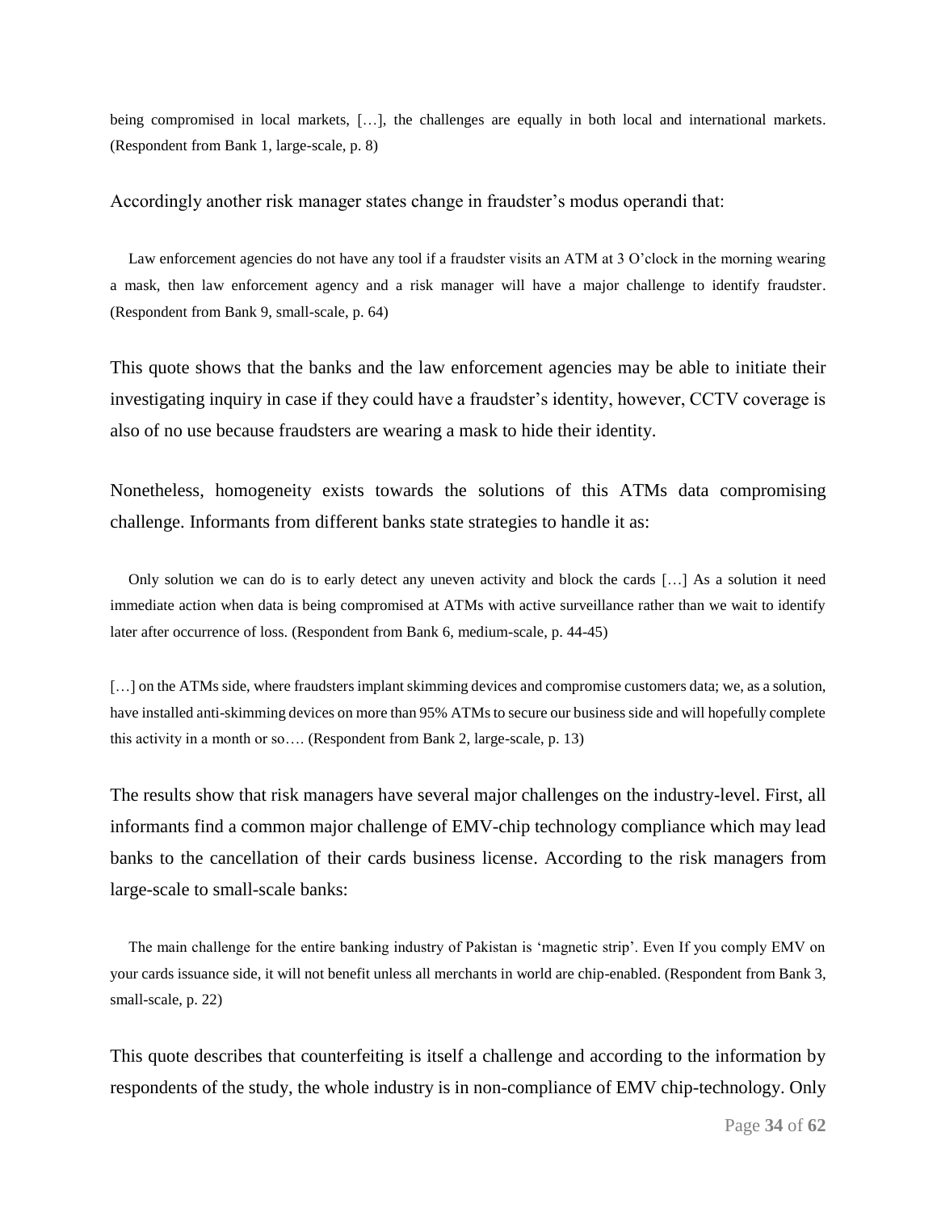being compromised in local markets, […], the challenges are equally in both local and international markets. (Respondent from Bank 1, large-scale, p. 8)

Accordingly another risk manager states change in fraudster's modus operandi that:

> Law enforcement agencies do not have any tool if a fraudster visits an ATM at 3 O'clock in the morning wearing a mask, then law enforcement agency and a risk manager will have a major challenge to identify fraudster. (Respondent from Bank 9, small-scale, p. 64)

This quote shows that the banks and the law enforcement agencies may be able to initiate their investigating inquiry in case if they could have a fraudster's identity, however, CCTV coverage is also of no use because fraudsters are wearing a mask to hide their identity.

Nonetheless, homogeneity exists towards the solutions of this ATMs data compromising challenge. Informants from different banks state strategies to handle it as:

> Only solution we can do is to early detect any uneven activity and block the cards […] As a solution it need immediate action when data is being compromised at ATMs with active surveillance rather than we wait to identify later after occurrence of loss. (Respondent from Bank 6, medium-scale, p. 44-45)

> […] on the ATMs side, where fraudsters implant skimming devices and compromise customers data; we, as a solution, have installed anti-skimming devices on more than 95% ATMs to secure our business side and will hopefully complete this activity in a month or so…. (Respondent from Bank 2, large-scale, p. 13)

The results show that risk managers have several major challenges on the industry-level. First, all informants find a common major challenge of EMV-chip technology compliance which may lead banks to the cancellation of their cards business license. According to the risk managers from large-scale to small-scale banks:

> The main challenge for the entire banking industry of Pakistan is 'magnetic strip'. Even If you comply EMV on your cards issuance side, it will not benefit unless all merchants in world are chip-enabled. (Respondent from Bank 3, small-scale, p. 22)

This quote describes that counterfeiting is itself a challenge and according to the information by respondents of the study, the whole industry is in non-compliance of EMV chip-technology. Only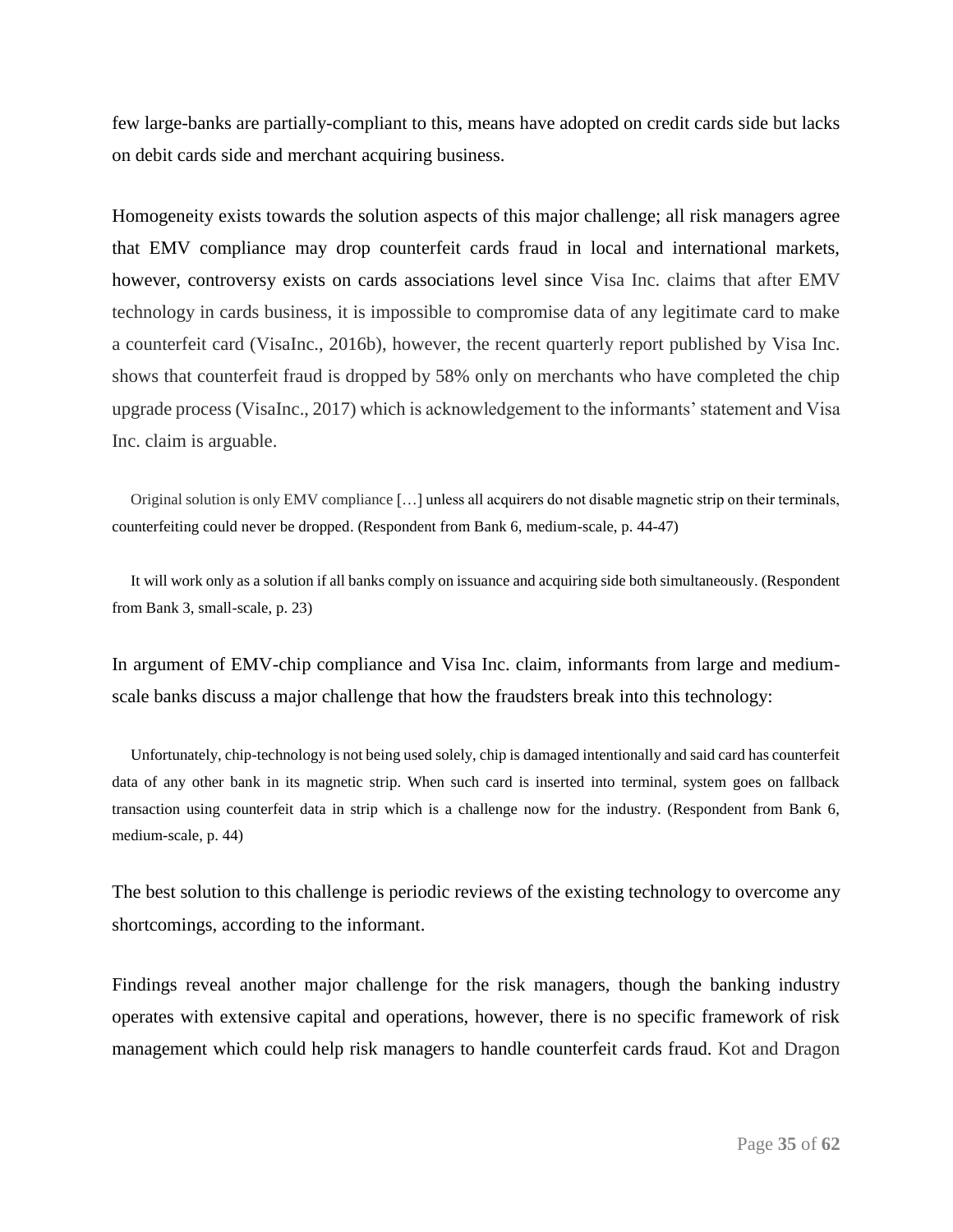few large-banks are partially-compliant to this, means have adopted on credit cards side but lacks on debit cards side and merchant acquiring business.

Homogeneity exists towards the solution aspects of this major challenge; all risk managers agree that EMV compliance may drop counterfeit cards fraud in local and international markets, however, controversy exists on cards associations level since Visa Inc. claims that after EMV technology in cards business, it is impossible to compromise data of any legitimate card to make a counterfeit card (VisaInc., 2016b), however, the recent quarterly report published by Visa Inc. shows that counterfeit fraud is dropped by 58% only on merchants who have completed the chip upgrade process (VisaInc., 2017) which is acknowledgement to the informants' statement and Visa Inc. claim is arguable.

> Original solution is only EMV compliance […] unless all acquirers do not disable magnetic strip on their terminals, counterfeiting could never be dropped. (Respondent from Bank 6, medium-scale, p. 44-47)

> It will work only as a solution if all banks comply on issuance and acquiring side both simultaneously. (Respondent from Bank 3, small-scale, p. 23)

In argument of EMV-chip compliance and Visa Inc. claim, informants from large and medium-scale banks discuss a major challenge that how the fraudsters break into this technology:

> Unfortunately, chip-technology is not being used solely, chip is damaged intentionally and said card has counterfeit data of any other bank in its magnetic strip. When such card is inserted into terminal, system goes on fallback transaction using counterfeit data in strip which is a challenge now for the industry. (Respondent from Bank 6, medium-scale, p. 44)

The best solution to this challenge is periodic reviews of the existing technology to overcome any shortcomings, according to the informant.

Findings reveal another major challenge for the risk managers, though the banking industry operates with extensive capital and operations, however, there is no specific framework of risk management which could help risk managers to handle counterfeit cards fraud. Kot and Dragon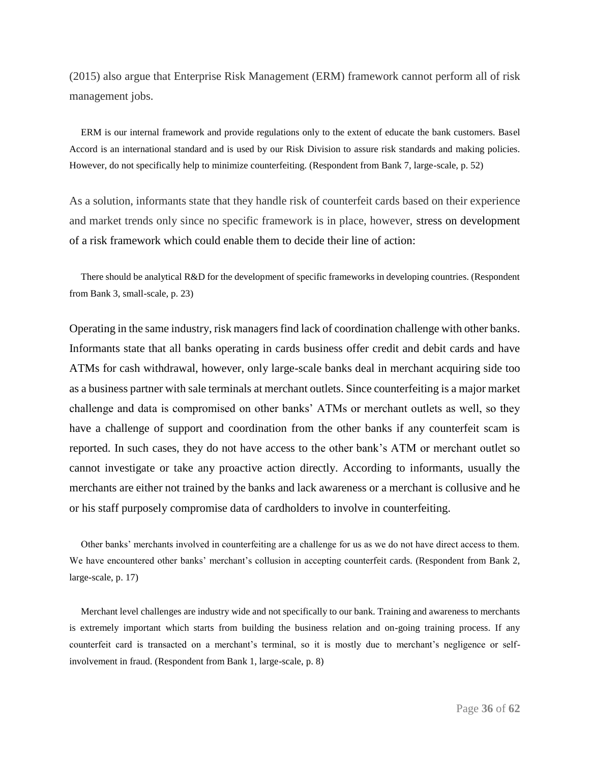(2015) also argue that Enterprise Risk Management (ERM) framework cannot perform all of risk management jobs.

> ERM is our internal framework and provide regulations only to the extent of educate the bank customers. Basel Accord is an international standard and is used by our Risk Division to assure risk standards and making policies. However, do not specifically help to minimize counterfeiting. (Respondent from Bank 7, large-scale, p. 52)

As a solution, informants state that they handle risk of counterfeit cards based on their experience and market trends only since no specific framework is in place, however, stress on development of a risk framework which could enable them to decide their line of action:

> There should be analytical R&D for the development of specific frameworks in developing countries. (Respondent from Bank 3, small-scale, p. 23)

Operating in the same industry, risk managers find lack of coordination challenge with other banks. Informants state that all banks operating in cards business offer credit and debit cards and have ATMs for cash withdrawal, however, only large-scale banks deal in merchant acquiring side too as a business partner with sale terminals at merchant outlets. Since counterfeiting is a major market challenge and data is compromised on other banks' ATMs or merchant outlets as well, so they have a challenge of support and coordination from the other banks if any counterfeit scam is reported. In such cases, they do not have access to the other bank's ATM or merchant outlet so cannot investigate or take any proactive action directly. According to informants, usually the merchants are either not trained by the banks and lack awareness or a merchant is collusive and he or his staff purposely compromise data of cardholders to involve in counterfeiting.

> Other banks' merchants involved in counterfeiting are a challenge for us as we do not have direct access to them. We have encountered other banks' merchant's collusion in accepting counterfeit cards. (Respondent from Bank 2, large-scale, p. 17)

> Merchant level challenges are industry wide and not specifically to our bank. Training and awareness to merchants is extremely important which starts from building the business relation and on-going training process. If any counterfeit card is transacted on a merchant's terminal, so it is mostly due to merchant's negligence or self-involvement in fraud. (Respondent from Bank 1, large-scale, p. 8)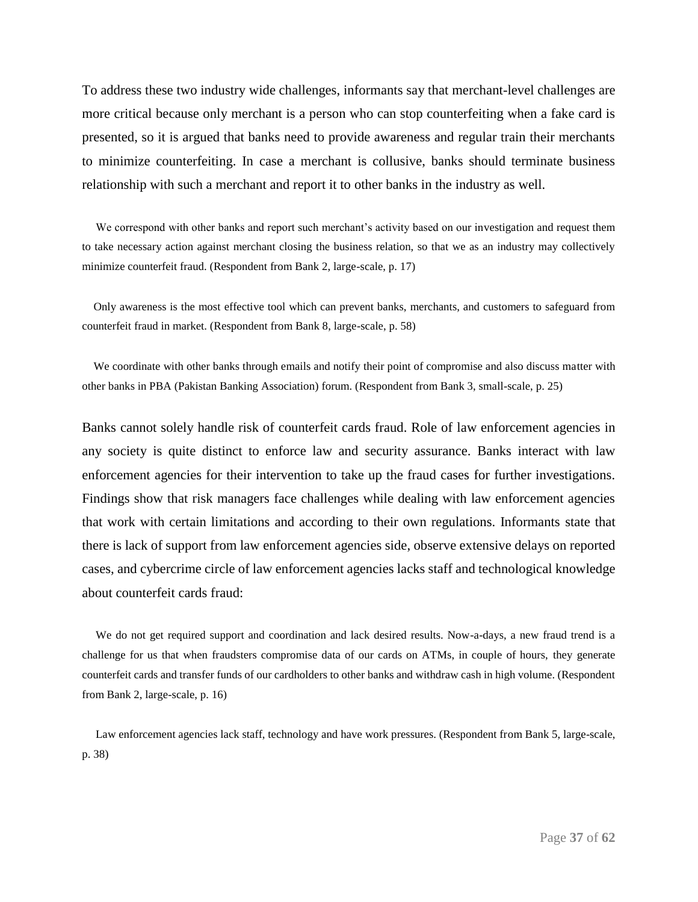To address these two industry wide challenges, informants say that merchant-level challenges are more critical because only merchant is a person who can stop counterfeiting when a fake card is presented, so it is argued that banks need to provide awareness and regular train their merchants to minimize counterfeiting. In case a merchant is collusive, banks should terminate business relationship with such a merchant and report it to other banks in the industry as well.

> We correspond with other banks and report such merchant's activity based on our investigation and request them to take necessary action against merchant closing the business relation, so that we as an industry may collectively minimize counterfeit fraud. (Respondent from Bank 2, large-scale, p. 17)

> Only awareness is the most effective tool which can prevent banks, merchants, and customers to safeguard from counterfeit fraud in market. (Respondent from Bank 8, large-scale, p. 58)

> We coordinate with other banks through emails and notify their point of compromise and also discuss matter with other banks in PBA (Pakistan Banking Association) forum. (Respondent from Bank 3, small-scale, p. 25)

Banks cannot solely handle risk of counterfeit cards fraud. Role of law enforcement agencies in any society is quite distinct to enforce law and security assurance. Banks interact with law enforcement agencies for their intervention to take up the fraud cases for further investigations. Findings show that risk managers face challenges while dealing with law enforcement agencies that work with certain limitations and according to their own regulations. Informants state that there is lack of support from law enforcement agencies side, observe extensive delays on reported cases, and cybercrime circle of law enforcement agencies lacks staff and technological knowledge about counterfeit cards fraud:

> We do not get required support and coordination and lack desired results. Now-a-days, a new fraud trend is a challenge for us that when fraudsters compromise data of our cards on ATMs, in couple of hours, they generate counterfeit cards and transfer funds of our cardholders to other banks and withdraw cash in high volume. (Respondent from Bank 2, large-scale, p. 16)

> Law enforcement agencies lack staff, technology and have work pressures. (Respondent from Bank 5, large-scale, p. 38)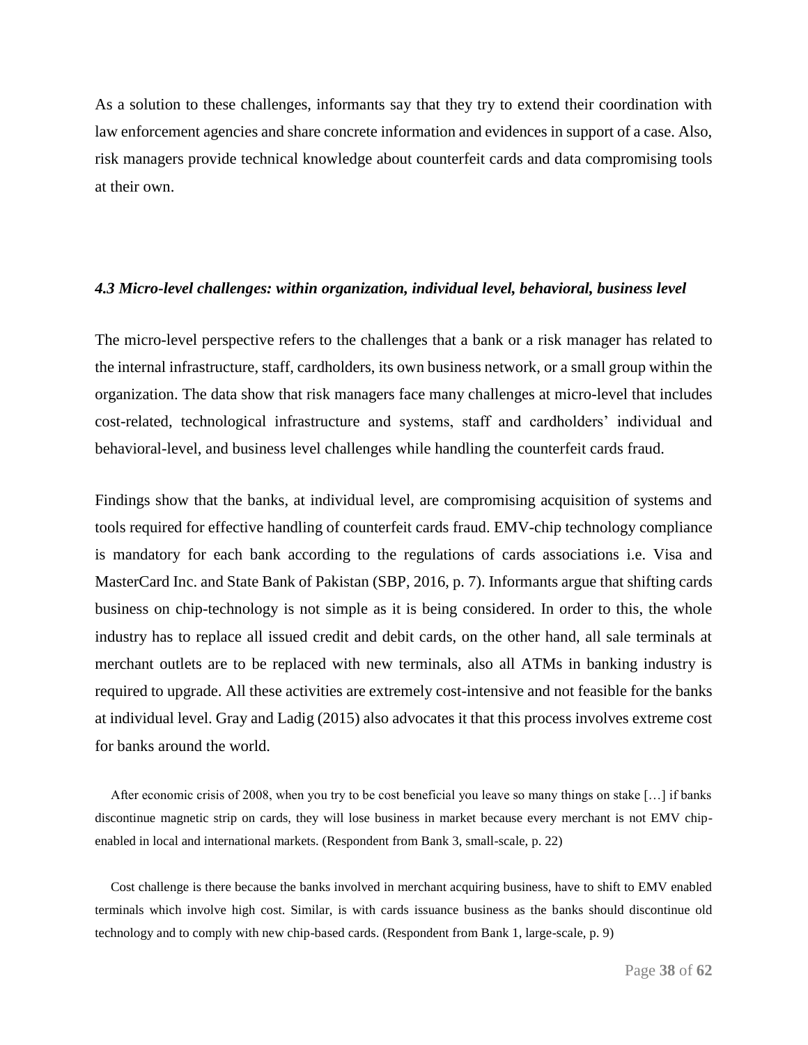As a solution to these challenges, informants say that they try to extend their coordination with law enforcement agencies and share concrete information and evidences in support of a case. Also, risk managers provide technical knowledge about counterfeit cards and data compromising tools at their own.

### *4.3 Micro-level challenges: within organization, individual level, behavioral, business level*

The micro-level perspective refers to the challenges that a bank or a risk manager has related to the internal infrastructure, staff, cardholders, its own business network, or a small group within the organization. The data show that risk managers face many challenges at micro-level that includes cost-related, technological infrastructure and systems, staff and cardholders' individual and behavioral-level, and business level challenges while handling the counterfeit cards fraud.

Findings show that the banks, at individual level, are compromising acquisition of systems and tools required for effective handling of counterfeit cards fraud. EMV-chip technology compliance is mandatory for each bank according to the regulations of cards associations i.e. Visa and MasterCard Inc. and State Bank of Pakistan (SBP, 2016, p. 7). Informants argue that shifting cards business on chip-technology is not simple as it is being considered. In order to this, the whole industry has to replace all issued credit and debit cards, on the other hand, all sale terminals at merchant outlets are to be replaced with new terminals, also all ATMs in banking industry is required to upgrade. All these activities are extremely cost-intensive and not feasible for the banks at individual level. Gray and Ladig (2015) also advocates it that this process involves extreme cost for banks around the world.

> After economic crisis of 2008, when you try to be cost beneficial you leave so many things on stake […] if banks discontinue magnetic strip on cards, they will lose business in market because every merchant is not EMV chip-enabled in local and international markets. (Respondent from Bank 3, small-scale, p. 22)

> Cost challenge is there because the banks involved in merchant acquiring business, have to shift to EMV enabled terminals which involve high cost. Similar, is with cards issuance business as the banks should discontinue old technology and to comply with new chip-based cards. (Respondent from Bank 1, large-scale, p. 9)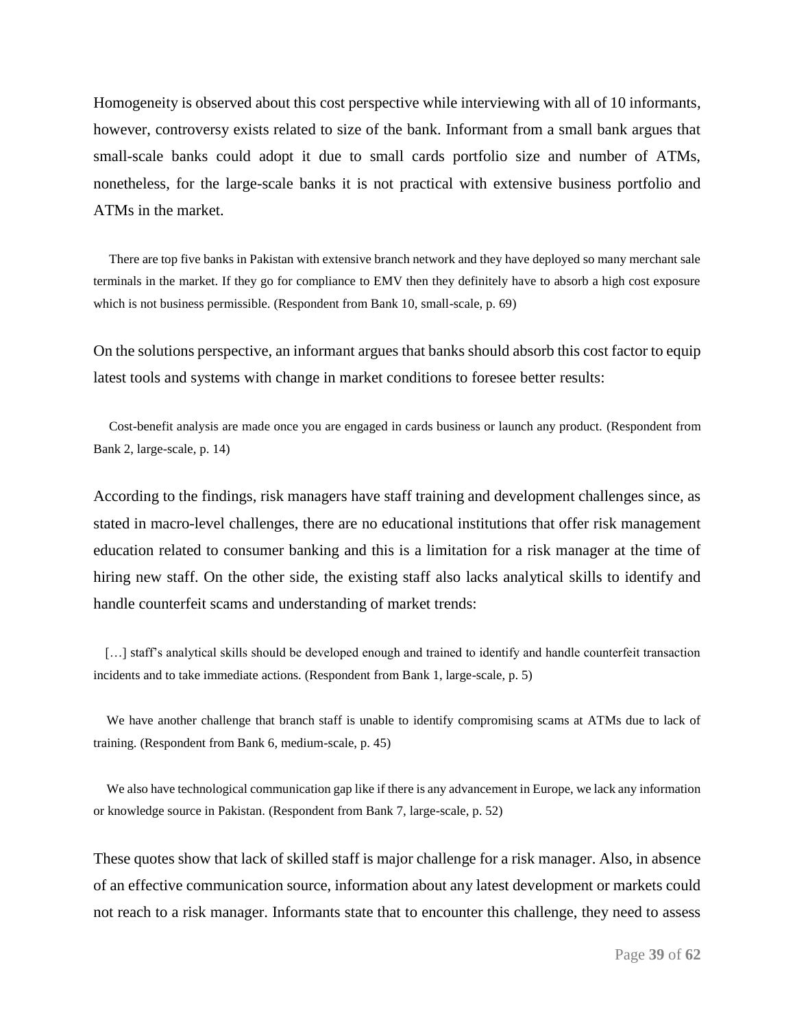Homogeneity is observed about this cost perspective while interviewing with all of 10 informants, however, controversy exists related to size of the bank. Informant from a small bank argues that small-scale banks could adopt it due to small cards portfolio size and number of ATMs, nonetheless, for the large-scale banks it is not practical with extensive business portfolio and ATMs in the market.

> There are top five banks in Pakistan with extensive branch network and they have deployed so many merchant sale terminals in the market. If they go for compliance to EMV then they definitely have to absorb a high cost exposure which is not business permissible. (Respondent from Bank 10, small-scale, p. 69)

On the solutions perspective, an informant argues that banks should absorb this cost factor to equip latest tools and systems with change in market conditions to foresee better results:

> Cost-benefit analysis are made once you are engaged in cards business or launch any product. (Respondent from Bank 2, large-scale, p. 14)

According to the findings, risk managers have staff training and development challenges since, as stated in macro-level challenges, there are no educational institutions that offer risk management education related to consumer banking and this is a limitation for a risk manager at the time of hiring new staff. On the other side, the existing staff also lacks analytical skills to identify and handle counterfeit scams and understanding of market trends:

> […] staff's analytical skills should be developed enough and trained to identify and handle counterfeit transaction incidents and to take immediate actions. (Respondent from Bank 1, large-scale, p. 5)

> We have another challenge that branch staff is unable to identify compromising scams at ATMs due to lack of training. (Respondent from Bank 6, medium-scale, p. 45)

> We also have technological communication gap like if there is any advancement in Europe, we lack any information or knowledge source in Pakistan. (Respondent from Bank 7, large-scale, p. 52)

These quotes show that lack of skilled staff is major challenge for a risk manager. Also, in absence of an effective communication source, information about any latest development or markets could not reach to a risk manager. Informants state that to encounter this challenge, they need to assess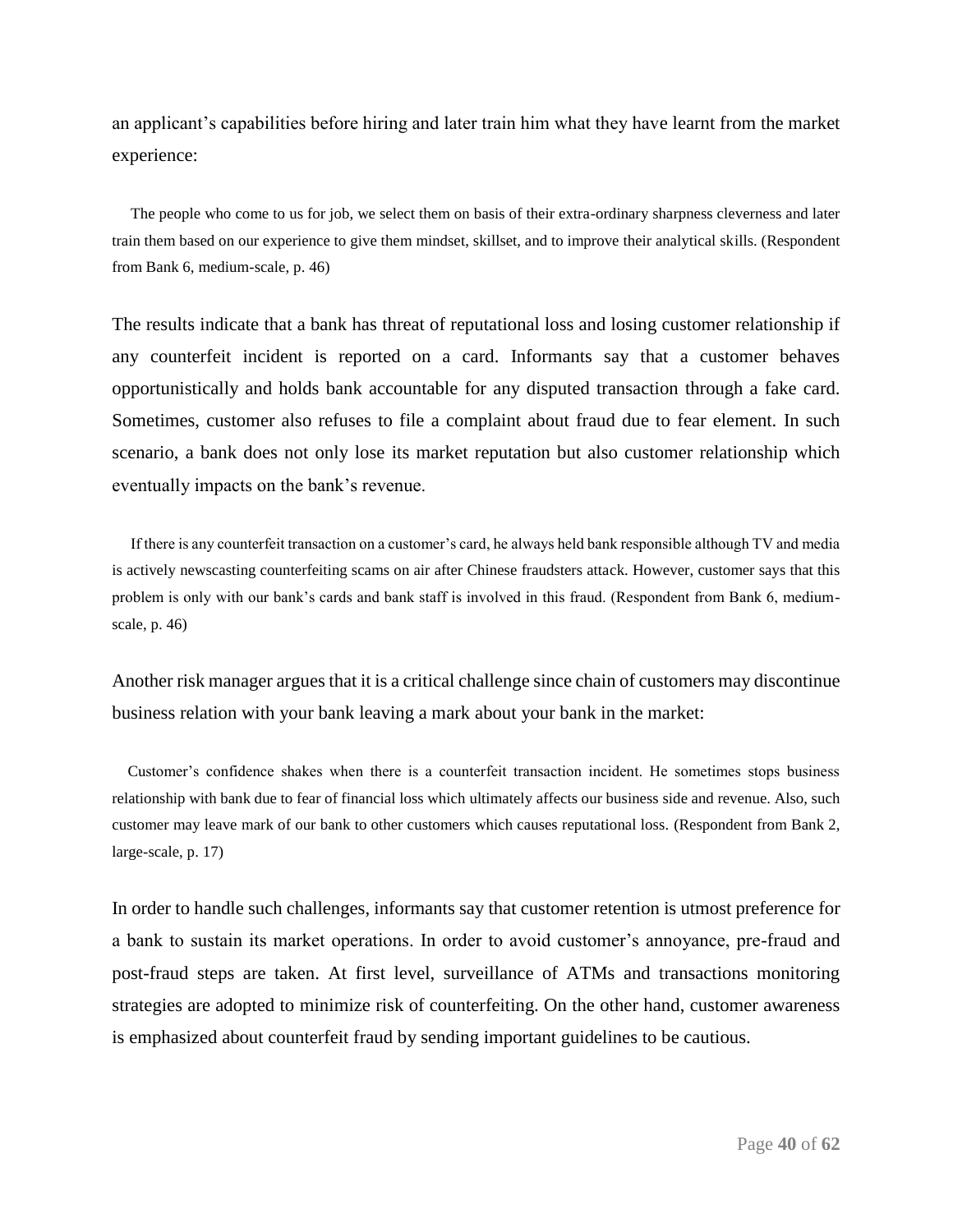an applicant's capabilities before hiring and later train him what they have learnt from the market experience:

> The people who come to us for job, we select them on basis of their extra-ordinary sharpness cleverness and later train them based on our experience to give them mindset, skillset, and to improve their analytical skills. (Respondent from Bank 6, medium-scale, p. 46)

The results indicate that a bank has threat of reputational loss and losing customer relationship if any counterfeit incident is reported on a card. Informants say that a customer behaves opportunistically and holds bank accountable for any disputed transaction through a fake card. Sometimes, customer also refuses to file a complaint about fraud due to fear element. In such scenario, a bank does not only lose its market reputation but also customer relationship which eventually impacts on the bank's revenue.

> If there is any counterfeit transaction on a customer's card, he always held bank responsible although TV and media is actively newscasting counterfeiting scams on air after Chinese fraudsters attack. However, customer says that this problem is only with our bank's cards and bank staff is involved in this fraud. (Respondent from Bank 6, medium-scale, p. 46)

Another risk manager argues that it is a critical challenge since chain of customers may discontinue business relation with your bank leaving a mark about your bank in the market:

> Customer's confidence shakes when there is a counterfeit transaction incident. He sometimes stops business relationship with bank due to fear of financial loss which ultimately affects our business side and revenue. Also, such customer may leave mark of our bank to other customers which causes reputational loss. (Respondent from Bank 2, large-scale, p. 17)

In order to handle such challenges, informants say that customer retention is utmost preference for a bank to sustain its market operations. In order to avoid customer's annoyance, pre-fraud and post-fraud steps are taken. At first level, surveillance of ATMs and transactions monitoring strategies are adopted to minimize risk of counterfeiting. On the other hand, customer awareness is emphasized about counterfeit fraud by sending important guidelines to be cautious.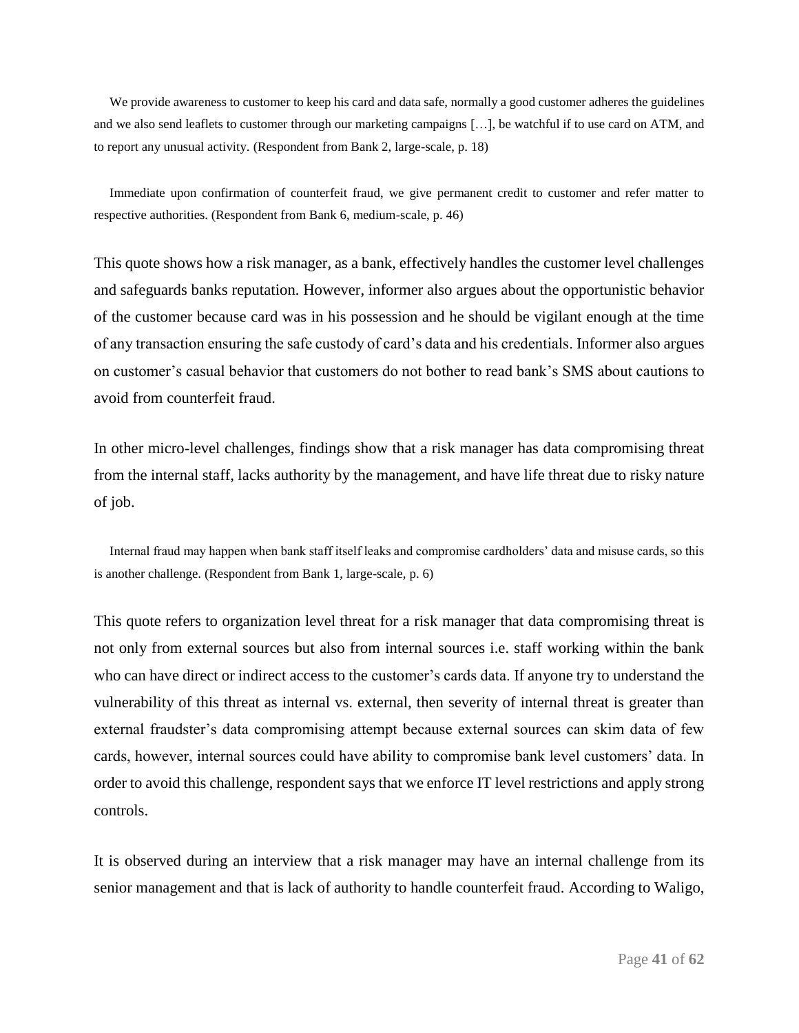> We provide awareness to customer to keep his card and data safe, normally a good customer adheres the guidelines and we also send leaflets to customer through our marketing campaigns […], be watchful if to use card on ATM, and to report any unusual activity. (Respondent from Bank 2, large-scale, p. 18)

> Immediate upon confirmation of counterfeit fraud, we give permanent credit to customer and refer matter to respective authorities. (Respondent from Bank 6, medium-scale, p. 46)

This quote shows how a risk manager, as a bank, effectively handles the customer level challenges and safeguards banks reputation. However, informer also argues about the opportunistic behavior of the customer because card was in his possession and he should be vigilant enough at the time of any transaction ensuring the safe custody of card's data and his credentials. Informer also argues on customer's casual behavior that customers do not bother to read bank's SMS about cautions to avoid from counterfeit fraud.

In other micro-level challenges, findings show that a risk manager has data compromising threat from the internal staff, lacks authority by the management, and have life threat due to risky nature of job.

> Internal fraud may happen when bank staff itself leaks and compromise cardholders' data and misuse cards, so this is another challenge. (Respondent from Bank 1, large-scale, p. 6)

This quote refers to organization level threat for a risk manager that data compromising threat is not only from external sources but also from internal sources i.e. staff working within the bank who can have direct or indirect access to the customer's cards data. If anyone try to understand the vulnerability of this threat as internal vs. external, then severity of internal threat is greater than external fraudster's data compromising attempt because external sources can skim data of few cards, however, internal sources could have ability to compromise bank level customers' data. In order to avoid this challenge, respondent says that we enforce IT level restrictions and apply strong controls.

It is observed during an interview that a risk manager may have an internal challenge from its senior management and that is lack of authority to handle counterfeit fraud. According to Waligo,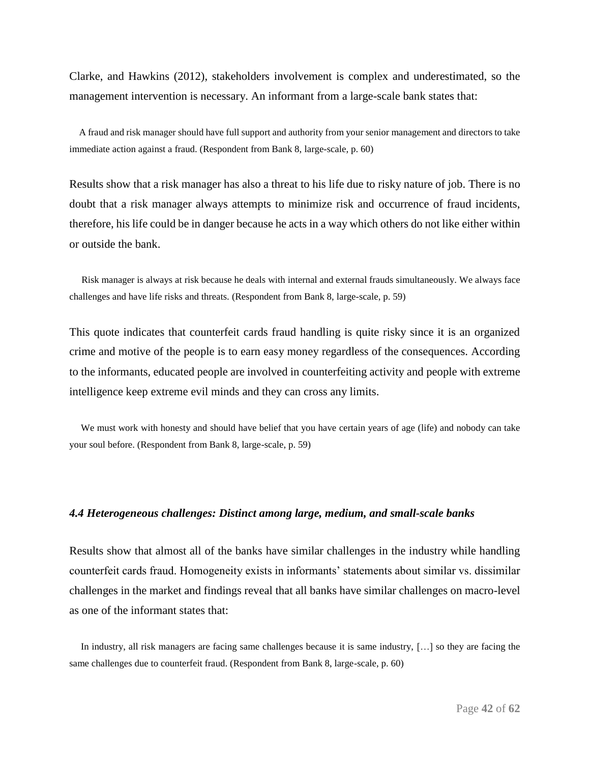Clarke, and Hawkins (2012), stakeholders involvement is complex and underestimated, so the management intervention is necessary. An informant from a large-scale bank states that:

> A fraud and risk manager should have full support and authority from your senior management and directors to take immediate action against a fraud. (Respondent from Bank 8, large-scale, p. 60)

Results show that a risk manager has also a threat to his life due to risky nature of job. There is no doubt that a risk manager always attempts to minimize risk and occurrence of fraud incidents, therefore, his life could be in danger because he acts in a way which others do not like either within or outside the bank.

> Risk manager is always at risk because he deals with internal and external frauds simultaneously. We always face challenges and have life risks and threats. (Respondent from Bank 8, large-scale, p. 59)

This quote indicates that counterfeit cards fraud handling is quite risky since it is an organized crime and motive of the people is to earn easy money regardless of the consequences. According to the informants, educated people are involved in counterfeiting activity and people with extreme intelligence keep extreme evil minds and they can cross any limits.

> We must work with honesty and should have belief that you have certain years of age (life) and nobody can take your soul before. (Respondent from Bank 8, large-scale, p. 59)

### *4.4 Heterogeneous challenges: Distinct among large, medium, and small-scale banks*

Results show that almost all of the banks have similar challenges in the industry while handling counterfeit cards fraud. Homogeneity exists in informants' statements about similar vs. dissimilar challenges in the market and findings reveal that all banks have similar challenges on macro-level as one of the informant states that:

> In industry, all risk managers are facing same challenges because it is same industry, […] so they are facing the same challenges due to counterfeit fraud. (Respondent from Bank 8, large-scale, p. 60)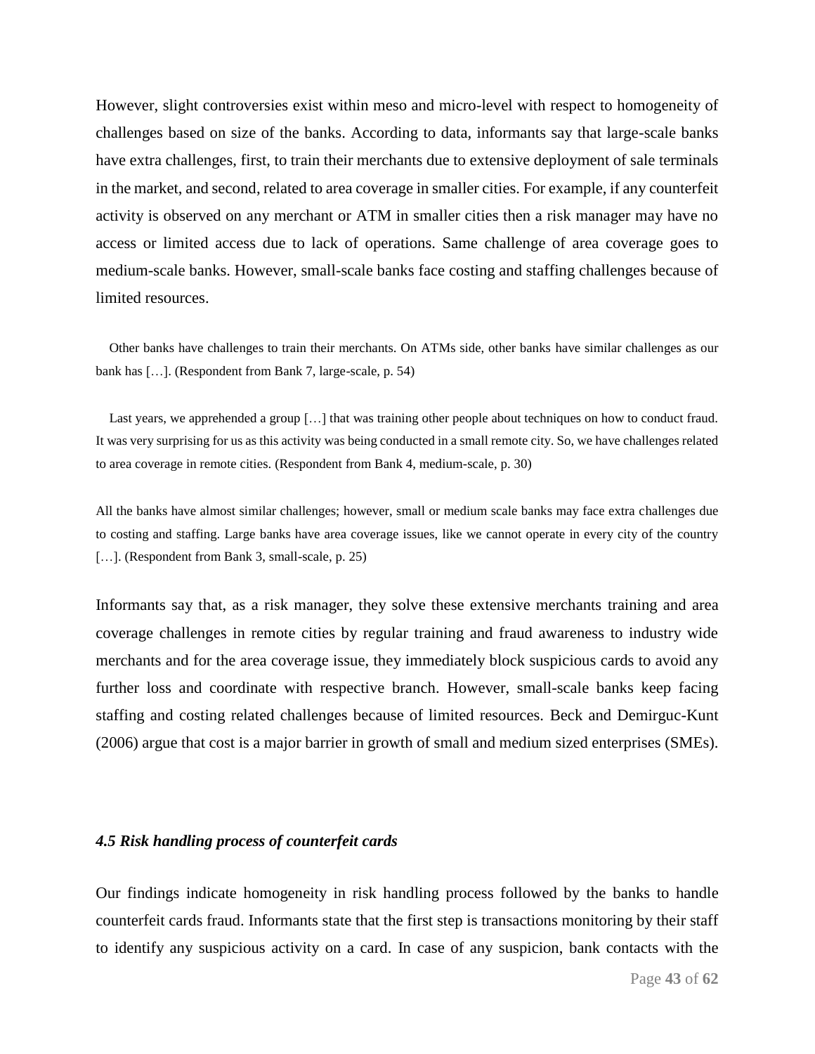However, slight controversies exist within meso and micro-level with respect to homogeneity of challenges based on size of the banks. According to data, informants say that large-scale banks have extra challenges, first, to train their merchants due to extensive deployment of sale terminals in the market, and second, related to area coverage in smaller cities. For example, if any counterfeit activity is observed on any merchant or ATM in smaller cities then a risk manager may have no access or limited access due to lack of operations. Same challenge of area coverage goes to medium-scale banks. However, small-scale banks face costing and staffing challenges because of limited resources.

> Other banks have challenges to train their merchants. On ATMs side, other banks have similar challenges as our bank has […]. (Respondent from Bank 7, large-scale, p. 54)

> Last years, we apprehended a group […] that was training other people about techniques on how to conduct fraud. It was very surprising for us as this activity was being conducted in a small remote city. So, we have challenges related to area coverage in remote cities. (Respondent from Bank 4, medium-scale, p. 30)

> All the banks have almost similar challenges; however, small or medium scale banks may face extra challenges due to costing and staffing. Large banks have area coverage issues, like we cannot operate in every city of the country […]. (Respondent from Bank 3, small-scale, p. 25)

Informants say that, as a risk manager, they solve these extensive merchants training and area coverage challenges in remote cities by regular training and fraud awareness to industry wide merchants and for the area coverage issue, they immediately block suspicious cards to avoid any further loss and coordinate with respective branch. However, small-scale banks keep facing staffing and costing related challenges because of limited resources. Beck and Demirguc-Kunt (2006) argue that cost is a major barrier in growth of small and medium sized enterprises (SMEs).

### *4.5 Risk handling process of counterfeit cards*

Our findings indicate homogeneity in risk handling process followed by the banks to handle counterfeit cards fraud. Informants state that the first step is transactions monitoring by their staff to identify any suspicious activity on a card. In case of any suspicion, bank contacts with the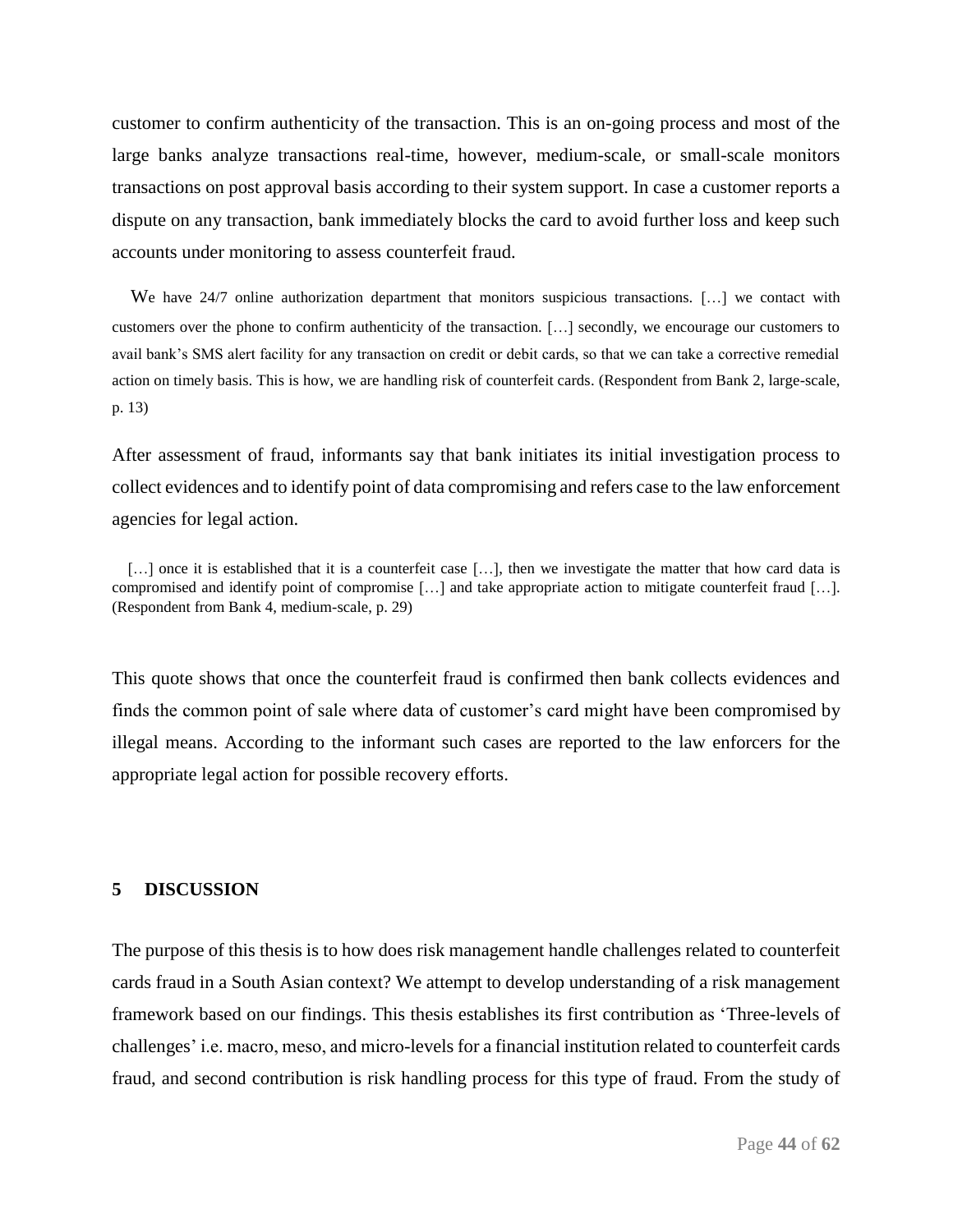customer to confirm authenticity of the transaction. This is an on-going process and most of the large banks analyze transactions real-time, however, medium-scale, or small-scale monitors transactions on post approval basis according to their system support. In case a customer reports a dispute on any transaction, bank immediately blocks the card to avoid further loss and keep such accounts under monitoring to assess counterfeit fraud.

> We have 24/7 online authorization department that monitors suspicious transactions. […] we contact with customers over the phone to confirm authenticity of the transaction. […] secondly, we encourage our customers to avail bank's SMS alert facility for any transaction on credit or debit cards, so that we can take a corrective remedial action on timely basis. This is how, we are handling risk of counterfeit cards. (Respondent from Bank 2, large-scale, p. 13)

After assessment of fraud, informants say that bank initiates its initial investigation process to collect evidences and to identify point of data compromising and refers case to the law enforcement agencies for legal action.

> […] once it is established that it is a counterfeit case […], then we investigate the matter that how card data is compromised and identify point of compromise […] and take appropriate action to mitigate counterfeit fraud […]. (Respondent from Bank 4, medium-scale, p. 29)

This quote shows that once the counterfeit fraud is confirmed then bank collects evidences and finds the common point of sale where data of customer's card might have been compromised by illegal means. According to the informant such cases are reported to the law enforcers for the appropriate legal action for possible recovery efforts.

# 5 DISCUSSION

The purpose of this thesis is to how does risk management handle challenges related to counterfeit cards fraud in a South Asian context? We attempt to develop understanding of a risk management framework based on our findings. This thesis establishes its first contribution as 'Three-levels of challenges' i.e. macro, meso, and micro-levels for a financial institution related to counterfeit cards fraud, and second contribution is risk handling process for this type of fraud. From the study of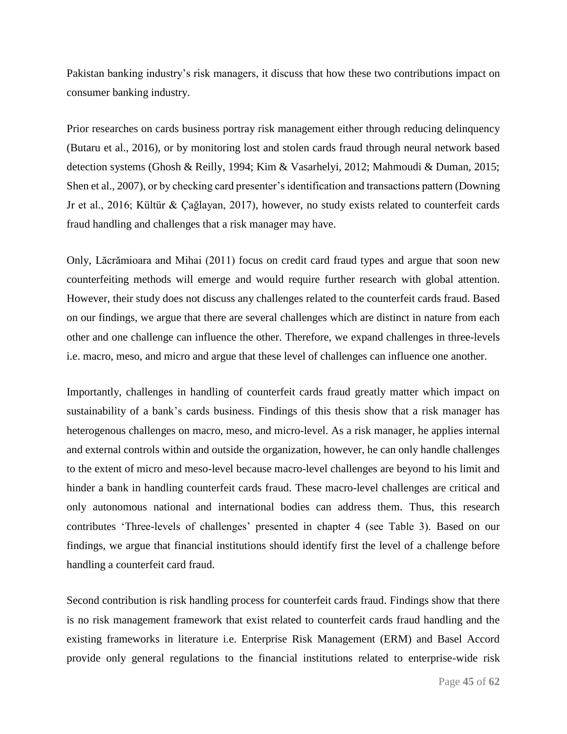Pakistan banking industry's risk managers, it discuss that how these two contributions impact on consumer banking industry.

Prior researches on cards business portray risk management either through reducing delinquency (Butaru et al., 2016), or by monitoring lost and stolen cards fraud through neural network based detection systems (Ghosh & Reilly, 1994; Kim & Vasarhelyi, 2012; Mahmoudi & Duman, 2015; Shen et al., 2007), or by checking card presenter's identification and transactions pattern (Downing Jr et al., 2016; Kültür & Çağlayan, 2017), however, no study exists related to counterfeit cards fraud handling and challenges that a risk manager may have.

Only, Lăcrămioara and Mihai (2011) focus on credit card fraud types and argue that soon new counterfeiting methods will emerge and would require further research with global attention. However, their study does not discuss any challenges related to the counterfeit cards fraud. Based on our findings, we argue that there are several challenges which are distinct in nature from each other and one challenge can influence the other. Therefore, we expand challenges in three-levels i.e. macro, meso, and micro and argue that these level of challenges can influence one another.

Importantly, challenges in handling of counterfeit cards fraud greatly matter which impact on sustainability of a bank's cards business. Findings of this thesis show that a risk manager has heterogenous challenges on macro, meso, and micro-level. As a risk manager, he applies internal and external controls within and outside the organization, however, he can only handle challenges to the extent of micro and meso-level because macro-level challenges are beyond to his limit and hinder a bank in handling counterfeit cards fraud. These macro-level challenges are critical and only autonomous national and international bodies can address them. Thus, this research contributes 'Three-levels of challenges' presented in chapter 4 (see Table 3). Based on our findings, we argue that financial institutions should identify first the level of a challenge before handling a counterfeit card fraud.

Second contribution is risk handling process for counterfeit cards fraud. Findings show that there is no risk management framework that exist related to counterfeit cards fraud handling and the existing frameworks in literature i.e. Enterprise Risk Management (ERM) and Basel Accord provide only general regulations to the financial institutions related to enterprise-wide risk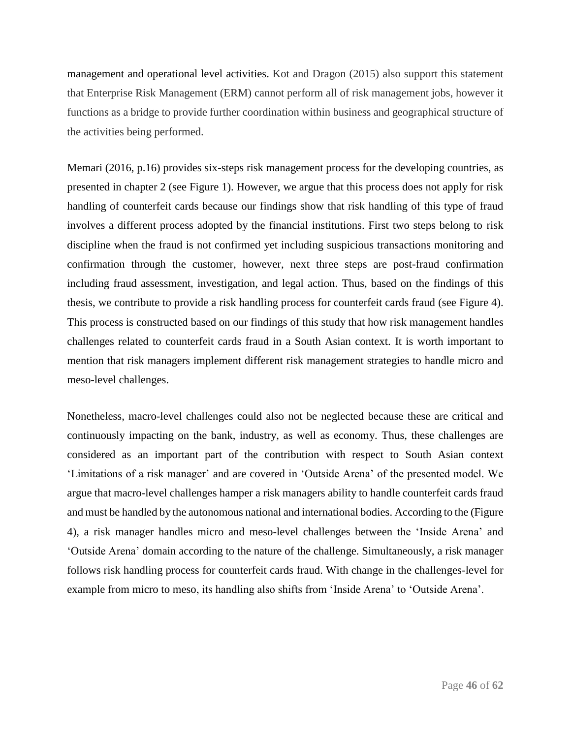management and operational level activities. Kot and Dragon (2015) also support this statement that Enterprise Risk Management (ERM) cannot perform all of risk management jobs, however it functions as a bridge to provide further coordination within business and geographical structure of the activities being performed.

Memari (2016, p.16) provides six-steps risk management process for the developing countries, as presented in chapter 2 (see Figure 1). However, we argue that this process does not apply for risk handling of counterfeit cards because our findings show that risk handling of this type of fraud involves a different process adopted by the financial institutions. First two steps belong to risk discipline when the fraud is not confirmed yet including suspicious transactions monitoring and confirmation through the customer, however, next three steps are post-fraud confirmation including fraud assessment, investigation, and legal action. Thus, based on the findings of this thesis, we contribute to provide a risk handling process for counterfeit cards fraud (see Figure 4). This process is constructed based on our findings of this study that how risk management handles challenges related to counterfeit cards fraud in a South Asian context. It is worth important to mention that risk managers implement different risk management strategies to handle micro and meso-level challenges.

Nonetheless, macro-level challenges could also not be neglected because these are critical and continuously impacting on the bank, industry, as well as economy. Thus, these challenges are considered as an important part of the contribution with respect to South Asian context 'Limitations of a risk manager' and are covered in 'Outside Arena' of the presented model. We argue that macro-level challenges hamper a risk managers ability to handle counterfeit cards fraud and must be handled by the autonomous national and international bodies. According to the (Figure 4), a risk manager handles micro and meso-level challenges between the 'Inside Arena' and 'Outside Arena' domain according to the nature of the challenge. Simultaneously, a risk manager follows risk handling process for counterfeit cards fraud. With change in the challenges-level for example from micro to meso, its handling also shifts from 'Inside Arena' to 'Outside Arena'.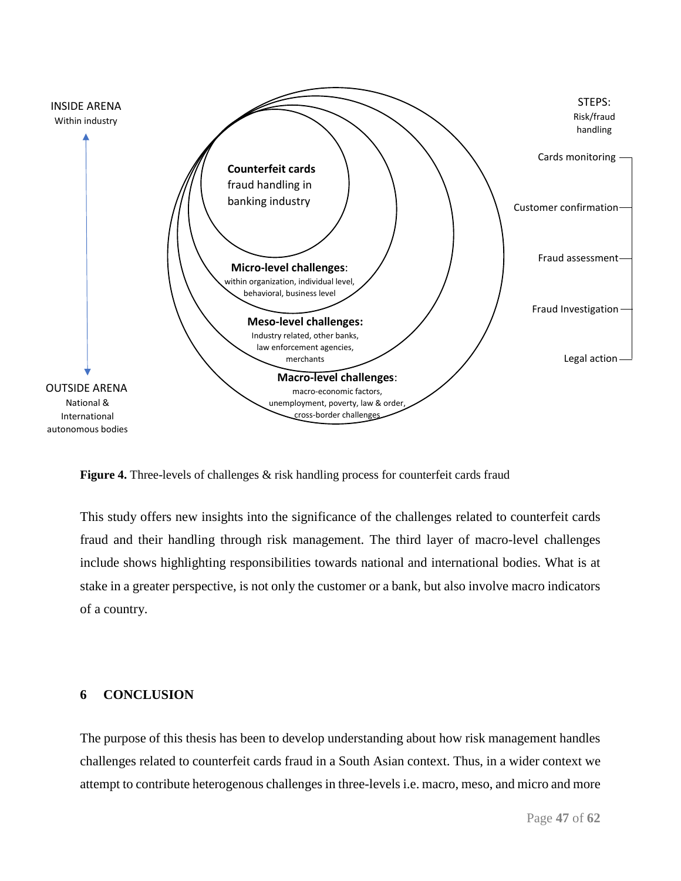INSIDE ARENA
Within industry

OUTSIDE ARENA
National & International autonomous bodies

**Counterfeit cards** fraud handling in banking industry

**Micro-level challenges**: within organization, individual level, behavioral, business level

**Meso-level challenges:** Industry related, other banks, law enforcement agencies, merchants

**Macro-level challenges**: macro-economic factors, unemployment, poverty, law & order, cross-border challenges

STEPS: Risk/fraud handling

- Cards monitoring
- Customer confirmation
- Fraud assessment
- Fraud Investigation
- Legal action

**Figure 4.** Three-levels of challenges & risk handling process for counterfeit cards fraud

This study offers new insights into the significance of the challenges related to counterfeit cards fraud and their handling through risk management. The third layer of macro-level challenges include shows highlighting responsibilities towards national and international bodies. What is at stake in a greater perspective, is not only the customer or a bank, but also involve macro indicators of a country.

## 6 CONCLUSION

The purpose of this thesis has been to develop understanding about how risk management handles challenges related to counterfeit cards fraud in a South Asian context. Thus, in a wider context we attempt to contribute heterogenous challenges in three-levels i.e. macro, meso, and micro and more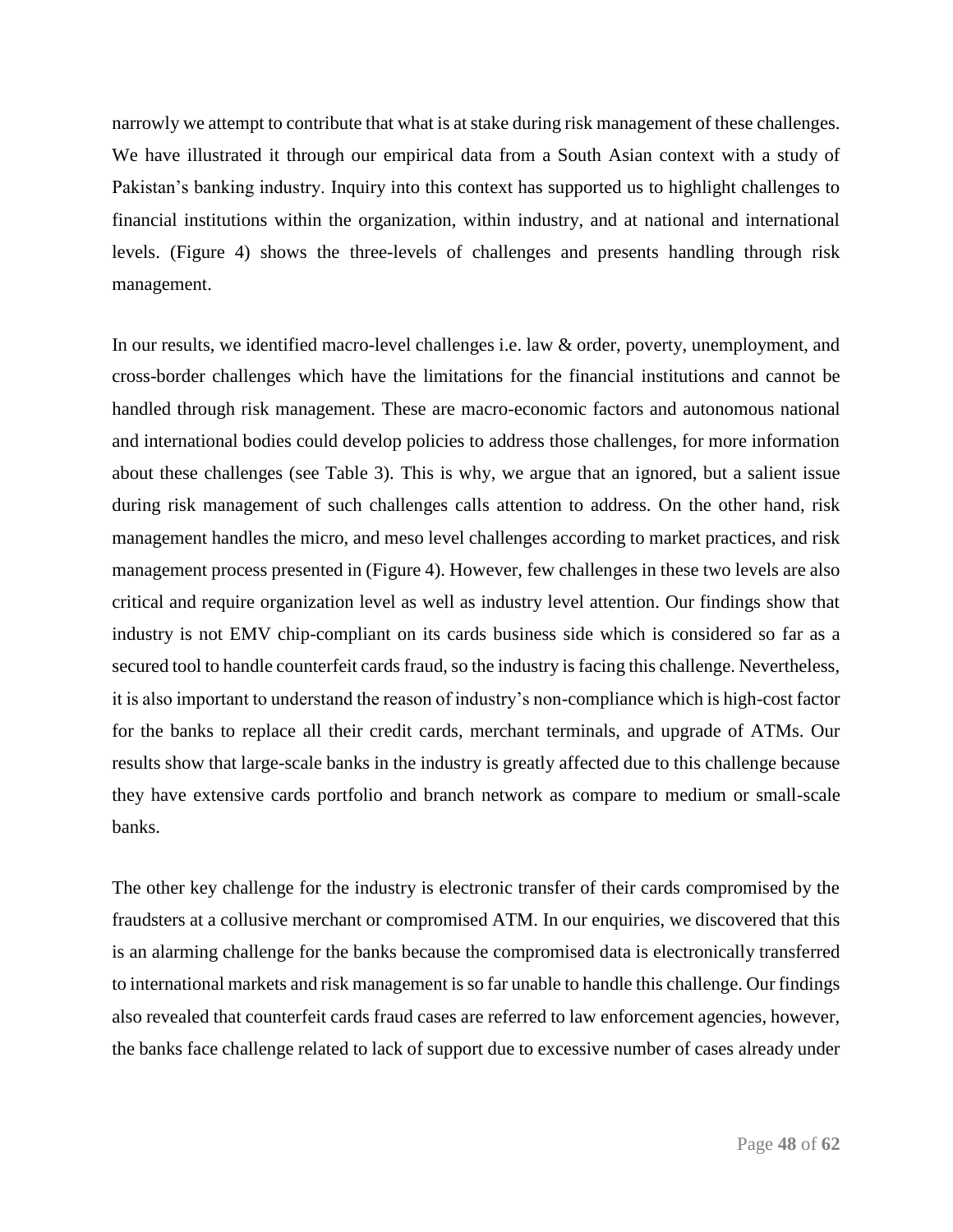narrowly we attempt to contribute that what is at stake during risk management of these challenges. We have illustrated it through our empirical data from a South Asian context with a study of Pakistan's banking industry. Inquiry into this context has supported us to highlight challenges to financial institutions within the organization, within industry, and at national and international levels. (Figure 4) shows the three-levels of challenges and presents handling through risk management.

In our results, we identified macro-level challenges i.e. law & order, poverty, unemployment, and cross-border challenges which have the limitations for the financial institutions and cannot be handled through risk management. These are macro-economic factors and autonomous national and international bodies could develop policies to address those challenges, for more information about these challenges (see Table 3). This is why, we argue that an ignored, but a salient issue during risk management of such challenges calls attention to address. On the other hand, risk management handles the micro, and meso level challenges according to market practices, and risk management process presented in (Figure 4). However, few challenges in these two levels are also critical and require organization level as well as industry level attention. Our findings show that industry is not EMV chip-compliant on its cards business side which is considered so far as a secured tool to handle counterfeit cards fraud, so the industry is facing this challenge. Nevertheless, it is also important to understand the reason of industry's non-compliance which is high-cost factor for the banks to replace all their credit cards, merchant terminals, and upgrade of ATMs. Our results show that large-scale banks in the industry is greatly affected due to this challenge because they have extensive cards portfolio and branch network as compare to medium or small-scale banks.

The other key challenge for the industry is electronic transfer of their cards compromised by the fraudsters at a collusive merchant or compromised ATM. In our enquiries, we discovered that this is an alarming challenge for the banks because the compromised data is electronically transferred to international markets and risk management is so far unable to handle this challenge. Our findings also revealed that counterfeit cards fraud cases are referred to law enforcement agencies, however, the banks face challenge related to lack of support due to excessive number of cases already under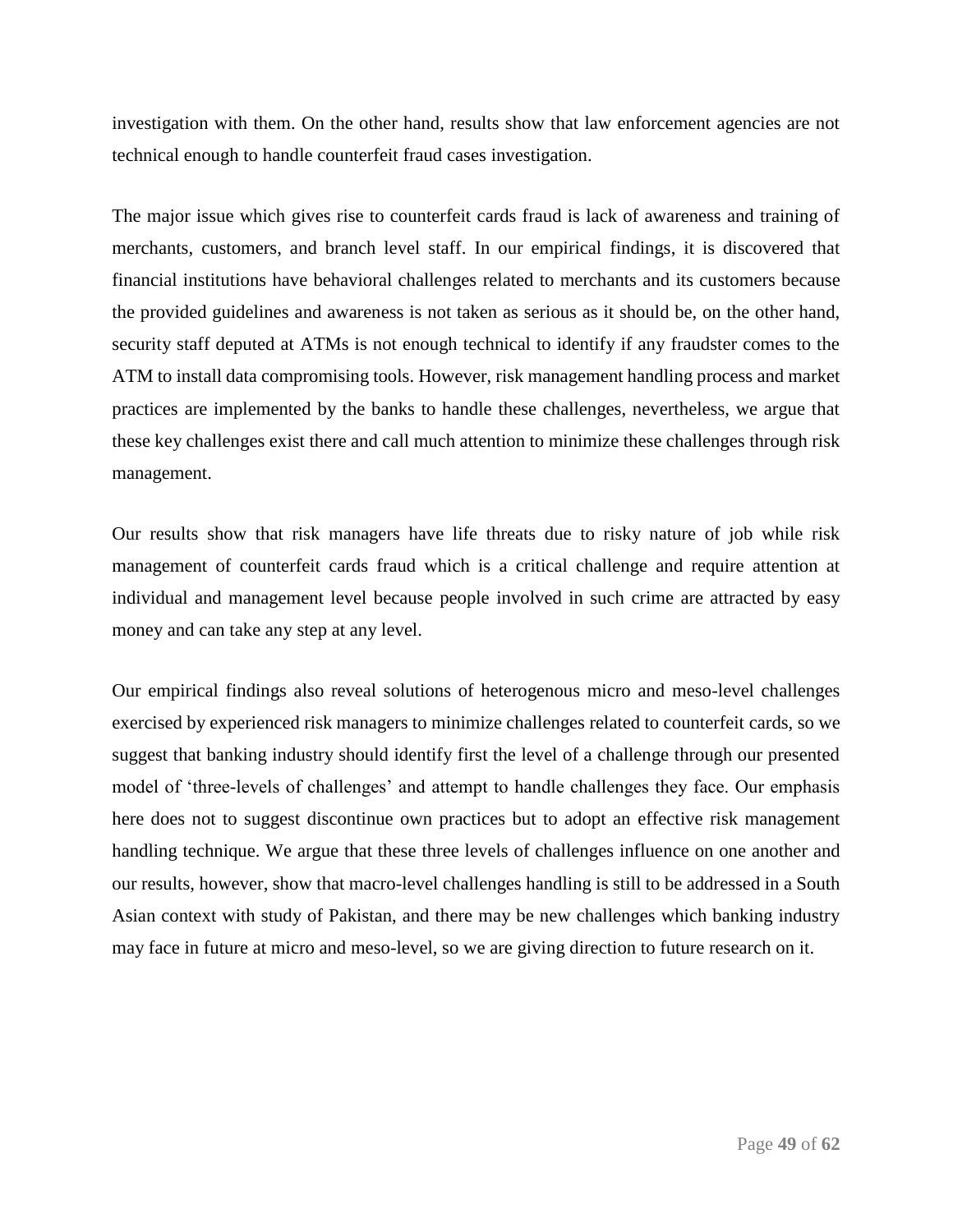investigation with them. On the other hand, results show that law enforcement agencies are not technical enough to handle counterfeit fraud cases investigation.

The major issue which gives rise to counterfeit cards fraud is lack of awareness and training of merchants, customers, and branch level staff. In our empirical findings, it is discovered that financial institutions have behavioral challenges related to merchants and its customers because the provided guidelines and awareness is not taken as serious as it should be, on the other hand, security staff deputed at ATMs is not enough technical to identify if any fraudster comes to the ATM to install data compromising tools. However, risk management handling process and market practices are implemented by the banks to handle these challenges, nevertheless, we argue that these key challenges exist there and call much attention to minimize these challenges through risk management.

Our results show that risk managers have life threats due to risky nature of job while risk management of counterfeit cards fraud which is a critical challenge and require attention at individual and management level because people involved in such crime are attracted by easy money and can take any step at any level.

Our empirical findings also reveal solutions of heterogenous micro and meso-level challenges exercised by experienced risk managers to minimize challenges related to counterfeit cards, so we suggest that banking industry should identify first the level of a challenge through our presented model of 'three-levels of challenges' and attempt to handle challenges they face. Our emphasis here does not to suggest discontinue own practices but to adopt an effective risk management handling technique. We argue that these three levels of challenges influence on one another and our results, however, show that macro-level challenges handling is still to be addressed in a South Asian context with study of Pakistan, and there may be new challenges which banking industry may face in future at micro and meso-level, so we are giving direction to future research on it.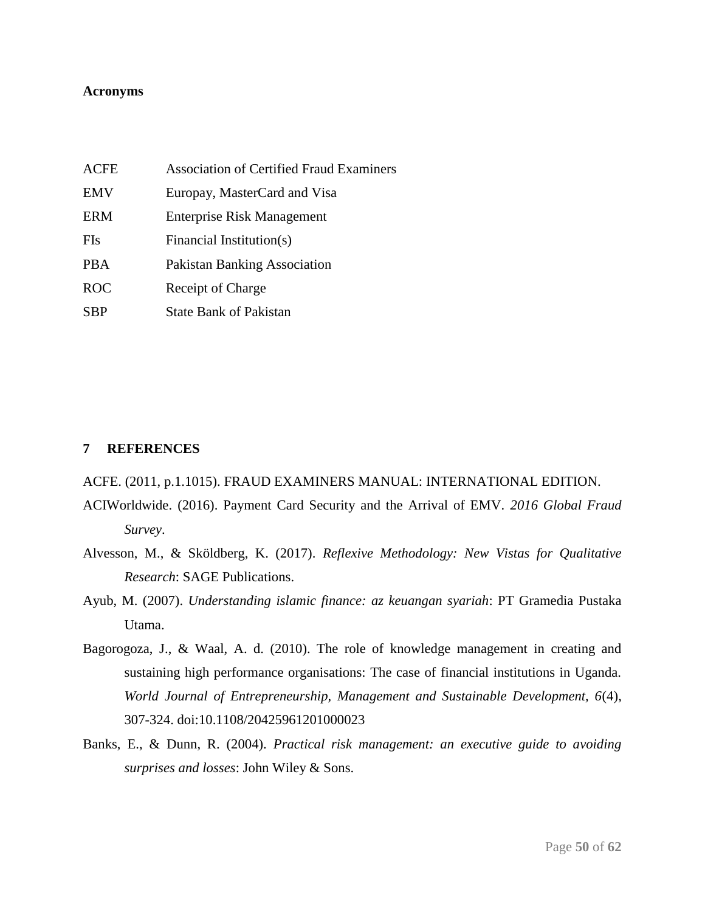**Acronyms**

| | |
|---|---|
| ACFE | Association of Certified Fraud Examiners |
| EMV | Europay, MasterCard and Visa |
| ERM | Enterprise Risk Management |
| FIs | Financial Institution(s) |
| PBA | Pakistan Banking Association |
| ROC | Receipt of Charge |
| SBP | State Bank of Pakistan |

# 7 REFERENCES

ACFE. (2011, p.1.1015). FRAUD EXAMINERS MANUAL: INTERNATIONAL EDITION.

ACIWorldwide. (2016). Payment Card Security and the Arrival of EMV. *2016 Global Fraud Survey*.

Alvesson, M., & Sköldberg, K. (2017). *Reflexive Methodology: New Vistas for Qualitative Research*: SAGE Publications.

Ayub, M. (2007). *Understanding islamic finance: az keuangan syariah*: PT Gramedia Pustaka Utama.

Bagorogoza, J., & Waal, A. d. (2010). The role of knowledge management in creating and sustaining high performance organisations: The case of financial institutions in Uganda. *World Journal of Entrepreneurship, Management and Sustainable Development, 6*(4), 307-324. doi:10.1108/20425961201000023

Banks, E., & Dunn, R. (2004). *Practical risk management: an executive guide to avoiding surprises and losses*: John Wiley & Sons.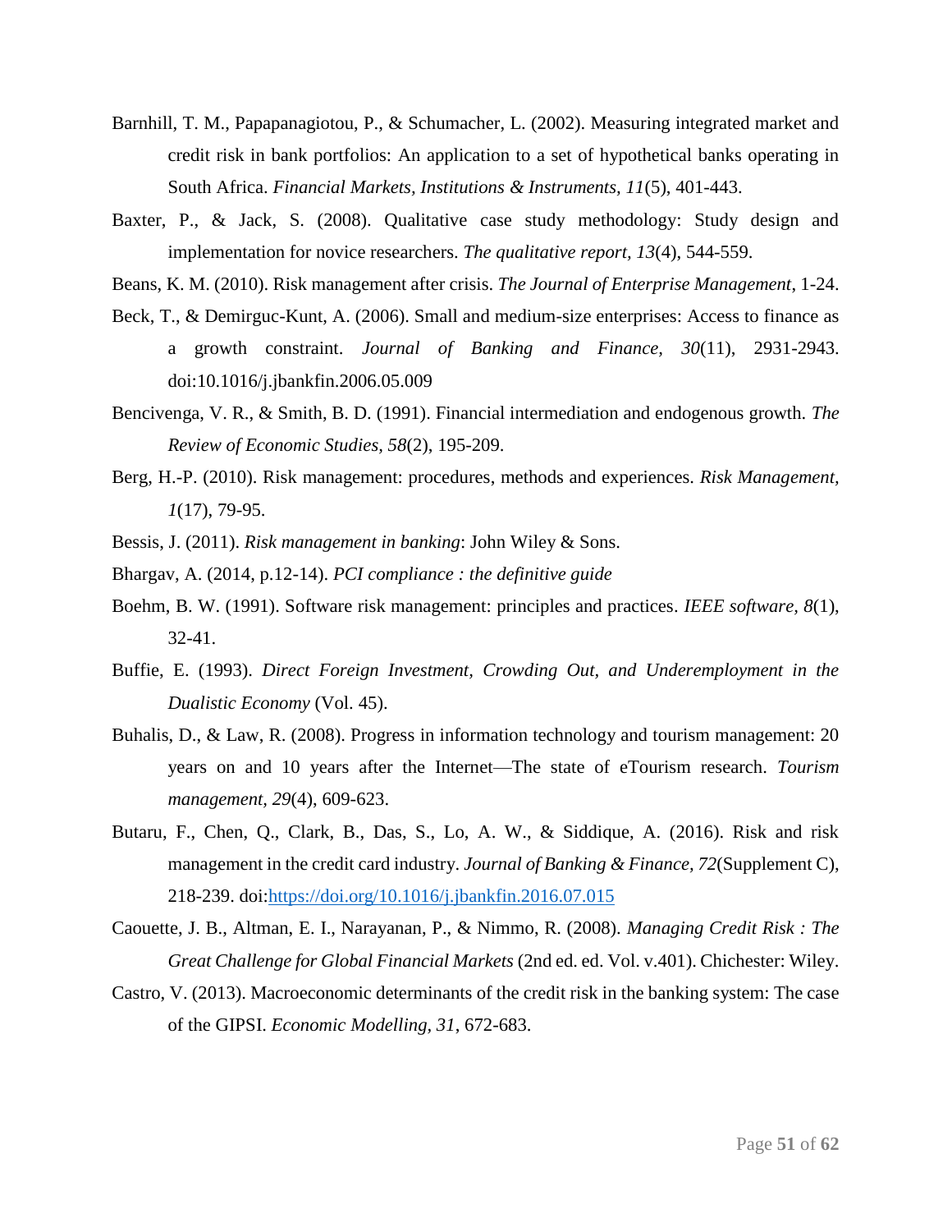Barnhill, T. M., Papapanagiotou, P., & Schumacher, L. (2002). Measuring integrated market and credit risk in bank portfolios: An application to a set of hypothetical banks operating in South Africa. *Financial Markets, Institutions & Instruments, 11*(5), 401-443.

Baxter, P., & Jack, S. (2008). Qualitative case study methodology: Study design and implementation for novice researchers. *The qualitative report, 13*(4), 544-559.

Beans, K. M. (2010). Risk management after crisis. *The Journal of Enterprise Management*, 1-24.

Beck, T., & Demirguc-Kunt, A. (2006). Small and medium-size enterprises: Access to finance as a growth constraint. *Journal of Banking and Finance, 30*(11), 2931-2943. doi:10.1016/j.jbankfin.2006.05.009

Bencivenga, V. R., & Smith, B. D. (1991). Financial intermediation and endogenous growth. *The Review of Economic Studies, 58*(2), 195-209.

Berg, H.-P. (2010). Risk management: procedures, methods and experiences. *Risk Management, 1*(17), 79-95.

Bessis, J. (2011). *Risk management in banking*: John Wiley & Sons.

Bhargav, A. (2014, p.12-14). *PCI compliance : the definitive guide*

Boehm, B. W. (1991). Software risk management: principles and practices. *IEEE software, 8*(1), 32-41.

Buffie, E. (1993). *Direct Foreign Investment, Crowding Out, and Underemployment in the Dualistic Economy* (Vol. 45).

Buhalis, D., & Law, R. (2008). Progress in information technology and tourism management: 20 years on and 10 years after the Internet—The state of eTourism research. *Tourism management, 29*(4), 609-623.

Butaru, F., Chen, Q., Clark, B., Das, S., Lo, A. W., & Siddique, A. (2016). Risk and risk management in the credit card industry. *Journal of Banking & Finance, 72*(Supplement C), 218-239. doi:https://doi.org/10.1016/j.jbankfin.2016.07.015

Caouette, J. B., Altman, E. I., Narayanan, P., & Nimmo, R. (2008). *Managing Credit Risk : The Great Challenge for Global Financial Markets* (2nd ed. ed. Vol. v.401). Chichester: Wiley.

Castro, V. (2013). Macroeconomic determinants of the credit risk in the banking system: The case of the GIPSI. *Economic Modelling, 31*, 672-683.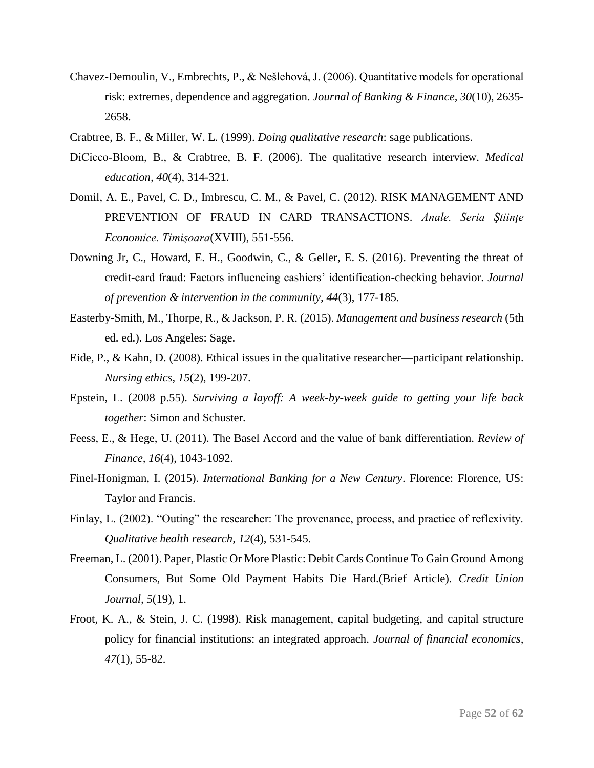Chavez-Demoulin, V., Embrechts, P., & Nešlehová, J. (2006). Quantitative models for operational risk: extremes, dependence and aggregation. *Journal of Banking & Finance, 30*(10), 2635-2658.

Crabtree, B. F., & Miller, W. L. (1999). *Doing qualitative research*: sage publications.

DiCicco-Bloom, B., & Crabtree, B. F. (2006). The qualitative research interview. *Medical education, 40*(4), 314-321.

Domil, A. E., Pavel, C. D., Imbrescu, C. M., & Pavel, C. (2012). RISK MANAGEMENT AND PREVENTION OF FRAUD IN CARD TRANSACTIONS. *Anale. Seria Ştiinţe Economice. Timişoara*(XVIII), 551-556.

Downing Jr, C., Howard, E. H., Goodwin, C., & Geller, E. S. (2016). Preventing the threat of credit-card fraud: Factors influencing cashiers' identification-checking behavior. *Journal of prevention & intervention in the community, 44*(3), 177-185.

Easterby-Smith, M., Thorpe, R., & Jackson, P. R. (2015). *Management and business research* (5th ed. ed.). Los Angeles: Sage.

Eide, P., & Kahn, D. (2008). Ethical issues in the qualitative researcher—participant relationship. *Nursing ethics, 15*(2), 199-207.

Epstein, L. (2008 p.55). *Surviving a layoff: A week-by-week guide to getting your life back together*: Simon and Schuster.

Feess, E., & Hege, U. (2011). The Basel Accord and the value of bank differentiation. *Review of Finance, 16*(4), 1043-1092.

Finel-Honigman, I. (2015). *International Banking for a New Century*. Florence: Florence, US: Taylor and Francis.

Finlay, L. (2002). "Outing" the researcher: The provenance, process, and practice of reflexivity. *Qualitative health research, 12*(4), 531-545.

Freeman, L. (2001). Paper, Plastic Or More Plastic: Debit Cards Continue To Gain Ground Among Consumers, But Some Old Payment Habits Die Hard.(Brief Article). *Credit Union Journal, 5*(19), 1.

Froot, K. A., & Stein, J. C. (1998). Risk management, capital budgeting, and capital structure policy for financial institutions: an integrated approach. *Journal of financial economics, 47*(1), 55-82.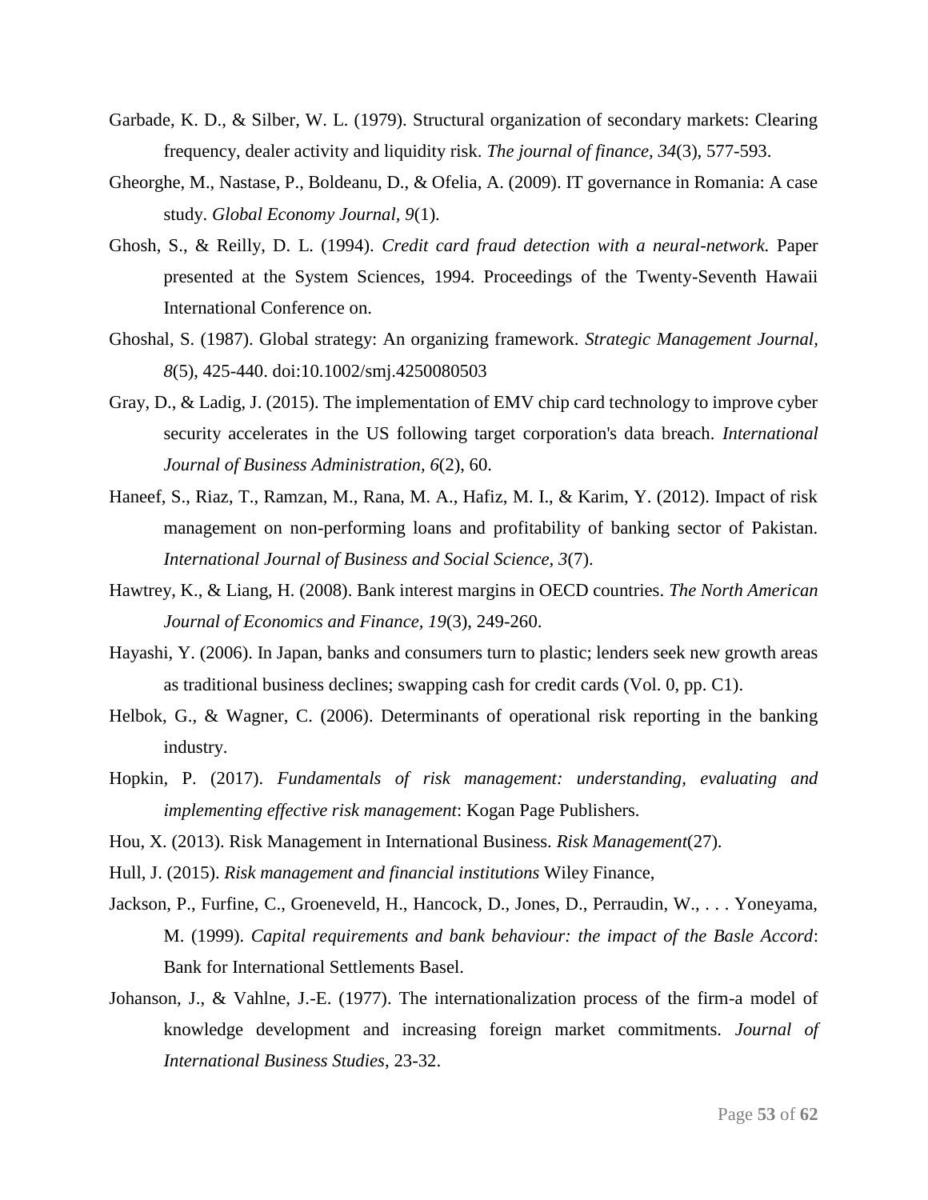Garbade, K. D., & Silber, W. L. (1979). Structural organization of secondary markets: Clearing frequency, dealer activity and liquidity risk. *The journal of finance, 34*(3), 577-593.

Gheorghe, M., Nastase, P., Boldeanu, D., & Ofelia, A. (2009). IT governance in Romania: A case study. *Global Economy Journal, 9*(1).

Ghosh, S., & Reilly, D. L. (1994). *Credit card fraud detection with a neural-network.* Paper presented at the System Sciences, 1994. Proceedings of the Twenty-Seventh Hawaii International Conference on.

Ghoshal, S. (1987). Global strategy: An organizing framework. *Strategic Management Journal, 8*(5), 425-440. doi:10.1002/smj.4250080503

Gray, D., & Ladig, J. (2015). The implementation of EMV chip card technology to improve cyber security accelerates in the US following target corporation's data breach. *International Journal of Business Administration, 6*(2), 60.

Haneef, S., Riaz, T., Ramzan, M., Rana, M. A., Hafiz, M. I., & Karim, Y. (2012). Impact of risk management on non-performing loans and profitability of banking sector of Pakistan. *International Journal of Business and Social Science, 3*(7).

Hawtrey, K., & Liang, H. (2008). Bank interest margins in OECD countries. *The North American Journal of Economics and Finance, 19*(3), 249-260.

Hayashi, Y. (2006). In Japan, banks and consumers turn to plastic; lenders seek new growth areas as traditional business declines; swapping cash for credit cards (Vol. 0, pp. C1).

Helbok, G., & Wagner, C. (2006). Determinants of operational risk reporting in the banking industry.

Hopkin, P. (2017). *Fundamentals of risk management: understanding, evaluating and implementing effective risk management*: Kogan Page Publishers.

Hou, X. (2013). Risk Management in International Business. *Risk Management*(27).

Hull, J. (2015). *Risk management and financial institutions* Wiley Finance,

Jackson, P., Furfine, C., Groeneveld, H., Hancock, D., Jones, D., Perraudin, W., . . . Yoneyama, M. (1999). *Capital requirements and bank behaviour: the impact of the Basle Accord*: Bank for International Settlements Basel.

Johanson, J., & Vahlne, J.-E. (1977). The internationalization process of the firm-a model of knowledge development and increasing foreign market commitments. *Journal of International Business Studies*, 23-32.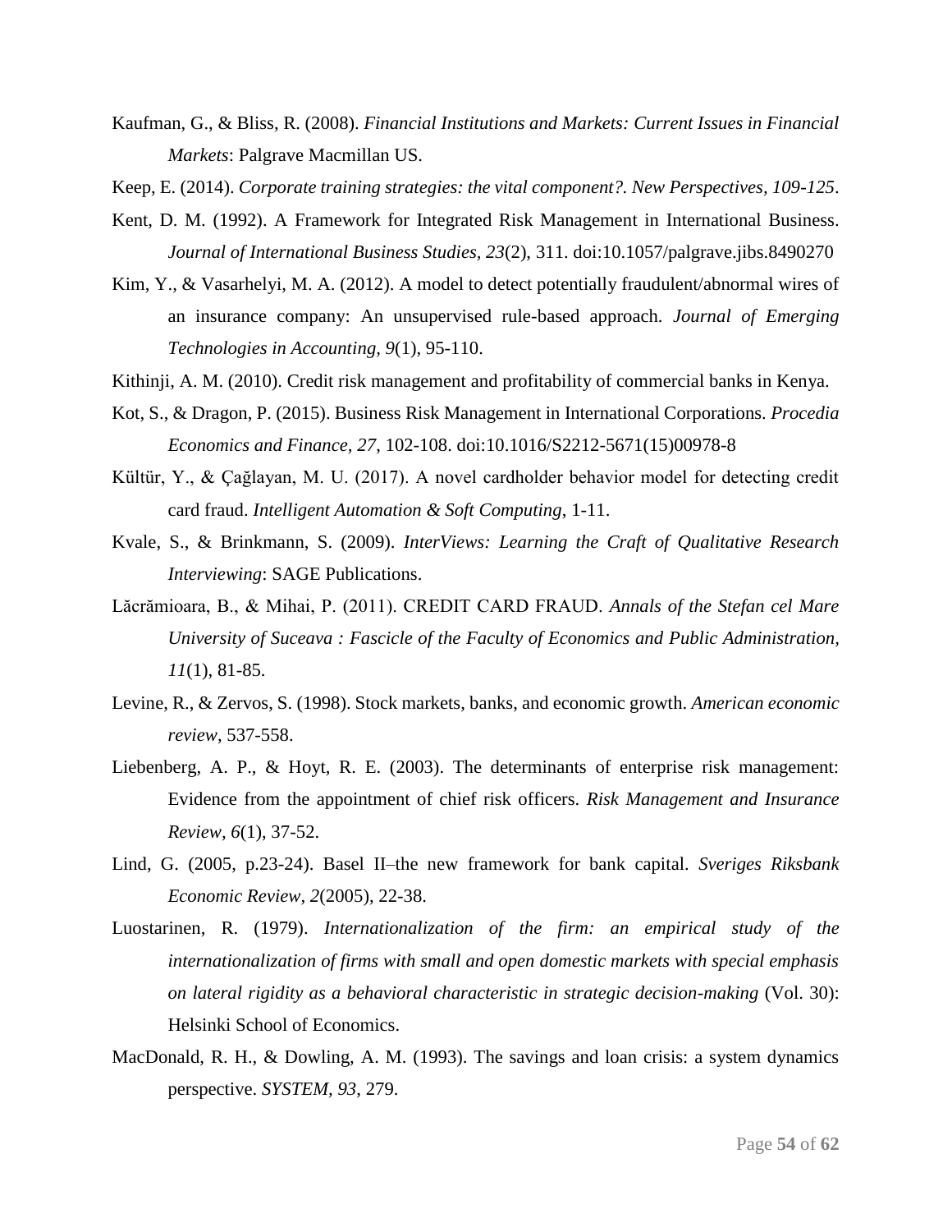Kaufman, G., & Bliss, R. (2008). *Financial Institutions and Markets: Current Issues in Financial Markets*: Palgrave Macmillan US.

Keep, E. (2014). *Corporate training strategies: the vital component?. New Perspectives, 109-125*.

Kent, D. M. (1992). A Framework for Integrated Risk Management in International Business. *Journal of International Business Studies, 23*(2), 311. doi:10.1057/palgrave.jibs.8490270

Kim, Y., & Vasarhelyi, M. A. (2012). A model to detect potentially fraudulent/abnormal wires of an insurance company: An unsupervised rule-based approach. *Journal of Emerging Technologies in Accounting, 9*(1), 95-110.

Kithinji, A. M. (2010). Credit risk management and profitability of commercial banks in Kenya.

Kot, S., & Dragon, P. (2015). Business Risk Management in International Corporations. *Procedia Economics and Finance, 27*, 102-108. doi:10.1016/S2212-5671(15)00978-8

Kültür, Y., & Çağlayan, M. U. (2017). A novel cardholder behavior model for detecting credit card fraud. *Intelligent Automation & Soft Computing*, 1-11.

Kvale, S., & Brinkmann, S. (2009). *InterViews: Learning the Craft of Qualitative Research Interviewing*: SAGE Publications.

Lăcrămioara, B., & Mihai, P. (2011). CREDIT CARD FRAUD. *Annals of the Stefan cel Mare University of Suceava : Fascicle of the Faculty of Economics and Public Administration, 11*(1), 81-85.

Levine, R., & Zervos, S. (1998). Stock markets, banks, and economic growth. *American economic review*, 537-558.

Liebenberg, A. P., & Hoyt, R. E. (2003). The determinants of enterprise risk management: Evidence from the appointment of chief risk officers. *Risk Management and Insurance Review, 6*(1), 37-52.

Lind, G. (2005, p.23-24). Basel II–the new framework for bank capital. *Sveriges Riksbank Economic Review, 2*(2005), 22-38.

Luostarinen, R. (1979). *Internationalization of the firm: an empirical study of the internationalization of firms with small and open domestic markets with special emphasis on lateral rigidity as a behavioral characteristic in strategic decision-making* (Vol. 30): Helsinki School of Economics.

MacDonald, R. H., & Dowling, A. M. (1993). The savings and loan crisis: a system dynamics perspective. *SYSTEM, 93*, 279.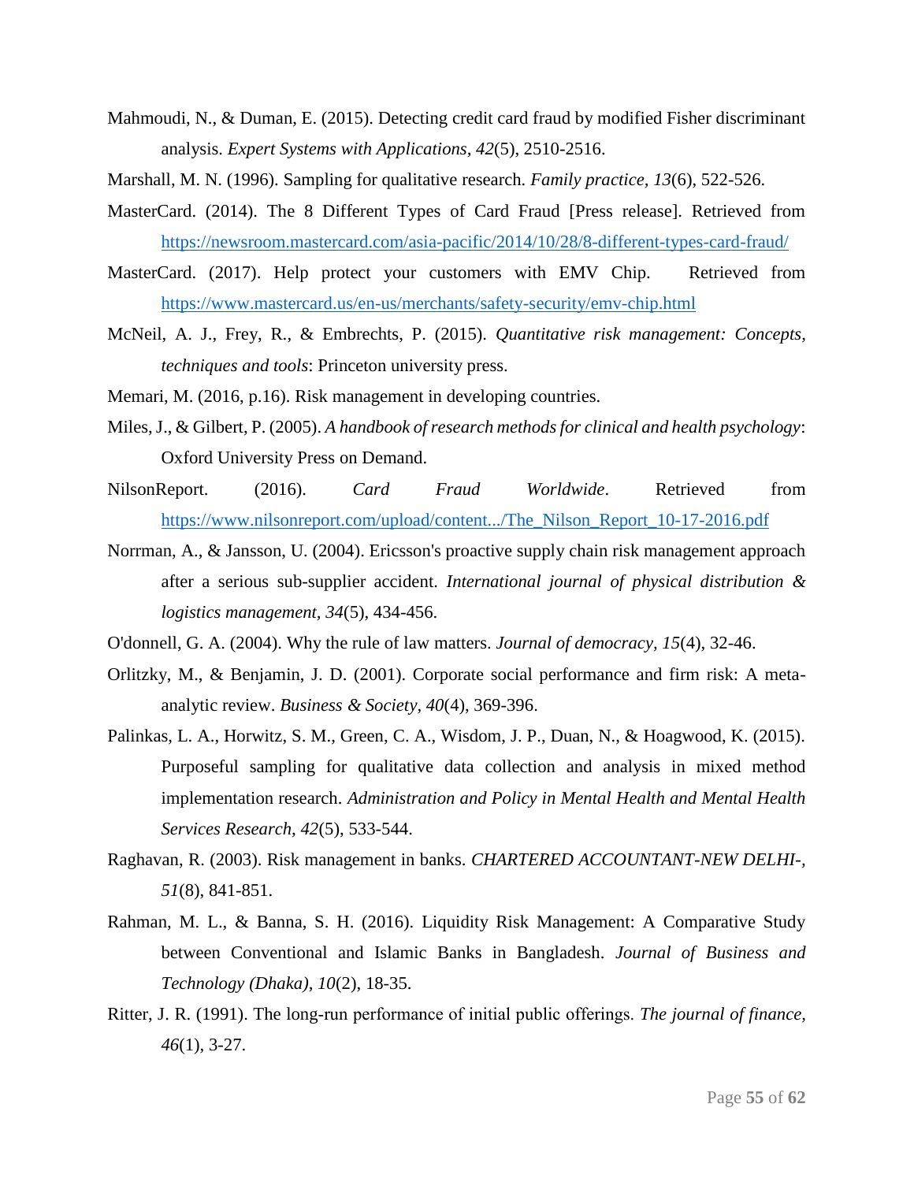Mahmoudi, N., & Duman, E. (2015). Detecting credit card fraud by modified Fisher discriminant analysis. *Expert Systems with Applications, 42*(5), 2510-2516.

Marshall, M. N. (1996). Sampling for qualitative research. *Family practice, 13*(6), 522-526.

MasterCard. (2014). The 8 Different Types of Card Fraud [Press release]. Retrieved from https://newsroom.mastercard.com/asia-pacific/2014/10/28/8-different-types-card-fraud/

MasterCard. (2017). Help protect your customers with EMV Chip. Retrieved from https://www.mastercard.us/en-us/merchants/safety-security/emv-chip.html

McNeil, A. J., Frey, R., & Embrechts, P. (2015). *Quantitative risk management: Concepts, techniques and tools*: Princeton university press.

Memari, M. (2016, p.16). Risk management in developing countries.

Miles, J., & Gilbert, P. (2005). *A handbook of research methods for clinical and health psychology*: Oxford University Press on Demand.

NilsonReport. (2016). *Card Fraud Worldwide*. Retrieved from https://www.nilsonreport.com/upload/content.../The_Nilson_Report_10-17-2016.pdf

Norrman, A., & Jansson, U. (2004). Ericsson's proactive supply chain risk management approach after a serious sub-supplier accident. *International journal of physical distribution & logistics management, 34*(5), 434-456.

O'donnell, G. A. (2004). Why the rule of law matters. *Journal of democracy, 15*(4), 32-46.

Orlitzky, M., & Benjamin, J. D. (2001). Corporate social performance and firm risk: A meta-analytic review. *Business & Society, 40*(4), 369-396.

Palinkas, L. A., Horwitz, S. M., Green, C. A., Wisdom, J. P., Duan, N., & Hoagwood, K. (2015). Purposeful sampling for qualitative data collection and analysis in mixed method implementation research. *Administration and Policy in Mental Health and Mental Health Services Research, 42*(5), 533-544.

Raghavan, R. (2003). Risk management in banks. *CHARTERED ACCOUNTANT-NEW DELHI-, 51*(8), 841-851.

Rahman, M. L., & Banna, S. H. (2016). Liquidity Risk Management: A Comparative Study between Conventional and Islamic Banks in Bangladesh. *Journal of Business and Technology (Dhaka), 10*(2), 18-35.

Ritter, J. R. (1991). The long-run performance of initial public offerings. *The journal of finance, 46*(1), 3-27.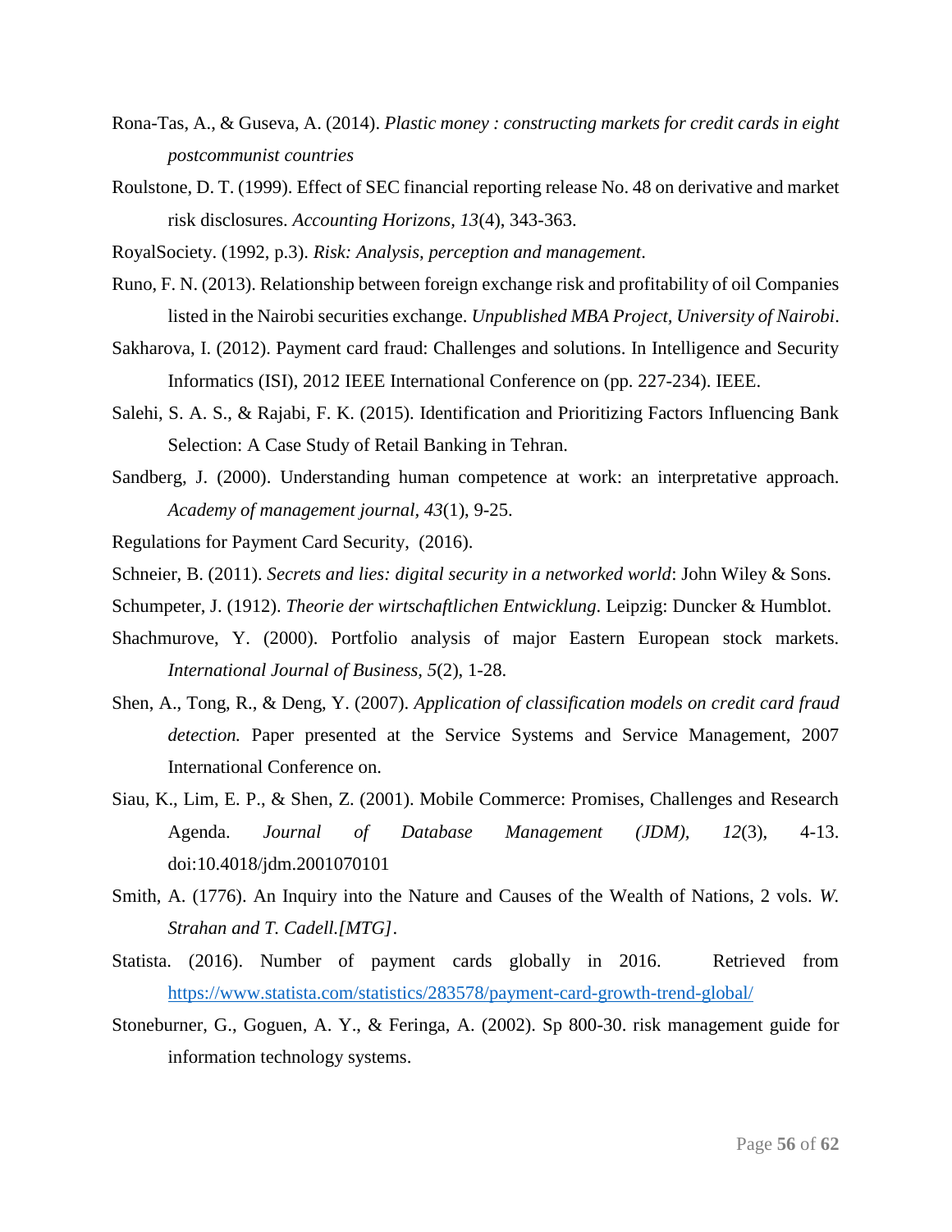Rona-Tas, A., & Guseva, A. (2014). *Plastic money : constructing markets for credit cards in eight postcommunist countries*

Roulstone, D. T. (1999). Effect of SEC financial reporting release No. 48 on derivative and market risk disclosures. *Accounting Horizons*, *13*(4), 343-363.

RoyalSociety. (1992, p.3). *Risk: Analysis, perception and management*.

Runo, F. N. (2013). Relationship between foreign exchange risk and profitability of oil Companies listed in the Nairobi securities exchange. *Unpublished MBA Project, University of Nairobi*.

Sakharova, I. (2012). Payment card fraud: Challenges and solutions. In Intelligence and Security Informatics (ISI), 2012 IEEE International Conference on (pp. 227-234). IEEE.

Salehi, S. A. S., & Rajabi, F. K. (2015). Identification and Prioritizing Factors Influencing Bank Selection: A Case Study of Retail Banking in Tehran.

Sandberg, J. (2000). Understanding human competence at work: an interpretative approach. *Academy of management journal*, *43*(1), 9-25.

Regulations for Payment Card Security, (2016).

Schneier, B. (2011). *Secrets and lies: digital security in a networked world*: John Wiley & Sons.

Schumpeter, J. (1912). *Theorie der wirtschaftlichen Entwicklung*. Leipzig: Duncker & Humblot.

Shachmurove, Y. (2000). Portfolio analysis of major Eastern European stock markets. *International Journal of Business*, *5*(2), 1-28.

Shen, A., Tong, R., & Deng, Y. (2007). *Application of classification models on credit card fraud detection.* Paper presented at the Service Systems and Service Management, 2007 International Conference on.

Siau, K., Lim, E. P., & Shen, Z. (2001). Mobile Commerce: Promises, Challenges and Research Agenda. *Journal of Database Management (JDM)*, *12*(3), 4-13. doi:10.4018/jdm.2001070101

Smith, A. (1776). An Inquiry into the Nature and Causes of the Wealth of Nations, 2 vols. *W. Strahan and T. Cadell.[MTG]*.

Statista. (2016). Number of payment cards globally in 2016. Retrieved from https://www.statista.com/statistics/283578/payment-card-growth-trend-global/

Stoneburner, G., Goguen, A. Y., & Feringa, A. (2002). Sp 800-30. risk management guide for information technology systems.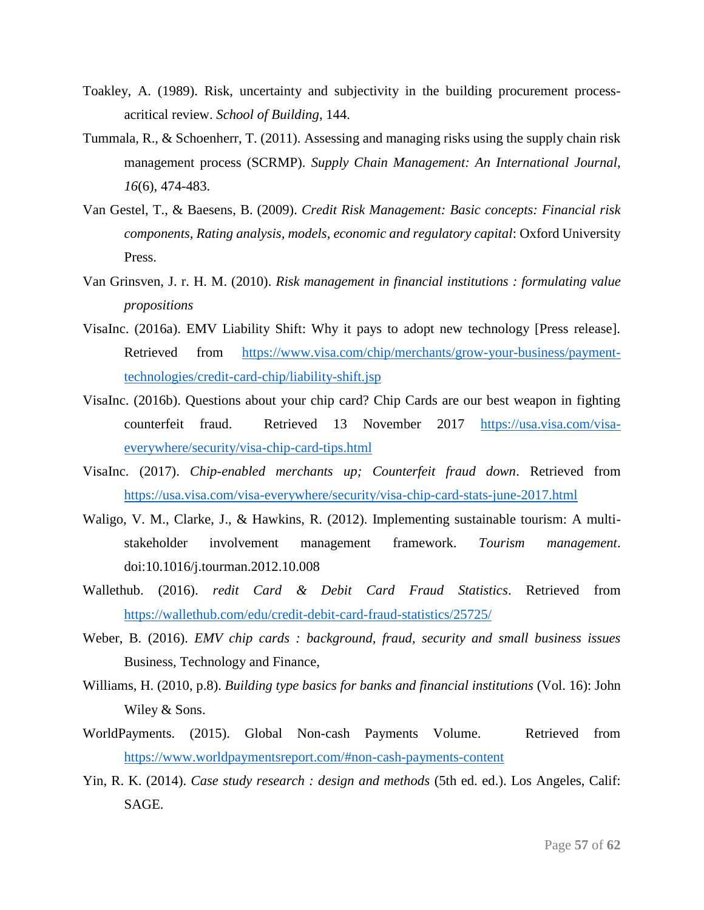Toakley, A. (1989). Risk, uncertainty and subjectivity in the building procurement process-acritical review. *School of Building*, 144.

Tummala, R., & Schoenherr, T. (2011). Assessing and managing risks using the supply chain risk management process (SCRMP). *Supply Chain Management: An International Journal, 16*(6), 474-483.

Van Gestel, T., & Baesens, B. (2009). *Credit Risk Management: Basic concepts: Financial risk components, Rating analysis, models, economic and regulatory capital*: Oxford University Press.

Van Grinsven, J. r. H. M. (2010). *Risk management in financial institutions : formulating value propositions*

VisaInc. (2016a). EMV Liability Shift: Why it pays to adopt new technology [Press release]. Retrieved from https://www.visa.com/chip/merchants/grow-your-business/payment-technologies/credit-card-chip/liability-shift.jsp

VisaInc. (2016b). Questions about your chip card? Chip Cards are our best weapon in fighting counterfeit fraud. Retrieved 13 November 2017 https://usa.visa.com/visa-everywhere/security/visa-chip-card-tips.html

VisaInc. (2017). *Chip-enabled merchants up; Counterfeit fraud down*. Retrieved from https://usa.visa.com/visa-everywhere/security/visa-chip-card-stats-june-2017.html

Waligo, V. M., Clarke, J., & Hawkins, R. (2012). Implementing sustainable tourism: A multi-stakeholder involvement management framework. *Tourism management*. doi:10.1016/j.tourman.2012.10.008

Wallethub. (2016). *redit Card & Debit Card Fraud Statistics*. Retrieved from https://wallethub.com/edu/credit-debit-card-fraud-statistics/25725/

Weber, B. (2016). *EMV chip cards : background, fraud, security and small business issues* Business, Technology and Finance,

Williams, H. (2010, p.8). *Building type basics for banks and financial institutions* (Vol. 16): John Wiley & Sons.

WorldPayments. (2015). Global Non-cash Payments Volume. Retrieved from https://www.worldpaymentsreport.com/#non-cash-payments-content

Yin, R. K. (2014). *Case study research : design and methods* (5th ed. ed.). Los Angeles, Calif: SAGE.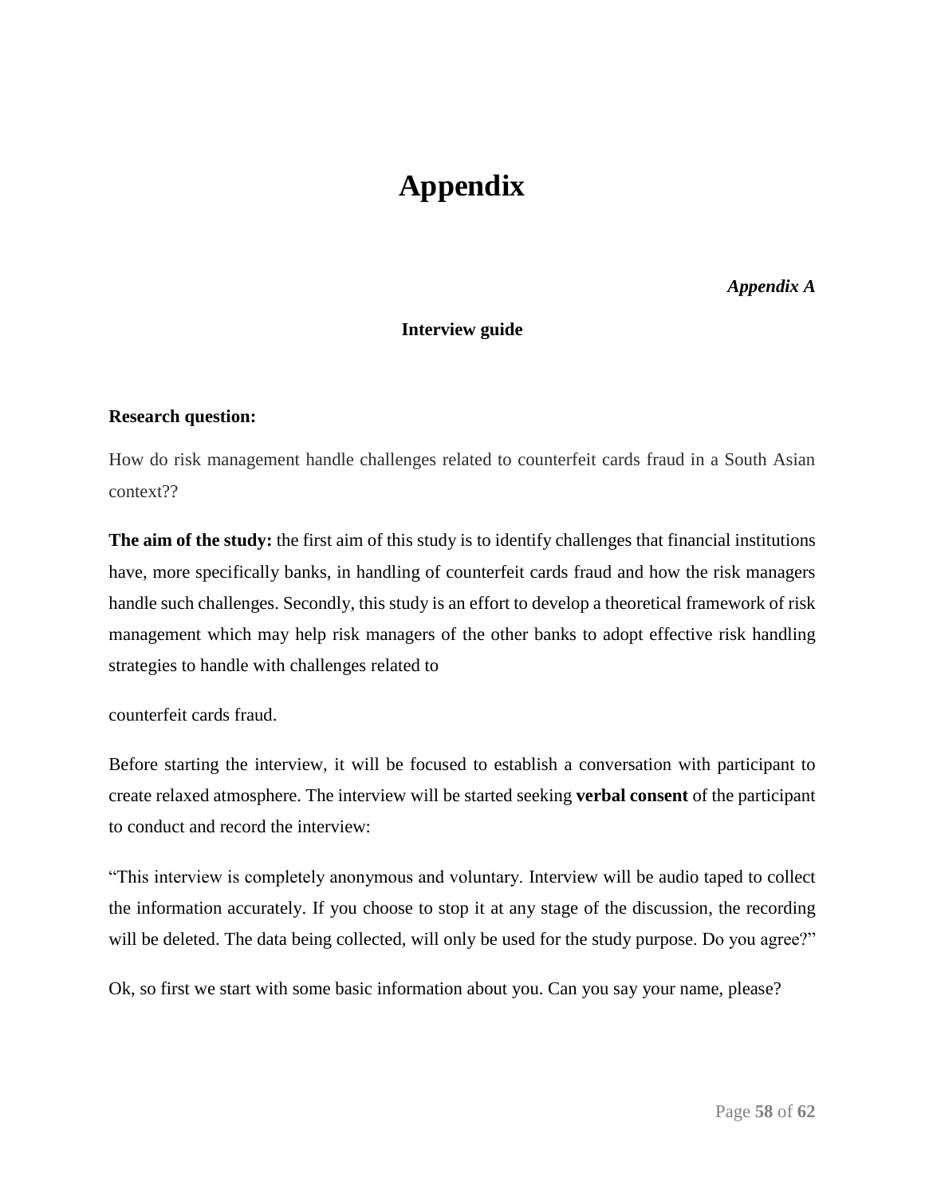# Appendix

***Appendix A***

**Interview guide**

**Research question:**

How do risk management handle challenges related to counterfeit cards fraud in a South Asian context??

**The aim of the study:** the first aim of this study is to identify challenges that financial institutions have, more specifically banks, in handling of counterfeit cards fraud and how the risk managers handle such challenges. Secondly, this study is an effort to develop a theoretical framework of risk management which may help risk managers of the other banks to adopt effective risk handling strategies to handle with challenges related to

counterfeit cards fraud.

Before starting the interview, it will be focused to establish a conversation with participant to create relaxed atmosphere. The interview will be started seeking **verbal consent** of the participant to conduct and record the interview:

"This interview is completely anonymous and voluntary. Interview will be audio taped to collect the information accurately. If you choose to stop it at any stage of the discussion, the recording will be deleted. The data being collected, will only be used for the study purpose. Do you agree?"

Ok, so first we start with some basic information about you. Can you say your name, please?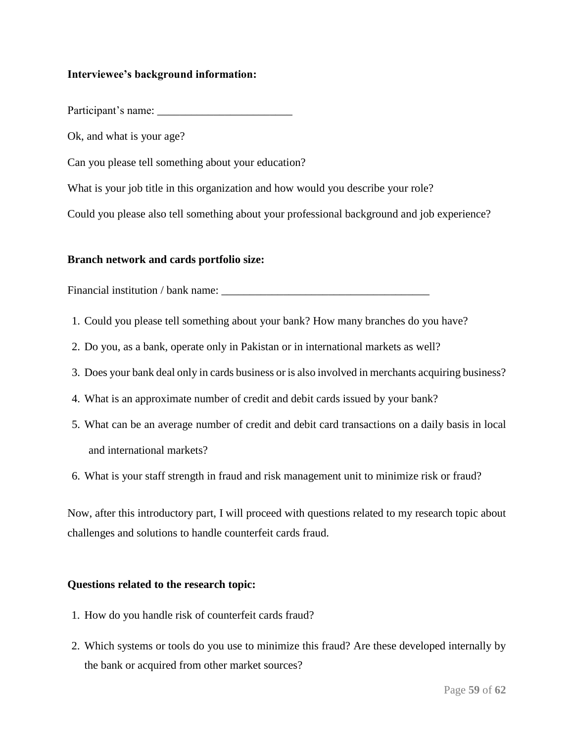**Interviewee's background information:**

Participant's name: ________________________

Ok, and what is your age?

Can you please tell something about your education?

What is your job title in this organization and how would you describe your role?

Could you please also tell something about your professional background and job experience?

**Branch network and cards portfolio size:**

Financial institution / bank name: _____________________________________

1. Could you please tell something about your bank? How many branches do you have?
2. Do you, as a bank, operate only in Pakistan or in international markets as well?
3. Does your bank deal only in cards business or is also involved in merchants acquiring business?
4. What is an approximate number of credit and debit cards issued by your bank?
5. What can be an average number of credit and debit card transactions on a daily basis in local and international markets?
6. What is your staff strength in fraud and risk management unit to minimize risk or fraud?

Now, after this introductory part, I will proceed with questions related to my research topic about challenges and solutions to handle counterfeit cards fraud.

**Questions related to the research topic:**

1. How do you handle risk of counterfeit cards fraud?
2. Which systems or tools do you use to minimize this fraud? Are these developed internally by the bank or acquired from other market sources?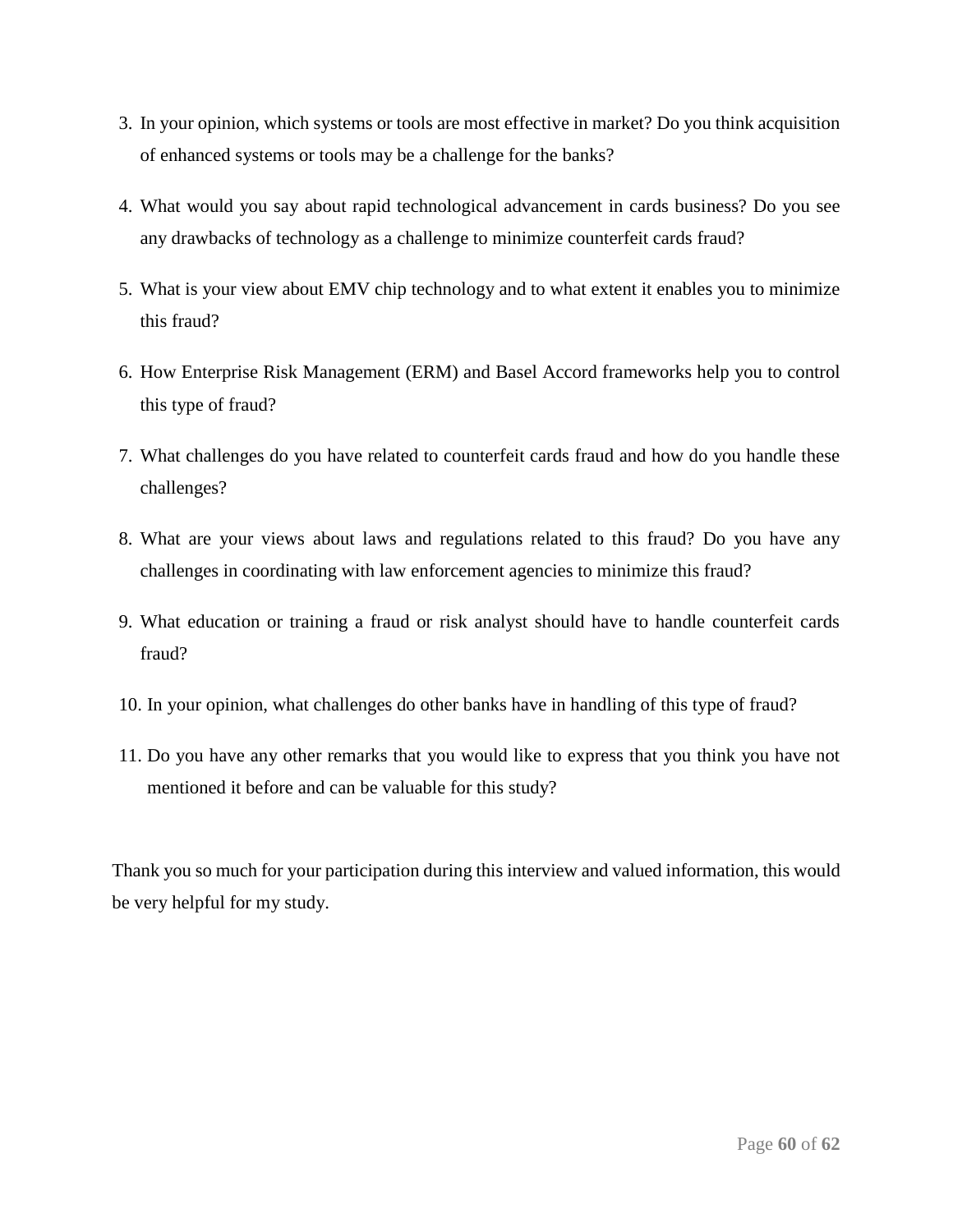3. In your opinion, which systems or tools are most effective in market? Do you think acquisition of enhanced systems or tools may be a challenge for the banks?
4. What would you say about rapid technological advancement in cards business? Do you see any drawbacks of technology as a challenge to minimize counterfeit cards fraud?
5. What is your view about EMV chip technology and to what extent it enables you to minimize this fraud?
6. How Enterprise Risk Management (ERM) and Basel Accord frameworks help you to control this type of fraud?
7. What challenges do you have related to counterfeit cards fraud and how do you handle these challenges?
8. What are your views about laws and regulations related to this fraud? Do you have any challenges in coordinating with law enforcement agencies to minimize this fraud?
9. What education or training a fraud or risk analyst should have to handle counterfeit cards fraud?
10. In your opinion, what challenges do other banks have in handling of this type of fraud?
11. Do you have any other remarks that you would like to express that you think you have not mentioned it before and can be valuable for this study?

Thank you so much for your participation during this interview and valued information, this would be very helpful for my study.